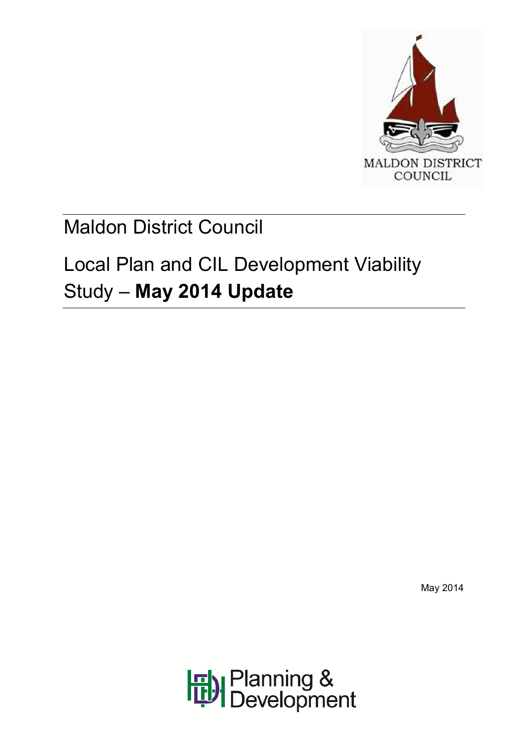MALDON DISTRICT COUNCIL

# Maldon District Council

## Local Plan and CIL Development Viability Study – **May 2014 Update**

May 2014

Planning & Development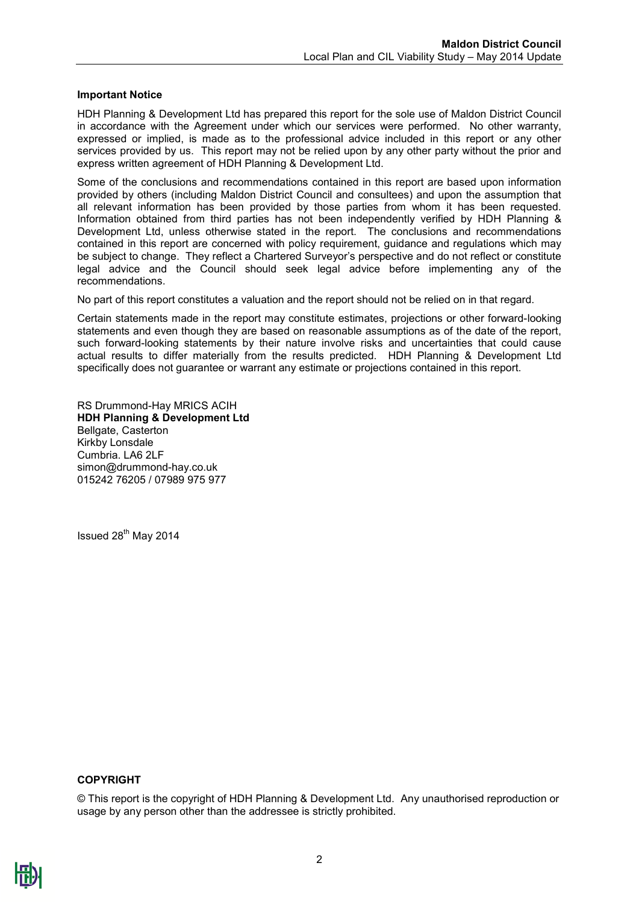**Important Notice**

HDH Planning & Development Ltd has prepared this report for the sole use of Maldon District Council in accordance with the Agreement under which our services were performed. No other warranty, expressed or implied, is made as to the professional advice included in this report or any other services provided by us. This report may not be relied upon by any other party without the prior and express written agreement of HDH Planning & Development Ltd.

Some of the conclusions and recommendations contained in this report are based upon information provided by others (including Maldon District Council and consultees) and upon the assumption that all relevant information has been provided by those parties from whom it has been requested. Information obtained from third parties has not been independently verified by HDH Planning & Development Ltd, unless otherwise stated in the report. The conclusions and recommendations contained in this report are concerned with policy requirement, guidance and regulations which may be subject to change. They reflect a Chartered Surveyor's perspective and do not reflect or constitute legal advice and the Council should seek legal advice before implementing any of the recommendations.

No part of this report constitutes a valuation and the report should not be relied on in that regard.

Certain statements made in the report may constitute estimates, projections or other forward-looking statements and even though they are based on reasonable assumptions as of the date of the report, such forward-looking statements by their nature involve risks and uncertainties that could cause actual results to differ materially from the results predicted. HDH Planning & Development Ltd specifically does not guarantee or warrant any estimate or projections contained in this report.

RS Drummond-Hay MRICS ACIH
**HDH Planning & Development Ltd**
Bellgate, Casterton
Kirkby Lonsdale
Cumbria. LA6 2LF
simon@drummond-hay.co.uk
015242 76205 / 07989 975 977

Issued 28th May 2014

**COPYRIGHT**

© This report is the copyright of HDH Planning & Development Ltd. Any unauthorised reproduction or usage by any person other than the addressee is strictly prohibited.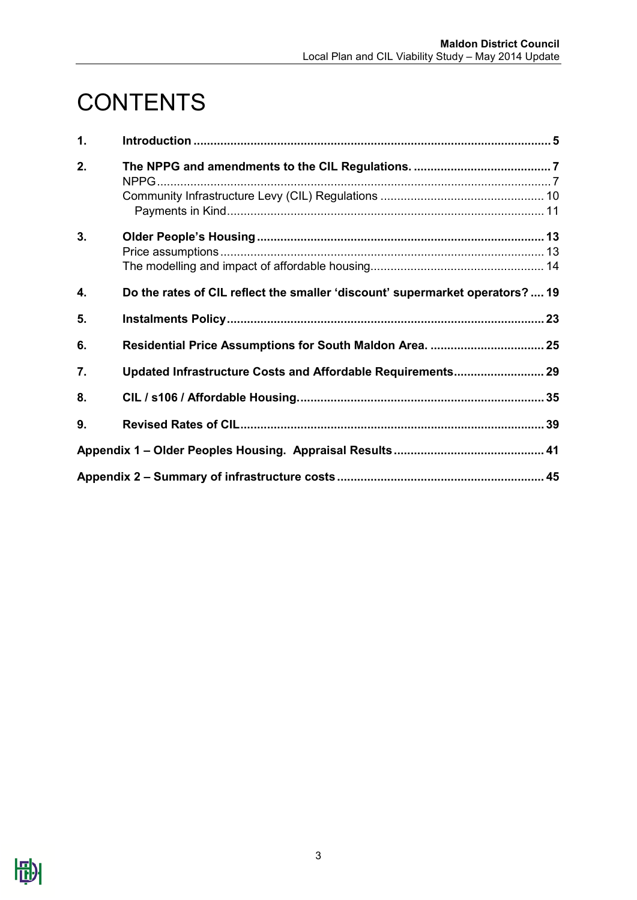# CONTENTS

| | | |
|---|---|---|
| **1.** | **Introduction** | **5** |
| **2.** | **The NPPG and amendments to the CIL Regulations.** | **7** |
| | NPPG | 7 |
| | Community Infrastructure Levy (CIL) Regulations | 10 |
| | Payments in Kind | 11 |
| **3.** | **Older People's Housing** | **13** |
| | Price assumptions | 13 |
| | The modelling and impact of affordable housing | 14 |
| **4.** | **Do the rates of CIL reflect the smaller 'discount' supermarket operators?** | **19** |
| **5.** | **Instalments Policy** | **23** |
| **6.** | **Residential Price Assumptions for South Maldon Area.** | **25** |
| **7.** | **Updated Infrastructure Costs and Affordable Requirements** | **29** |
| **8.** | **CIL / s106 / Affordable Housing.** | **35** |
| **9.** | **Revised Rates of CIL** | **39** |
| **Appendix 1 – Older Peoples Housing. Appraisal Results** | | **41** |
| **Appendix 2 – Summary of infrastructure costs** | | **45** |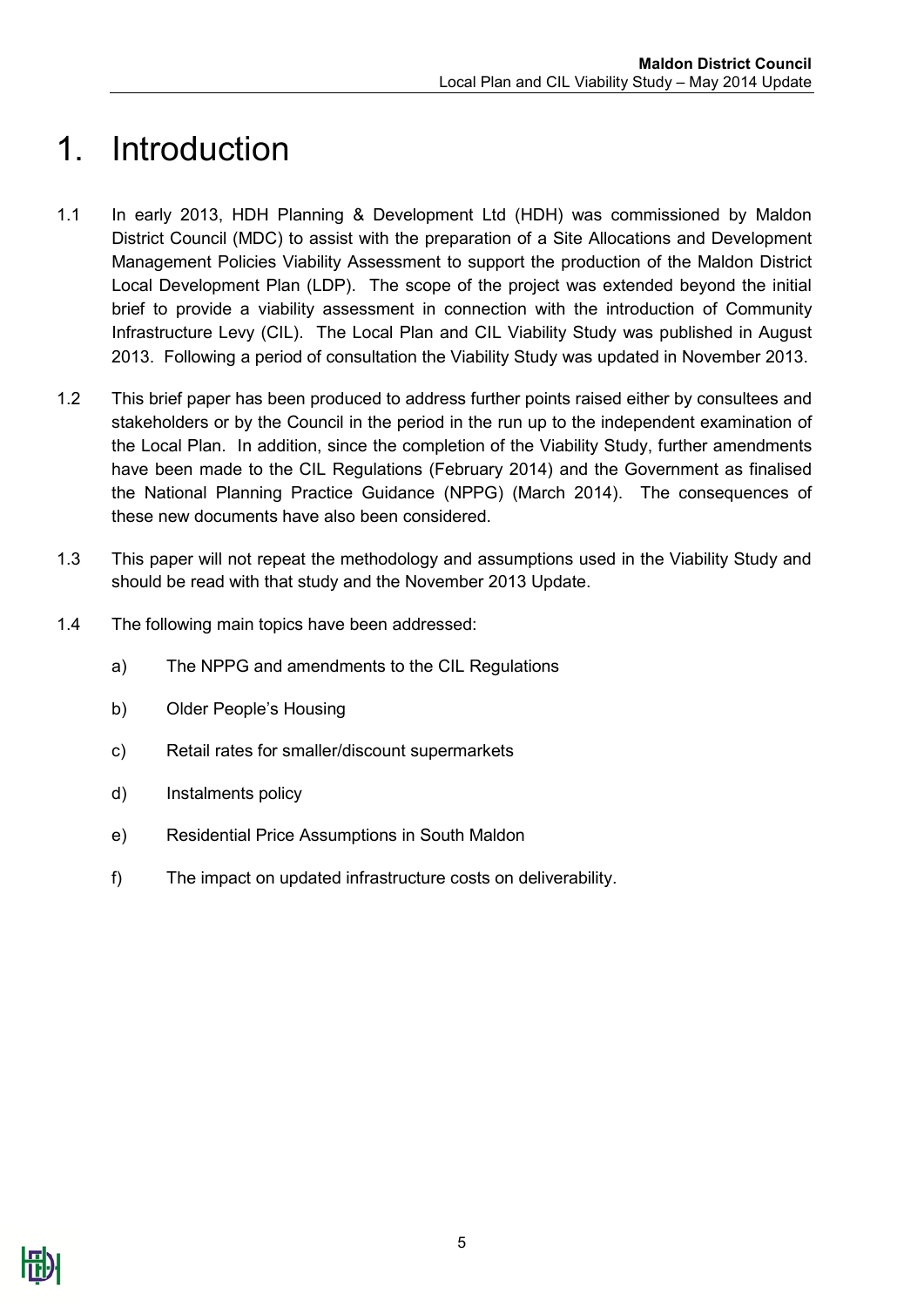# 1. Introduction

1.1 In early 2013, HDH Planning & Development Ltd (HDH) was commissioned by Maldon District Council (MDC) to assist with the preparation of a Site Allocations and Development Management Policies Viability Assessment to support the production of the Maldon District Local Development Plan (LDP). The scope of the project was extended beyond the initial brief to provide a viability assessment in connection with the introduction of Community Infrastructure Levy (CIL). The Local Plan and CIL Viability Study was published in August 2013. Following a period of consultation the Viability Study was updated in November 2013.

1.2 This brief paper has been produced to address further points raised either by consultees and stakeholders or by the Council in the period in the run up to the independent examination of the Local Plan. In addition, since the completion of the Viability Study, further amendments have been made to the CIL Regulations (February 2014) and the Government as finalised the National Planning Practice Guidance (NPPG) (March 2014). The consequences of these new documents have also been considered.

1.3 This paper will not repeat the methodology and assumptions used in the Viability Study and should be read with that study and the November 2013 Update.

1.4 The following main topics have been addressed:

a) The NPPG and amendments to the CIL Regulations

b) Older People's Housing

c) Retail rates for smaller/discount supermarkets

d) Instalments policy

e) Residential Price Assumptions in South Maldon

f) The impact on updated infrastructure costs on deliverability.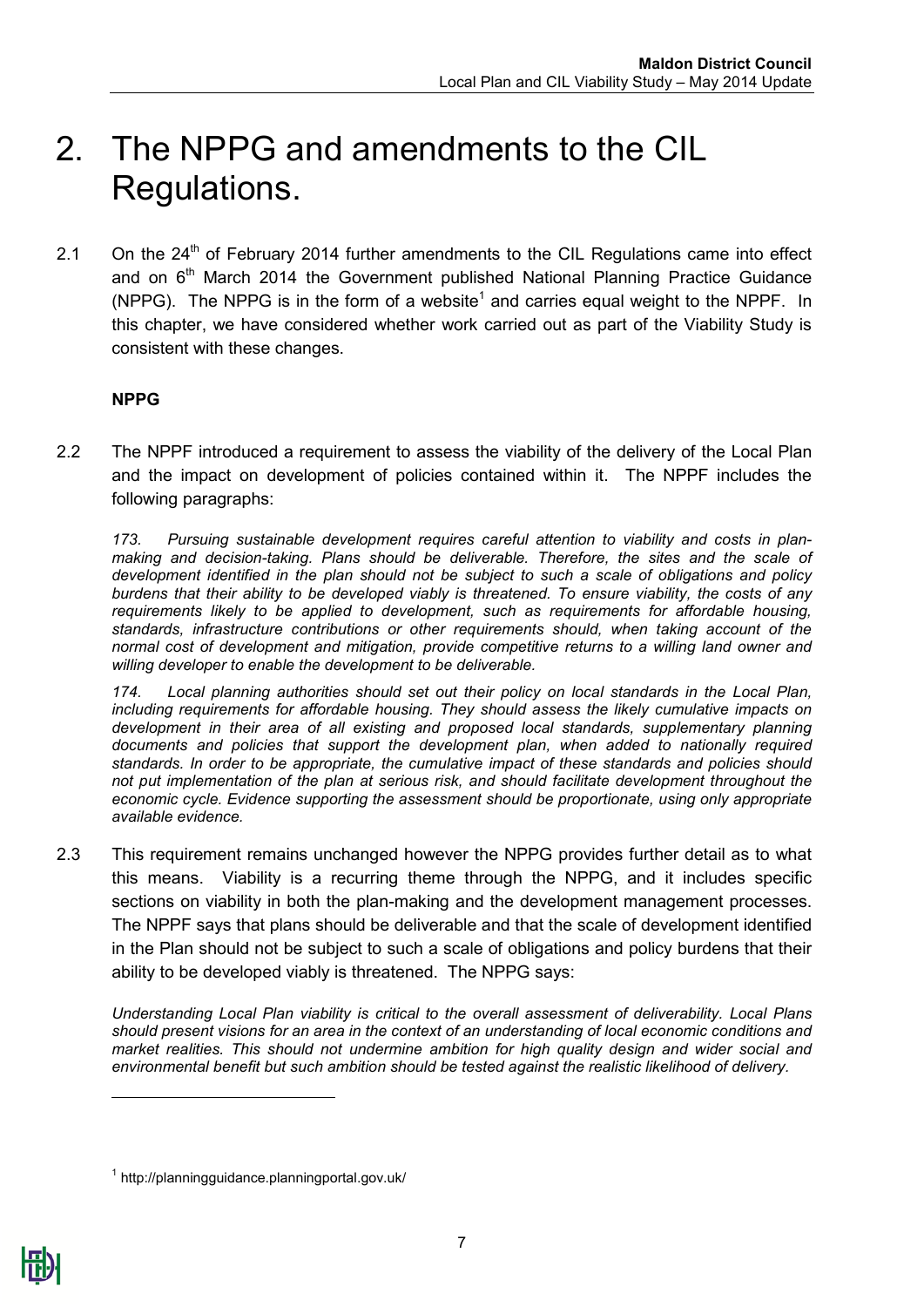# 2. The NPPG and amendments to the CIL Regulations.

2.1 On the 24th of February 2014 further amendments to the CIL Regulations came into effect and on 6th March 2014 the Government published National Planning Practice Guidance (NPPG). The NPPG is in the form of a website[1] and carries equal weight to the NPPF. In this chapter, we have considered whether work carried out as part of the Viability Study is consistent with these changes.

**NPPG**

2.2 The NPPF introduced a requirement to assess the viability of the delivery of the Local Plan and the impact on development of policies contained within it. The NPPF includes the following paragraphs:

> *173. Pursuing sustainable development requires careful attention to viability and costs in plan-making and decision-taking. Plans should be deliverable. Therefore, the sites and the scale of development identified in the plan should not be subject to such a scale of obligations and policy burdens that their ability to be developed viably is threatened. To ensure viability, the costs of any requirements likely to be applied to development, such as requirements for affordable housing, standards, infrastructure contributions or other requirements should, when taking account of the normal cost of development and mitigation, provide competitive returns to a willing land owner and willing developer to enable the development to be deliverable.*
>
> *174. Local planning authorities should set out their policy on local standards in the Local Plan, including requirements for affordable housing. They should assess the likely cumulative impacts on development in their area of all existing and proposed local standards, supplementary planning documents and policies that support the development plan, when added to nationally required standards. In order to be appropriate, the cumulative impact of these standards and policies should not put implementation of the plan at serious risk, and should facilitate development throughout the economic cycle. Evidence supporting the assessment should be proportionate, using only appropriate available evidence.*

2.3 This requirement remains unchanged however the NPPG provides further detail as to what this means. Viability is a recurring theme through the NPPG, and it includes specific sections on viability in both the plan-making and the development management processes. The NPPF says that plans should be deliverable and that the scale of development identified in the Plan should not be subject to such a scale of obligations and policy burdens that their ability to be developed viably is threatened. The NPPG says:

> *Understanding Local Plan viability is critical to the overall assessment of deliverability. Local Plans should present visions for an area in the context of an understanding of local economic conditions and market realities. This should not undermine ambition for high quality design and wider social and environmental benefit but such ambition should be tested against the realistic likelihood of delivery.*

[1] http://planningguidance.planningportal.gov.uk/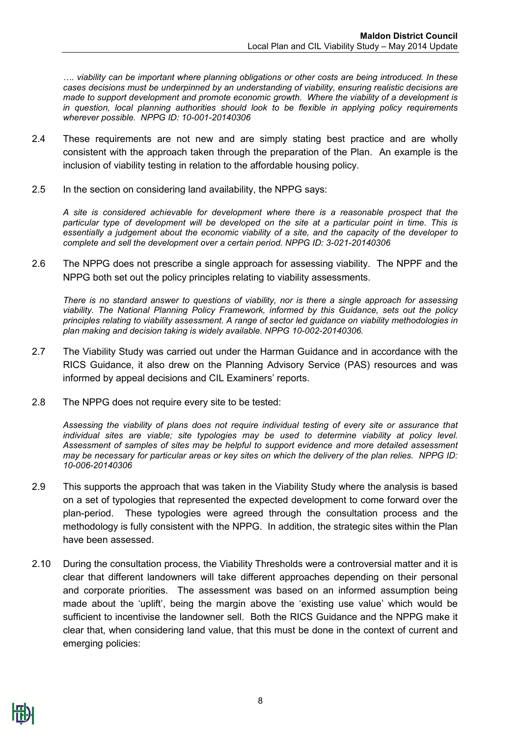*…. viability can be important where planning obligations or other costs are being introduced. In these cases decisions must be underpinned by an understanding of viability, ensuring realistic decisions are made to support development and promote economic growth. Where the viability of a development is in question, local planning authorities should look to be flexible in applying policy requirements wherever possible. NPPG ID: 10-001-20140306*

2.4 These requirements are not new and are simply stating best practice and are wholly consistent with the approach taken through the preparation of the Plan. An example is the inclusion of viability testing in relation to the affordable housing policy.

2.5 In the section on considering land availability, the NPPG says:

*A site is considered achievable for development where there is a reasonable prospect that the particular type of development will be developed on the site at a particular point in time. This is essentially a judgement about the economic viability of a site, and the capacity of the developer to complete and sell the development over a certain period. NPPG ID: 3-021-20140306*

2.6 The NPPG does not prescribe a single approach for assessing viability. The NPPF and the NPPG both set out the policy principles relating to viability assessments.

*There is no standard answer to questions of viability, nor is there a single approach for assessing viability. The National Planning Policy Framework, informed by this Guidance, sets out the policy principles relating to viability assessment. A range of sector led guidance on viability methodologies in plan making and decision taking is widely available. NPPG 10-002-20140306.*

2.7 The Viability Study was carried out under the Harman Guidance and in accordance with the RICS Guidance, it also drew on the Planning Advisory Service (PAS) resources and was informed by appeal decisions and CIL Examiners' reports.

2.8 The NPPG does not require every site to be tested:

*Assessing the viability of plans does not require individual testing of every site or assurance that individual sites are viable; site typologies may be used to determine viability at policy level. Assessment of samples of sites may be helpful to support evidence and more detailed assessment may be necessary for particular areas or key sites on which the delivery of the plan relies. NPPG ID: 10-006-20140306*

2.9 This supports the approach that was taken in the Viability Study where the analysis is based on a set of typologies that represented the expected development to come forward over the plan-period. These typologies were agreed through the consultation process and the methodology is fully consistent with the NPPG. In addition, the strategic sites within the Plan have been assessed.

2.10 During the consultation process, the Viability Thresholds were a controversial matter and it is clear that different landowners will take different approaches depending on their personal and corporate priorities. The assessment was based on an informed assumption being made about the 'uplift', being the margin above the 'existing use value' which would be sufficient to incentivise the landowner sell. Both the RICS Guidance and the NPPG make it clear that, when considering land value, that this must be done in the context of current and emerging policies: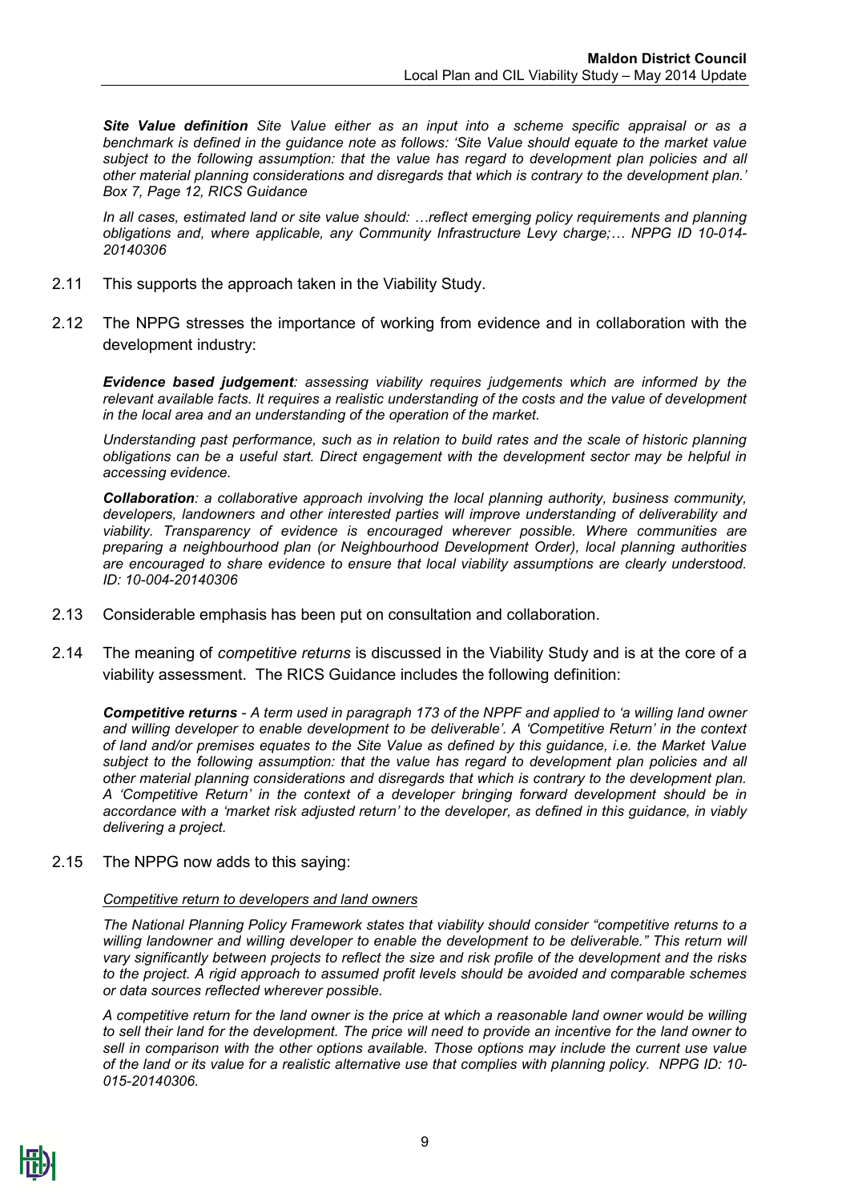*__Site Value definition__ Site Value either as an input into a scheme specific appraisal or as a benchmark is defined in the guidance note as follows: 'Site Value should equate to the market value subject to the following assumption: that the value has regard to development plan policies and all other material planning considerations and disregards that which is contrary to the development plan.' Box 7, Page 12, RICS Guidance*

*In all cases, estimated land or site value should: …reflect emerging policy requirements and planning obligations and, where applicable, any Community Infrastructure Levy charge;… NPPG ID 10-014-20140306*

2.11 This supports the approach taken in the Viability Study.

2.12 The NPPG stresses the importance of working from evidence and in collaboration with the development industry:

*__Evidence based judgement__: assessing viability requires judgements which are informed by the relevant available facts. It requires a realistic understanding of the costs and the value of development in the local area and an understanding of the operation of the market.*

*Understanding past performance, such as in relation to build rates and the scale of historic planning obligations can be a useful start. Direct engagement with the development sector may be helpful in accessing evidence.*

*__Collaboration__: a collaborative approach involving the local planning authority, business community, developers, landowners and other interested parties will improve understanding of deliverability and viability. Transparency of evidence is encouraged wherever possible. Where communities are preparing a neighbourhood plan (or Neighbourhood Development Order), local planning authorities are encouraged to share evidence to ensure that local viability assumptions are clearly understood. ID: 10-004-20140306*

2.13 Considerable emphasis has been put on consultation and collaboration.

2.14 The meaning of *competitive returns* is discussed in the Viability Study and is at the core of a viability assessment. The RICS Guidance includes the following definition:

*__Competitive returns__ - A term used in paragraph 173 of the NPPF and applied to 'a willing land owner and willing developer to enable development to be deliverable'. A 'Competitive Return' in the context of land and/or premises equates to the Site Value as defined by this guidance, i.e. the Market Value subject to the following assumption: that the value has regard to development plan policies and all other material planning considerations and disregards that which is contrary to the development plan. A 'Competitive Return' in the context of a developer bringing forward development should be in accordance with a 'market risk adjusted return' to the developer, as defined in this guidance, in viably delivering a project.*

2.15 The NPPG now adds to this saying:

*<u>Competitive return to developers and land owners</u>*

*The National Planning Policy Framework states that viability should consider "competitive returns to a willing landowner and willing developer to enable the development to be deliverable." This return will vary significantly between projects to reflect the size and risk profile of the development and the risks to the project. A rigid approach to assumed profit levels should be avoided and comparable schemes or data sources reflected wherever possible.*

*A competitive return for the land owner is the price at which a reasonable land owner would be willing to sell their land for the development. The price will need to provide an incentive for the land owner to sell in comparison with the other options available. Those options may include the current use value of the land or its value for a realistic alternative use that complies with planning policy. NPPG ID: 10-015-20140306.*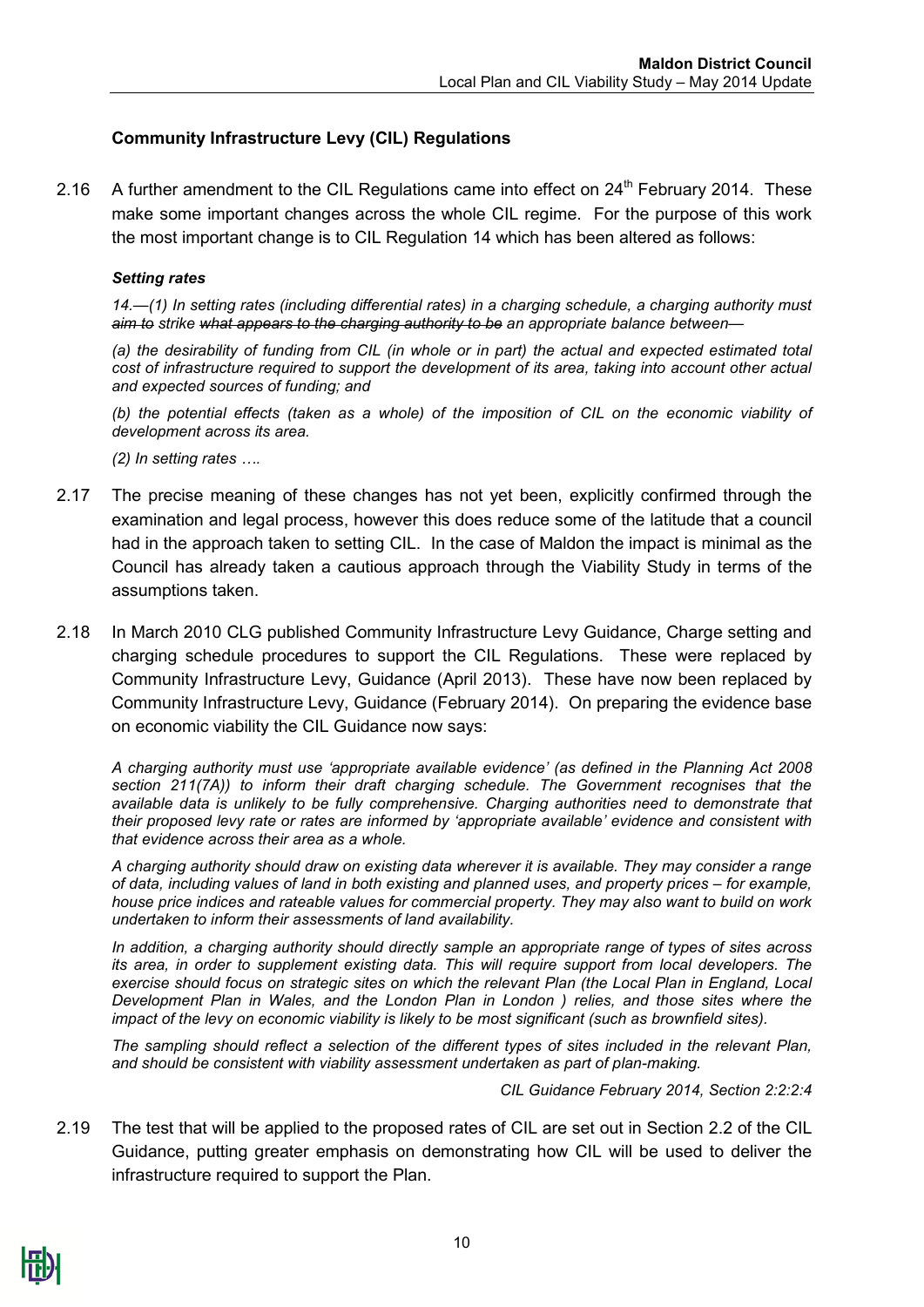## Community Infrastructure Levy (CIL) Regulations

2.16 A further amendment to the CIL Regulations came into effect on 24th February 2014. These make some important changes across the whole CIL regime. For the purpose of this work the most important change is to CIL Regulation 14 which has been altered as follows:

***Setting rates***

*14.—(1) In setting rates (including differential rates) in a charging schedule, a charging authority must ~~aim to~~ strike ~~what appears to the charging authority to be~~ an appropriate balance between—*

*(a) the desirability of funding from CIL (in whole or in part) the actual and expected estimated total cost of infrastructure required to support the development of its area, taking into account other actual and expected sources of funding; and*

*(b) the potential effects (taken as a whole) of the imposition of CIL on the economic viability of development across its area.*

*(2) In setting rates ….*

2.17 The precise meaning of these changes has not yet been, explicitly confirmed through the examination and legal process, however this does reduce some of the latitude that a council had in the approach taken to setting CIL. In the case of Maldon the impact is minimal as the Council has already taken a cautious approach through the Viability Study in terms of the assumptions taken.

2.18 In March 2010 CLG published Community Infrastructure Levy Guidance, Charge setting and charging schedule procedures to support the CIL Regulations. These were replaced by Community Infrastructure Levy, Guidance (April 2013). These have now been replaced by Community Infrastructure Levy, Guidance (February 2014). On preparing the evidence base on economic viability the CIL Guidance now says:

*A charging authority must use 'appropriate available evidence' (as defined in the Planning Act 2008 section 211(7A)) to inform their draft charging schedule. The Government recognises that the available data is unlikely to be fully comprehensive. Charging authorities need to demonstrate that their proposed levy rate or rates are informed by 'appropriate available' evidence and consistent with that evidence across their area as a whole.*

*A charging authority should draw on existing data wherever it is available. They may consider a range of data, including values of land in both existing and planned uses, and property prices – for example, house price indices and rateable values for commercial property. They may also want to build on work undertaken to inform their assessments of land availability.*

*In addition, a charging authority should directly sample an appropriate range of types of sites across its area, in order to supplement existing data. This will require support from local developers. The exercise should focus on strategic sites on which the relevant Plan (the Local Plan in England, Local Development Plan in Wales, and the London Plan in London ) relies, and those sites where the impact of the levy on economic viability is likely to be most significant (such as brownfield sites).*

*The sampling should reflect a selection of the different types of sites included in the relevant Plan, and should be consistent with viability assessment undertaken as part of plan-making.*

*CIL Guidance February 2014, Section 2:2:2:4*

2.19 The test that will be applied to the proposed rates of CIL are set out in Section 2.2 of the CIL Guidance, putting greater emphasis on demonstrating how CIL will be used to deliver the infrastructure required to support the Plan.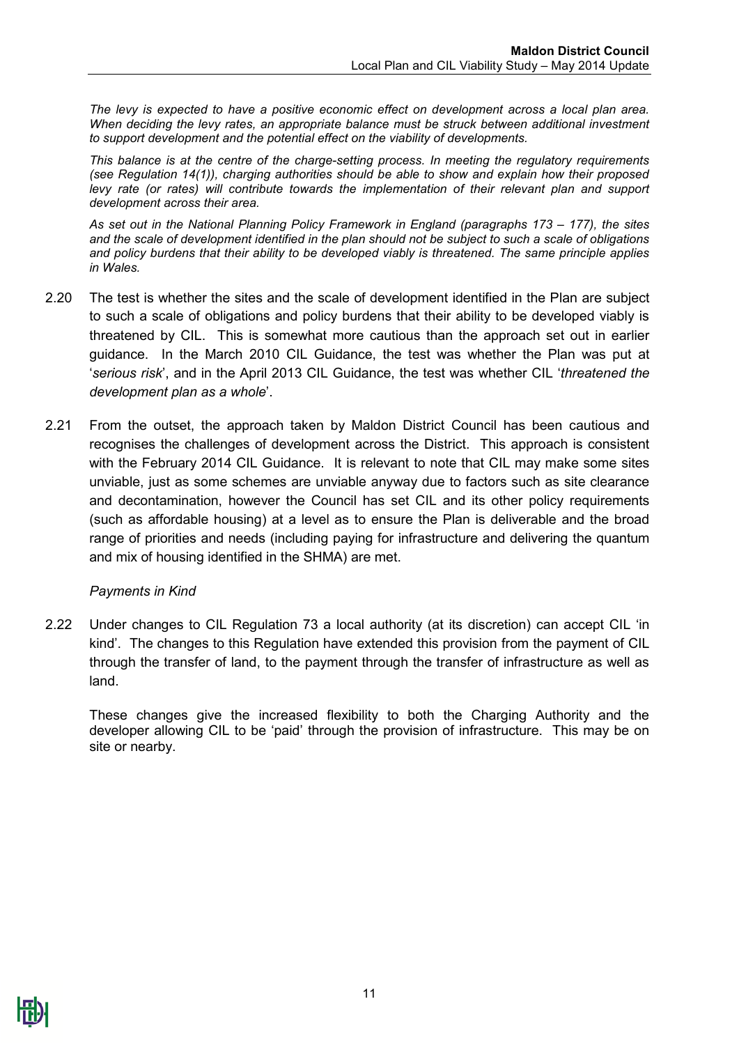*The levy is expected to have a positive economic effect on development across a local plan area. When deciding the levy rates, an appropriate balance must be struck between additional investment to support development and the potential effect on the viability of developments.*

*This balance is at the centre of the charge-setting process. In meeting the regulatory requirements (see Regulation 14(1)), charging authorities should be able to show and explain how their proposed levy rate (or rates) will contribute towards the implementation of their relevant plan and support development across their area.*

*As set out in the National Planning Policy Framework in England (paragraphs 173 – 177), the sites and the scale of development identified in the plan should not be subject to such a scale of obligations and policy burdens that their ability to be developed viably is threatened. The same principle applies in Wales.*

2.20 The test is whether the sites and the scale of development identified in the Plan are subject to such a scale of obligations and policy burdens that their ability to be developed viably is threatened by CIL. This is somewhat more cautious than the approach set out in earlier guidance. In the March 2010 CIL Guidance, the test was whether the Plan was put at '*serious risk*', and in the April 2013 CIL Guidance, the test was whether CIL '*threatened the development plan as a whole*'.

2.21 From the outset, the approach taken by Maldon District Council has been cautious and recognises the challenges of development across the District. This approach is consistent with the February 2014 CIL Guidance. It is relevant to note that CIL may make some sites unviable, just as some schemes are unviable anyway due to factors such as site clearance and decontamination, however the Council has set CIL and its other policy requirements (such as affordable housing) at a level as to ensure the Plan is deliverable and the broad range of priorities and needs (including paying for infrastructure and delivering the quantum and mix of housing identified in the SHMA) are met.

*Payments in Kind*

2.22 Under changes to CIL Regulation 73 a local authority (at its discretion) can accept CIL 'in kind'. The changes to this Regulation have extended this provision from the payment of CIL through the transfer of land, to the payment through the transfer of infrastructure as well as land.

These changes give the increased flexibility to both the Charging Authority and the developer allowing CIL to be 'paid' through the provision of infrastructure. This may be on site or nearby.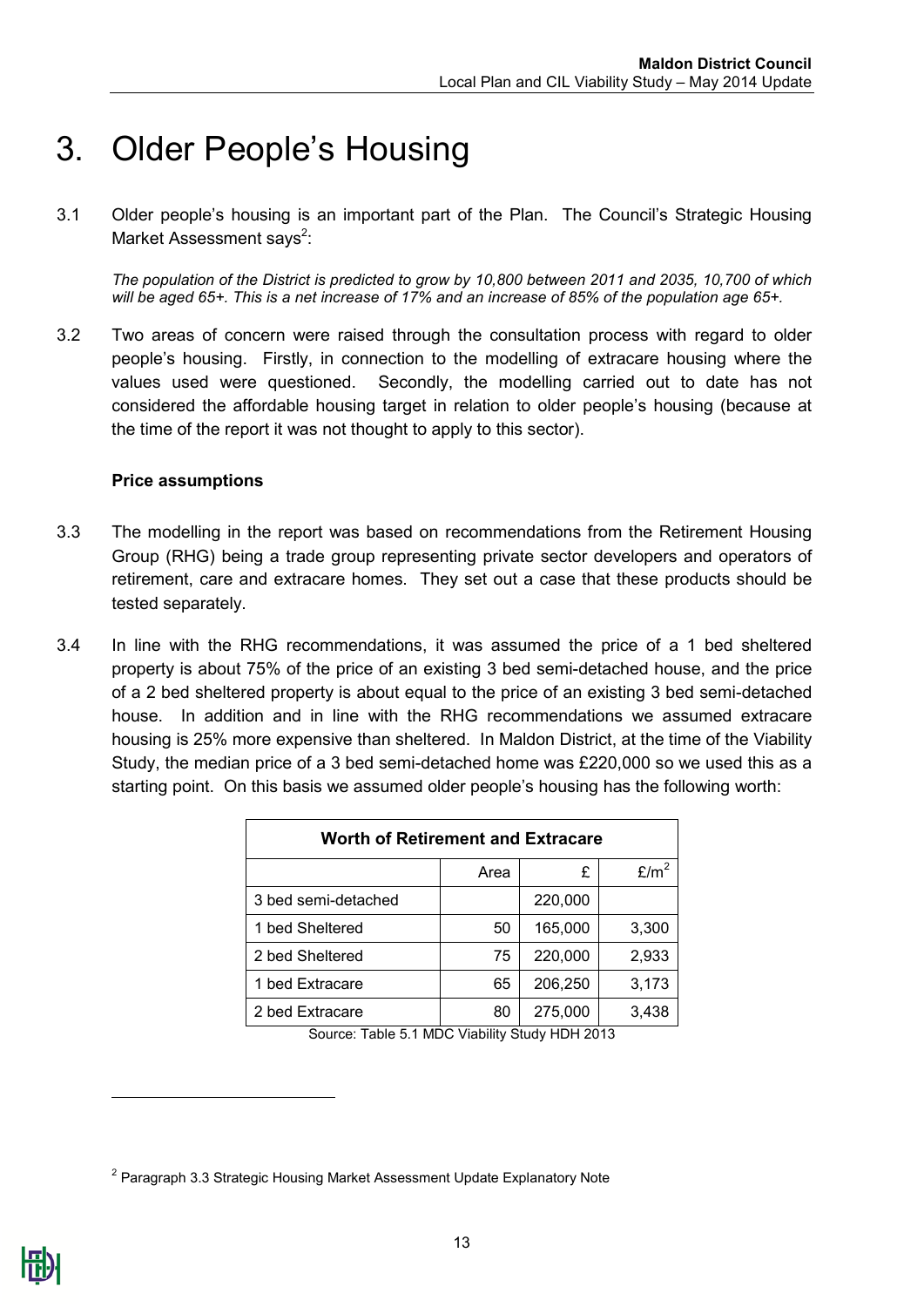# 3. Older People's Housing

3.1 Older people's housing is an important part of the Plan. The Council's Strategic Housing Market Assessment says[2]:

*The population of the District is predicted to grow by 10,800 between 2011 and 2035, 10,700 of which will be aged 65+. This is a net increase of 17% and an increase of 85% of the population age 65+.*

3.2 Two areas of concern were raised through the consultation process with regard to older people's housing. Firstly, in connection to the modelling of extracare housing where the values used were questioned. Secondly, the modelling carried out to date has not considered the affordable housing target in relation to older people's housing (because at the time of the report it was not thought to apply to this sector).

**Price assumptions**

3.3 The modelling in the report was based on recommendations from the Retirement Housing Group (RHG) being a trade group representing private sector developers and operators of retirement, care and extracare homes. They set out a case that these products should be tested separately.

3.4 In line with the RHG recommendations, it was assumed the price of a 1 bed sheltered property is about 75% of the price of an existing 3 bed semi-detached house, and the price of a 2 bed sheltered property is about equal to the price of an existing 3 bed semi-detached house. In addition and in line with the RHG recommendations we assumed extracare housing is 25% more expensive than sheltered. In Maldon District, at the time of the Viability Study, the median price of a 3 bed semi-detached home was £220,000 so we used this as a starting point. On this basis we assumed older people's housing has the following worth:

| Worth of Retirement and Extracare | | | |
|---|---|---|---|
| | Area | £ | £/m² |
| 3 bed semi-detached | | 220,000 | |
| 1 bed Sheltered | 50 | 165,000 | 3,300 |
| 2 bed Sheltered | 75 | 220,000 | 2,933 |
| 1 bed Extracare | 65 | 206,250 | 3,173 |
| 2 bed Extracare | 80 | 275,000 | 3,438 |

Source: Table 5.1 MDC Viability Study HDH 2013

[2] Paragraph 3.3 Strategic Housing Market Assessment Update Explanatory Note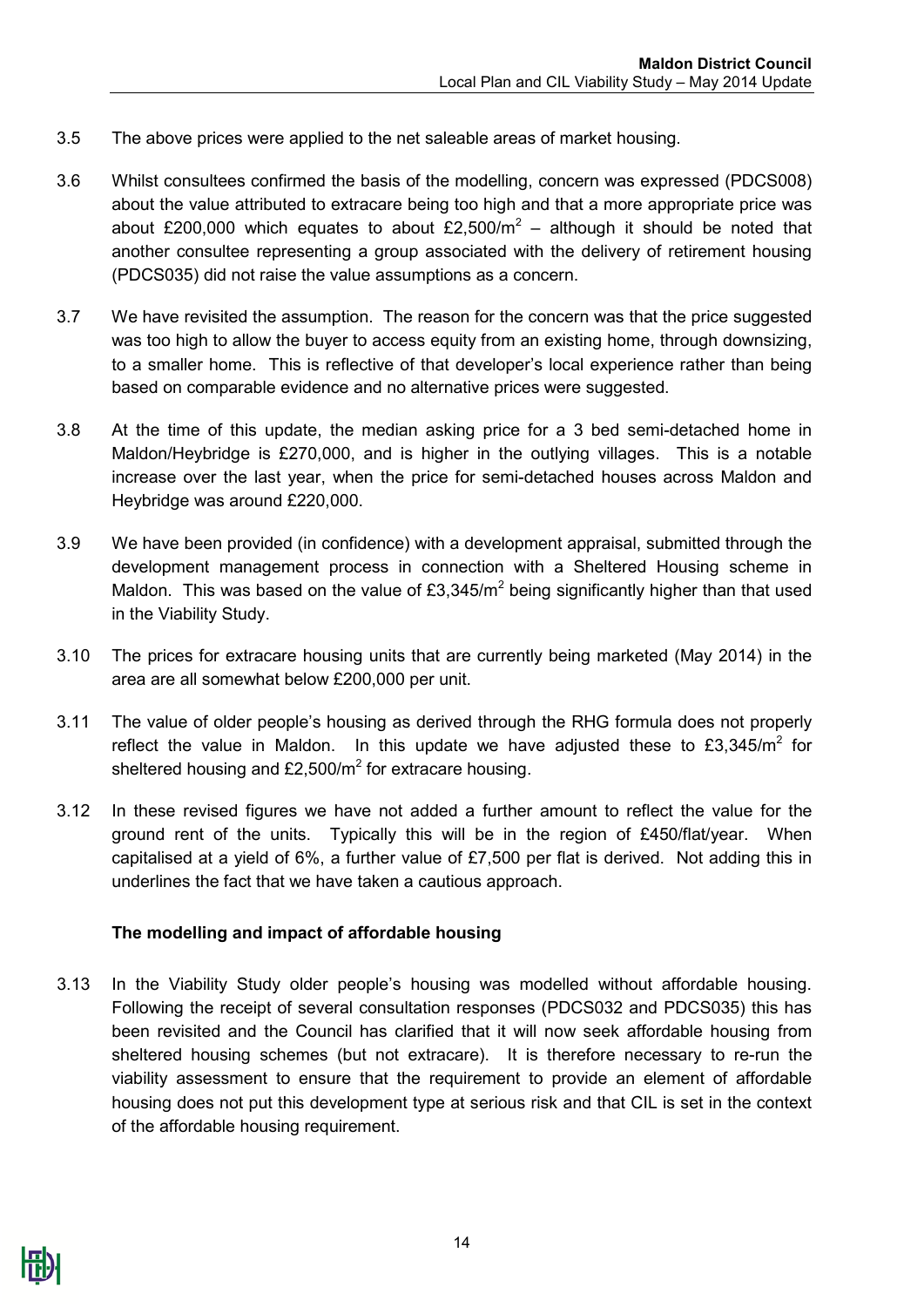3.5 The above prices were applied to the net saleable areas of market housing.

3.6 Whilst consultees confirmed the basis of the modelling, concern was expressed (PDCS008) about the value attributed to extracare being too high and that a more appropriate price was about £200,000 which equates to about £2,500/m$^2$ – although it should be noted that another consultee representing a group associated with the delivery of retirement housing (PDCS035) did not raise the value assumptions as a concern.

3.7 We have revisited the assumption. The reason for the concern was that the price suggested was too high to allow the buyer to access equity from an existing home, through downsizing, to a smaller home. This is reflective of that developer's local experience rather than being based on comparable evidence and no alternative prices were suggested.

3.8 At the time of this update, the median asking price for a 3 bed semi-detached home in Maldon/Heybridge is £270,000, and is higher in the outlying villages. This is a notable increase over the last year, when the price for semi-detached houses across Maldon and Heybridge was around £220,000.

3.9 We have been provided (in confidence) with a development appraisal, submitted through the development management process in connection with a Sheltered Housing scheme in Maldon. This was based on the value of £3,345/m$^2$ being significantly higher than that used in the Viability Study.

3.10 The prices for extracare housing units that are currently being marketed (May 2014) in the area are all somewhat below £200,000 per unit.

3.11 The value of older people's housing as derived through the RHG formula does not properly reflect the value in Maldon. In this update we have adjusted these to £3,345/m$^2$ for sheltered housing and £2,500/m$^2$ for extracare housing.

3.12 In these revised figures we have not added a further amount to reflect the value for the ground rent of the units. Typically this will be in the region of £450/flat/year. When capitalised at a yield of 6%, a further value of £7,500 per flat is derived. Not adding this in underlines the fact that we have taken a cautious approach.

### The modelling and impact of affordable housing

3.13 In the Viability Study older people's housing was modelled without affordable housing. Following the receipt of several consultation responses (PDCS032 and PDCS035) this has been revisited and the Council has clarified that it will now seek affordable housing from sheltered housing schemes (but not extracare). It is therefore necessary to re-run the viability assessment to ensure that the requirement to provide an element of affordable housing does not put this development type at serious risk and that CIL is set in the context of the affordable housing requirement.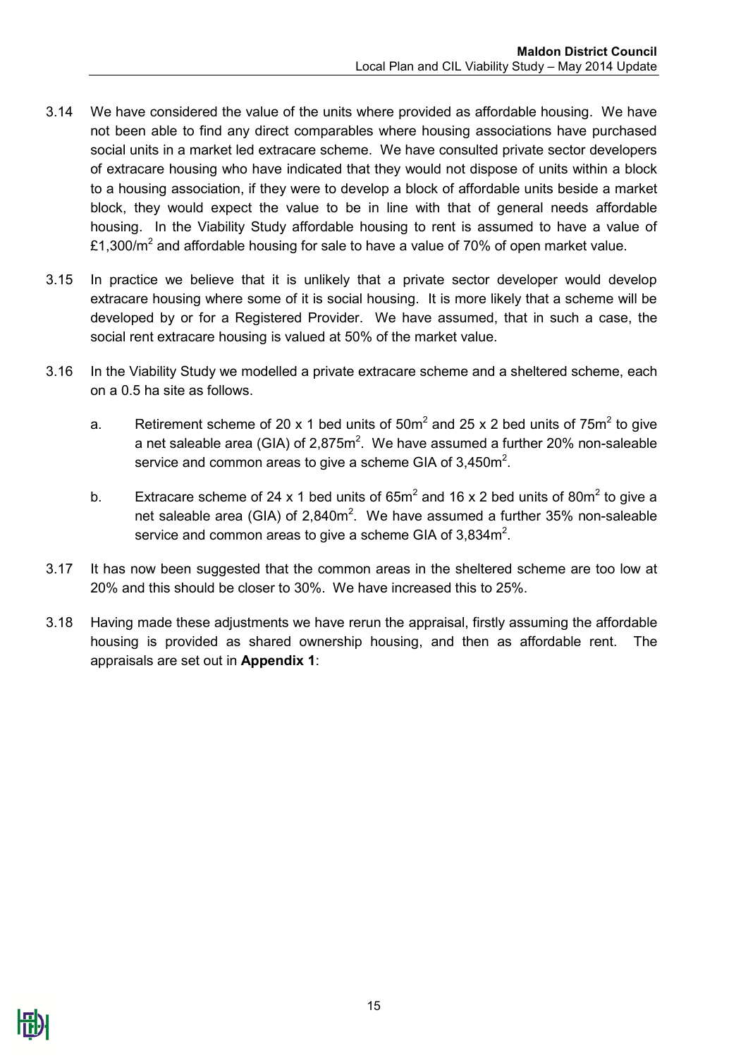3.14 We have considered the value of the units where provided as affordable housing. We have not been able to find any direct comparables where housing associations have purchased social units in a market led extracare scheme. We have consulted private sector developers of extracare housing who have indicated that they would not dispose of units within a block to a housing association, if they were to develop a block of affordable units beside a market block, they would expect the value to be in line with that of general needs affordable housing. In the Viability Study affordable housing to rent is assumed to have a value of £1,300/$m^2$ and affordable housing for sale to have a value of 70% of open market value.

3.15 In practice we believe that it is unlikely that a private sector developer would develop extracare housing where some of it is social housing. It is more likely that a scheme will be developed by or for a Registered Provider. We have assumed, that in such a case, the social rent extracare housing is valued at 50% of the market value.

3.16 In the Viability Study we modelled a private extracare scheme and a sheltered scheme, each on a 0.5 ha site as follows.

a. Retirement scheme of 20 x 1 bed units of 50$m^2$ and 25 x 2 bed units of 75$m^2$ to give a net saleable area (GIA) of 2,875$m^2$. We have assumed a further 20% non-saleable service and common areas to give a scheme GIA of 3,450$m^2$.

b. Extracare scheme of 24 x 1 bed units of 65$m^2$ and 16 x 2 bed units of 80$m^2$ to give a net saleable area (GIA) of 2,840$m^2$. We have assumed a further 35% non-saleable service and common areas to give a scheme GIA of 3,834$m^2$.

3.17 It has now been suggested that the common areas in the sheltered scheme are too low at 20% and this should be closer to 30%. We have increased this to 25%.

3.18 Having made these adjustments we have rerun the appraisal, firstly assuming the affordable housing is provided as shared ownership housing, and then as affordable rent. The appraisals are set out in **Appendix 1**: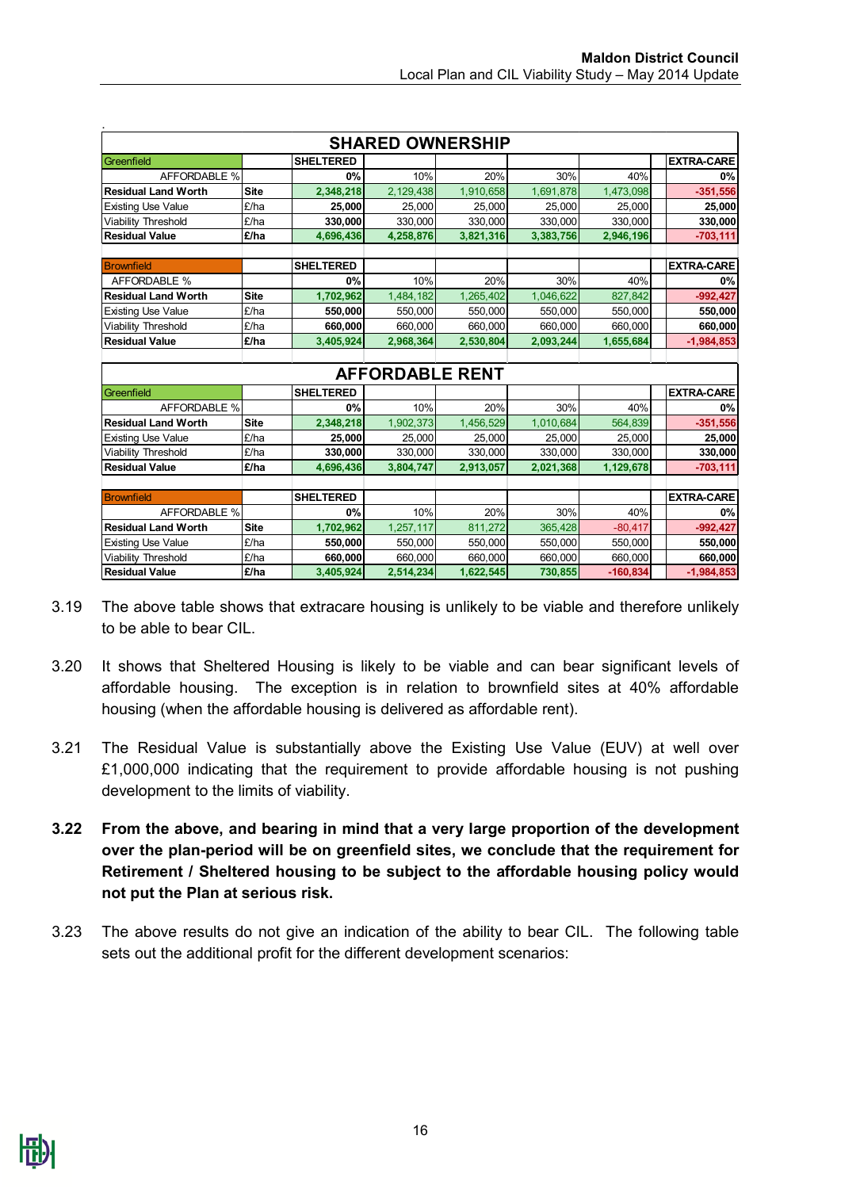| SHARED OWNERSHIP | | | | | | | |
|---|---|---|---|---|---|---|---|
| Greenfield | | SHELTERED | | | | | EXTRA-CARE |
| AFFORDABLE % | | 0% | 10% | 20% | 30% | 40% | 0% |
| Residual Land Worth | Site | 2,348,218 | 2,129,438 | 1,910,658 | 1,691,878 | 1,473,098 | -351,556 |
| Existing Use Value | £/ha | 25,000 | 25,000 | 25,000 | 25,000 | 25,000 | 25,000 |
| Viability Threshold | £/ha | 330,000 | 330,000 | 330,000 | 330,000 | 330,000 | 330,000 |
| Residual Value | £/ha | 4,696,436 | 4,258,876 | 3,821,316 | 3,383,756 | 2,946,196 | -703,111 |
| | | | | | | | |
| Brownfield | | SHELTERED | | | | | EXTRA-CARE |
| AFFORDABLE % | | 0% | 10% | 20% | 30% | 40% | 0% |
| Residual Land Worth | Site | 1,702,962 | 1,484,182 | 1,265,402 | 1,046,622 | 827,842 | -992,427 |
| Existing Use Value | £/ha | 550,000 | 550,000 | 550,000 | 550,000 | 550,000 | 550,000 |
| Viability Threshold | £/ha | 660,000 | 660,000 | 660,000 | 660,000 | 660,000 | 660,000 |
| Residual Value | £/ha | 3,405,924 | 2,968,364 | 2,530,804 | 2,093,244 | 1,655,684 | -1,984,853 |

| AFFORDABLE RENT | | | | | | | |
|---|---|---|---|---|---|---|---|
| Greenfield | | SHELTERED | | | | | EXTRA-CARE |
| AFFORDABLE % | | 0% | 10% | 20% | 30% | 40% | 0% |
| Residual Land Worth | Site | 2,348,218 | 1,902,373 | 1,456,529 | 1,010,684 | 564,839 | -351,556 |
| Existing Use Value | £/ha | 25,000 | 25,000 | 25,000 | 25,000 | 25,000 | 25,000 |
| Viability Threshold | £/ha | 330,000 | 330,000 | 330,000 | 330,000 | 330,000 | 330,000 |
| Residual Value | £/ha | 4,696,436 | 3,804,747 | 2,913,057 | 2,021,368 | 1,129,678 | -703,111 |
| | | | | | | | |
| Brownfield | | SHELTERED | | | | | EXTRA-CARE |
| AFFORDABLE % | | 0% | 10% | 20% | 30% | 40% | 0% |
| Residual Land Worth | Site | 1,702,962 | 1,257,117 | 811,272 | 365,428 | -80,417 | -992,427 |
| Existing Use Value | £/ha | 550,000 | 550,000 | 550,000 | 550,000 | 550,000 | 550,000 |
| Viability Threshold | £/ha | 660,000 | 660,000 | 660,000 | 660,000 | 660,000 | 660,000 |
| Residual Value | £/ha | 3,405,924 | 2,514,234 | 1,622,545 | 730,855 | -160,834 | -1,984,853 |

3.19 The above table shows that extracare housing is unlikely to be viable and therefore unlikely to be able to bear CIL.

3.20 It shows that Sheltered Housing is likely to be viable and can bear significant levels of affordable housing. The exception is in relation to brownfield sites at 40% affordable housing (when the affordable housing is delivered as affordable rent).

3.21 The Residual Value is substantially above the Existing Use Value (EUV) at well over £1,000,000 indicating that the requirement to provide affordable housing is not pushing development to the limits of viability.

**3.22 From the above, and bearing in mind that a very large proportion of the development over the plan-period will be on greenfield sites, we conclude that the requirement for Retirement / Sheltered housing to be subject to the affordable housing policy would not put the Plan at serious risk.**

3.23 The above results do not give an indication of the ability to bear CIL. The following table sets out the additional profit for the different development scenarios: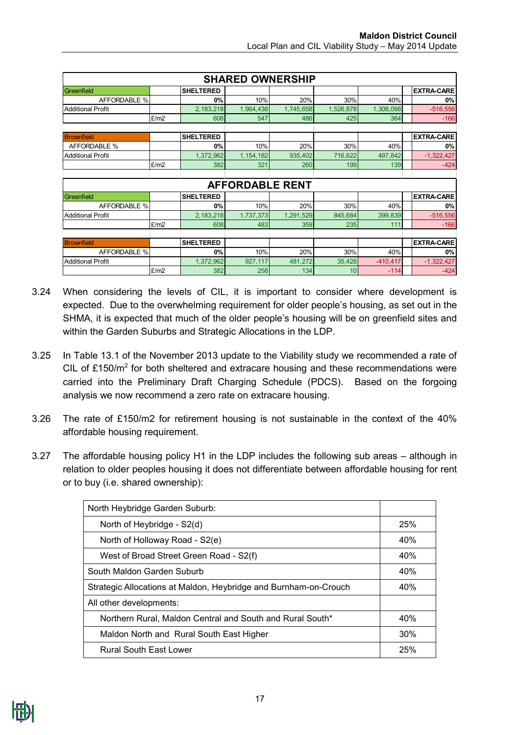| SHARED OWNERSHIP | | | | | | | | |
|---|---|---|---|---|---|---|---|---|
| Greenfield | | SHELTERED | | | | | | EXTRA-CARE |
| AFFORDABLE % | | 0% | 10% | 20% | 30% | 40% | | 0% |
| Additional Profit | | 2,183,218 | 1,964,438 | 1,745,658 | 1,526,878 | 1,308,098 | | -516,556 |
| | £/m2 | 608 | 547 | 486 | 425 | 364 | | -166 |
| | | | | | | | | |
| Brownfield | | SHELTERED | | | | | | EXTRA-CARE |
| AFFORDABLE % | | 0% | 10% | 20% | 30% | 40% | | 0% |
| Additional Profit | | 1,372,962 | 1,154,182 | 935,402 | 716,622 | 497,842 | | -1,322,427 |
| | £/m2 | 382 | 321 | 260 | 199 | 139 | | -424 |

| AFFORDABLE RENT | | | | | | | | |
|---|---|---|---|---|---|---|---|---|
| Greenfield | | SHELTERED | | | | | | EXTRA-CARE |
| AFFORDABLE % | | 0% | 10% | 20% | 30% | 40% | | 0% |
| Additional Profit | | 2,183,218 | 1,737,373 | 1,291,529 | 845,684 | 399,839 | | -516,556 |
| | £/m2 | 608 | 483 | 359 | 235 | 111 | | -166 |
| | | | | | | | | |
| Brownfield | | SHELTERED | | | | | | EXTRA-CARE |
| AFFORDABLE % | | 0% | 10% | 20% | 30% | 40% | | 0% |
| Additional Profit | | 1,372,962 | 927,117 | 481,272 | 35,428 | -410,417 | | -1,322,427 |
| | £/m2 | 382 | 258 | 134 | 10 | -114 | | -424 |

3.24 When considering the levels of CIL, it is important to consider where development is expected. Due to the overwhelming requirement for older people's housing, as set out in the SHMA, it is expected that much of the older people's housing will be on greenfield sites and within the Garden Suburbs and Strategic Allocations in the LDP.

3.25 In Table 13.1 of the November 2013 update to the Viability study we recommended a rate of CIL of £150/m$^2$ for both sheltered and extracare housing and these recommendations were carried into the Preliminary Draft Charging Schedule (PDCS). Based on the forgoing analysis we now recommend a zero rate on extracare housing.

3.26 The rate of £150/m2 for retirement housing is not sustainable in the context of the 40% affordable housing requirement.

3.27 The affordable housing policy H1 in the LDP includes the following sub areas – although in relation to older peoples housing it does not differentiate between affordable housing for rent or to buy (i.e. shared ownership):

| | |
|---|---|
| North Heybridge Garden Suburb: | |
| North of Heybridge - S2(d) | 25% |
| North of Holloway Road - S2(e) | 40% |
| West of Broad Street Green Road - S2(f) | 40% |
| South Maldon Garden Suburb | 40% |
| Strategic Allocations at Maldon, Heybridge and Burnham-on-Crouch | 40% |
| All other developments: | |
| Northern Rural, Maldon Central and South and Rural South* | 40% |
| Maldon North and Rural South East Higher | 30% |
| Rural South East Lower | 25% |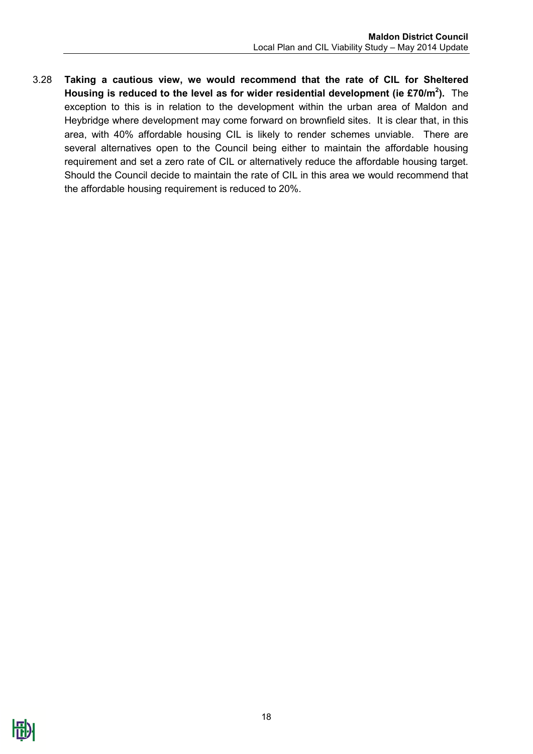3.28 **Taking a cautious view, we would recommend that the rate of CIL for Sheltered Housing is reduced to the level as for wider residential development (ie £70/m$^2$).** The exception to this is in relation to the development within the urban area of Maldon and Heybridge where development may come forward on brownfield sites. It is clear that, in this area, with 40% affordable housing CIL is likely to render schemes unviable. There are several alternatives open to the Council being either to maintain the affordable housing requirement and set a zero rate of CIL or alternatively reduce the affordable housing target. Should the Council decide to maintain the rate of CIL in this area we would recommend that the affordable housing requirement is reduced to 20%.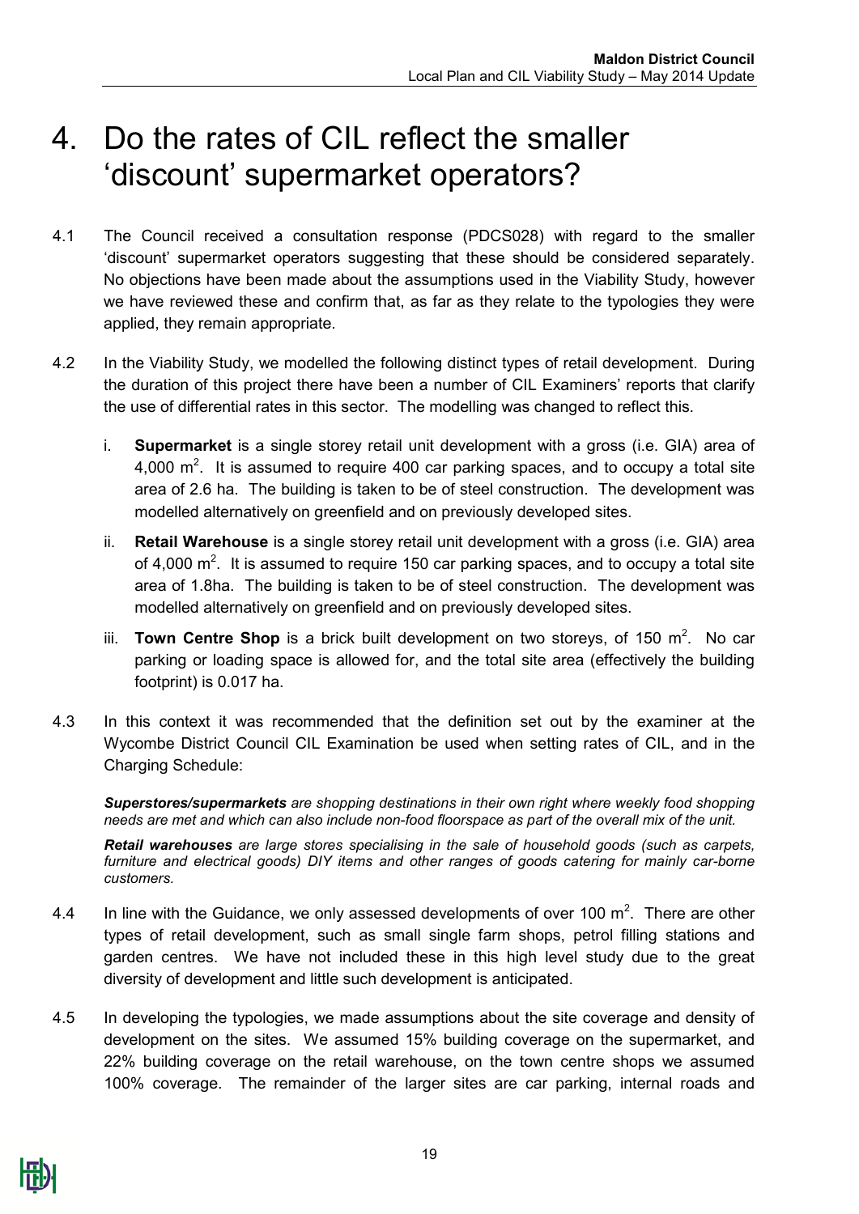# 4. Do the rates of CIL reflect the smaller 'discount' supermarket operators?

4.1 The Council received a consultation response (PDCS028) with regard to the smaller 'discount' supermarket operators suggesting that these should be considered separately. No objections have been made about the assumptions used in the Viability Study, however we have reviewed these and confirm that, as far as they relate to the typologies they were applied, they remain appropriate.

4.2 In the Viability Study, we modelled the following distinct types of retail development. During the duration of this project there have been a number of CIL Examiners' reports that clarify the use of differential rates in this sector. The modelling was changed to reflect this.

i. **Supermarket** is a single storey retail unit development with a gross (i.e. GIA) area of 4,000 $m^2$. It is assumed to require 400 car parking spaces, and to occupy a total site area of 2.6 ha. The building is taken to be of steel construction. The development was modelled alternatively on greenfield and on previously developed sites.

ii. **Retail Warehouse** is a single storey retail unit development with a gross (i.e. GIA) area of 4,000 $m^2$. It is assumed to require 150 car parking spaces, and to occupy a total site area of 1.8ha. The building is taken to be of steel construction. The development was modelled alternatively on greenfield and on previously developed sites.

iii. **Town Centre Shop** is a brick built development on two storeys, of 150 $m^2$. No car parking or loading space is allowed for, and the total site area (effectively the building footprint) is 0.017 ha.

4.3 In this context it was recommended that the definition set out by the examiner at the Wycombe District Council CIL Examination be used when setting rates of CIL, and in the Charging Schedule:

> ***Superstores/supermarkets*** *are shopping destinations in their own right where weekly food shopping needs are met and which can also include non-food floorspace as part of the overall mix of the unit.*
>
> ***Retail warehouses*** *are large stores specialising in the sale of household goods (such as carpets, furniture and electrical goods) DIY items and other ranges of goods catering for mainly car-borne customers.*

4.4 In line with the Guidance, we only assessed developments of over 100 $m^2$. There are other types of retail development, such as small single farm shops, petrol filling stations and garden centres. We have not included these in this high level study due to the great diversity of development and little such development is anticipated.

4.5 In developing the typologies, we made assumptions about the site coverage and density of development on the sites. We assumed 15% building coverage on the supermarket, and 22% building coverage on the retail warehouse, on the town centre shops we assumed 100% coverage. The remainder of the larger sites are car parking, internal roads and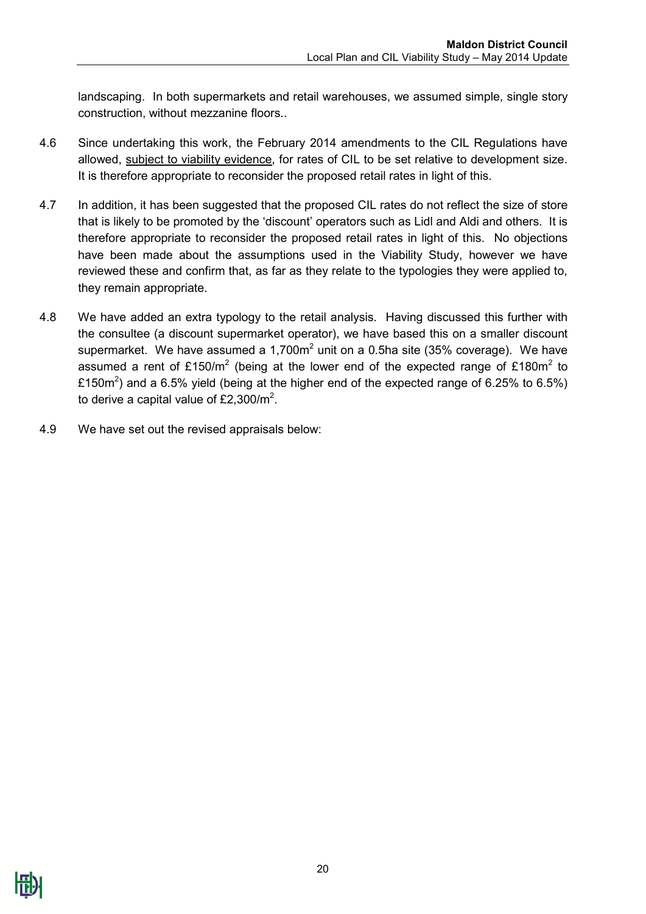landscaping. In both supermarkets and retail warehouses, we assumed simple, single story construction, without mezzanine floors..

4.6 Since undertaking this work, the February 2014 amendments to the CIL Regulations have allowed, subject to viability evidence, for rates of CIL to be set relative to development size. It is therefore appropriate to reconsider the proposed retail rates in light of this.

4.7 In addition, it has been suggested that the proposed CIL rates do not reflect the size of store that is likely to be promoted by the 'discount' operators such as Lidl and Aldi and others. It is therefore appropriate to reconsider the proposed retail rates in light of this. No objections have been made about the assumptions used in the Viability Study, however we have reviewed these and confirm that, as far as they relate to the typologies they were applied to, they remain appropriate.

4.8 We have added an extra typology to the retail analysis. Having discussed this further with the consultee (a discount supermarket operator), we have based this on a smaller discount supermarket. We have assumed a 1,700m$^2$ unit on a 0.5ha site (35% coverage). We have assumed a rent of £150/m$^2$ (being at the lower end of the expected range of £180m$^2$ to £150m$^2$) and a 6.5% yield (being at the higher end of the expected range of 6.25% to 6.5%) to derive a capital value of £2,300/m$^2$.

4.9 We have set out the revised appraisals below: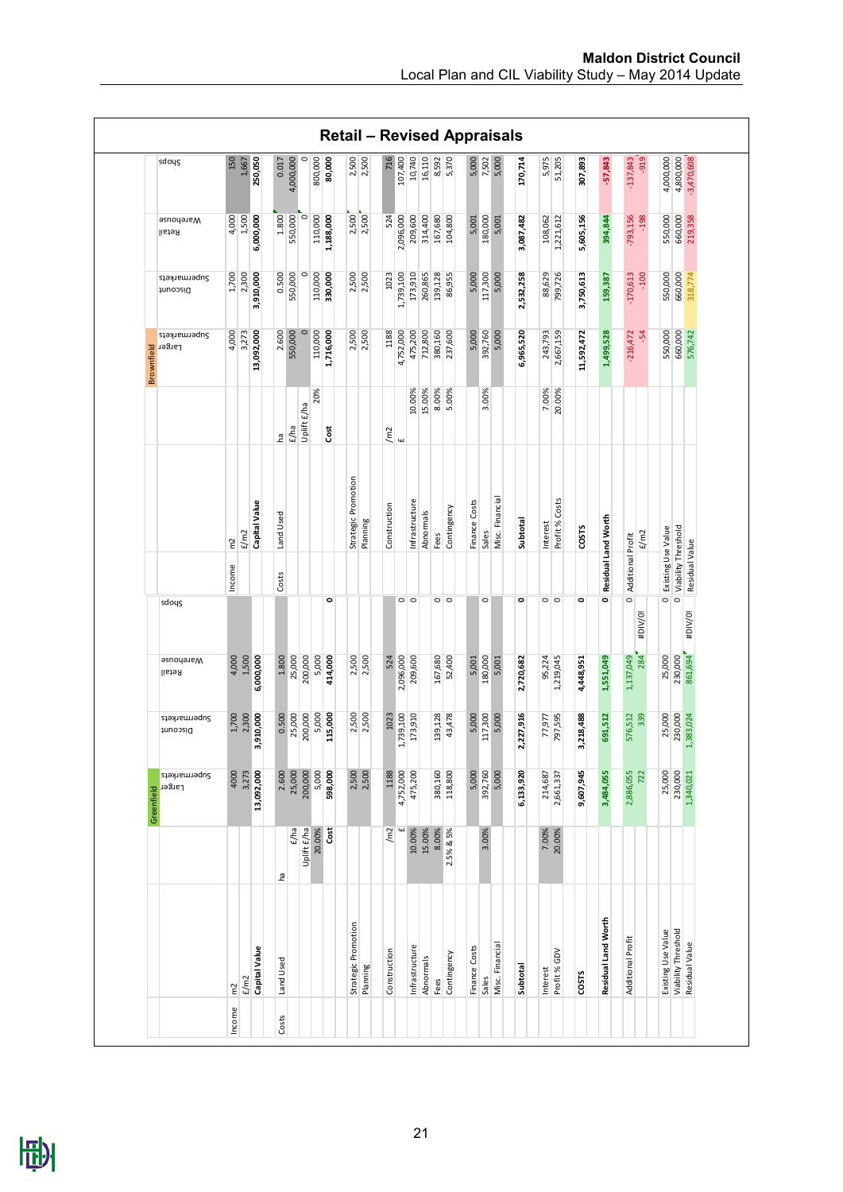## Retail – Revised Appraisals

**Greenfield**

| | | | Larger Supermarkets | Discount Supermarkets | Retail Warehouse | Shops |
|---|---|---|---|---|---|---|
| Income | m2 | | 4000 | 1,700 | 4,000 | |
| | £/m2 | | 3,273 | 2,300 | 1,500 | |
| | Capital Value | | 13,092,000 | 3,910,000 | 6,000,000 | |
| Costs | Land Used | ha | 2.600 | 0.500 | 1.800 | |
| | | £/ha | 25,000 | 25,000 | 25,000 | |
| | | Uplift £/ha | 200,000 | 200,000 | 200,000 | |
| | | 20.00% | 5,000 | 5,000 | 5,000 | |
| | | Cost | 598,000 | 115,000 | 414,000 | 0 |
| | Strategic Promotion | | 2,500 | 2,500 | 2,500 | |
| | Planning | | 2,500 | 2,500 | 2,500 | |
| | Construction | /m2 | 1188 | 1023 | 524 | |
| | | £ | 4,752,000 | 1,739,100 | 2,096,000 | 0 |
| | Infrastructure | 10.00% | 475,200 | 173,910 | 209,600 | 0 |
| | Abnormals | 15.00% | | | | |
| | Fees | 8.00% | 380,160 | 139,128 | 167,680 | 0 |
| | Contingency | 2.5% & 5% | 118,800 | 43,478 | 52,400 | 0 |
| | Finance Costs | | 5,000 | 5,000 | 5,001 | |
| | Sales | 3.00% | 392,760 | 117,300 | 180,000 | 0 |
| | Misc. Financial | | 5,000 | 5,000 | 5,001 | |
| | Subtotal | | 6,133,920 | 2,227,916 | 2,720,682 | 0 |
| | Interest | 7.00% | 214,687 | 77,977 | 95,224 | 0 |
| | Profit % GDV | 20.00% | 2,661,337 | 797,595 | 1,219,045 | 0 |
| | COSTS | | 9,607,945 | 3,218,488 | 4,448,951 | 0 |
| | Residual Land Worth | | 3,484,055 | 691,512 | 1,551,049 | 0 |
| | Additional Profit | | 2,886,055 | 576,512 | 1,137,049 | 0 |
| | | | 722 | 339 | 284 | #DIV/0! |
| | Existing Use Value | | 25,000 | 25,000 | 25,000 | 0 |
| | Viability Threshold | | 230,000 | 230,000 | 230,000 | 0 |
| | Residual Value | | 1,340,021 | 1,383,024 | 861,694 | #DIV/0! |

**Brownfield**

| | | | Larger Supermarkets | Discount Supermarkets | Retail Warehouse | Shops |
|---|---|---|---|---|---|---|
| Income | m2 | | 4,000 | 1,700 | 4,000 | 150 |
| | £/m2 | | 3,273 | 2,300 | 1,500 | 1,667 |
| | Capital Value | | 13,092,000 | 3,910,000 | 6,000,000 | 250,050 |
| Costs | Land Used | ha | 2.600 | 0.500 | 1.800 | 0.017 |
| | | £/ha | 550,000 | 550,000 | 550,000 | 4,000,000 |
| | | Uplift £/ha | 0 | 0 | 0 | 0 |
| | | 20% | 110,000 | 110,000 | 110,000 | 800,000 |
| | | Cost | 1,716,000 | 330,000 | 1,188,000 | 80,000 |
| | Strategic Promotion | | 2,500 | 2,500 | 2,500 | 2,500 |
| | Planning | | 2,500 | 2,500 | 2,500 | 2,500 |
| | Construction | /m2 | 1188 | 1023 | 524 | 716 |
| | | £ | 4,752,000 | 1,739,100 | 2,096,000 | 107,400 |
| | Infrastructure | 10.00% | 475,200 | 173,910 | 209,600 | 10,740 |
| | Abnormals | 15.00% | 712,800 | 260,865 | 314,400 | 16,110 |
| | Fees | 8.00% | 380,160 | 139,128 | 167,680 | 8,592 |
| | Contingency | 5.00% | 237,600 | 86,955 | 104,800 | 5,370 |
| | Finance Costs | | 5,000 | 5,000 | 5,001 | 5,000 |
| | Sales | 3.00% | 392,760 | 117,300 | 180,000 | 7,502 |
| | Misc. Financial | | 5,000 | 5,000 | 5,001 | 5,000 |
| | Subtotal | | 6,965,520 | 2,532,258 | 3,087,482 | 170,714 |
| | Interest | 7.00% | 243,793 | 88,629 | 108,062 | 5,975 |
| | Profit % Costs | 20.00% | 2,667,159 | 799,726 | 1,221,612 | 51,205 |
| | COSTS | | 11,592,472 | 3,750,613 | 5,605,156 | 307,893 |
| | Residual Land Worth | | 1,499,528 | 159,387 | 394,844 | -57,843 |
| | Additional Profit | | -216,472 | -170,613 | -793,156 | -137,843 |
| | | £/m2 | -54 | -100 | -198 | -919 |
| | Existing Use Value | | 550,000 | 550,000 | 550,000 | 4,000,000 |
| | Viability Threshold | | 660,000 | 660,000 | 660,000 | 4,800,000 |
| | Residual Value | | 576,742 | 318,774 | 219,358 | -3,470,608 |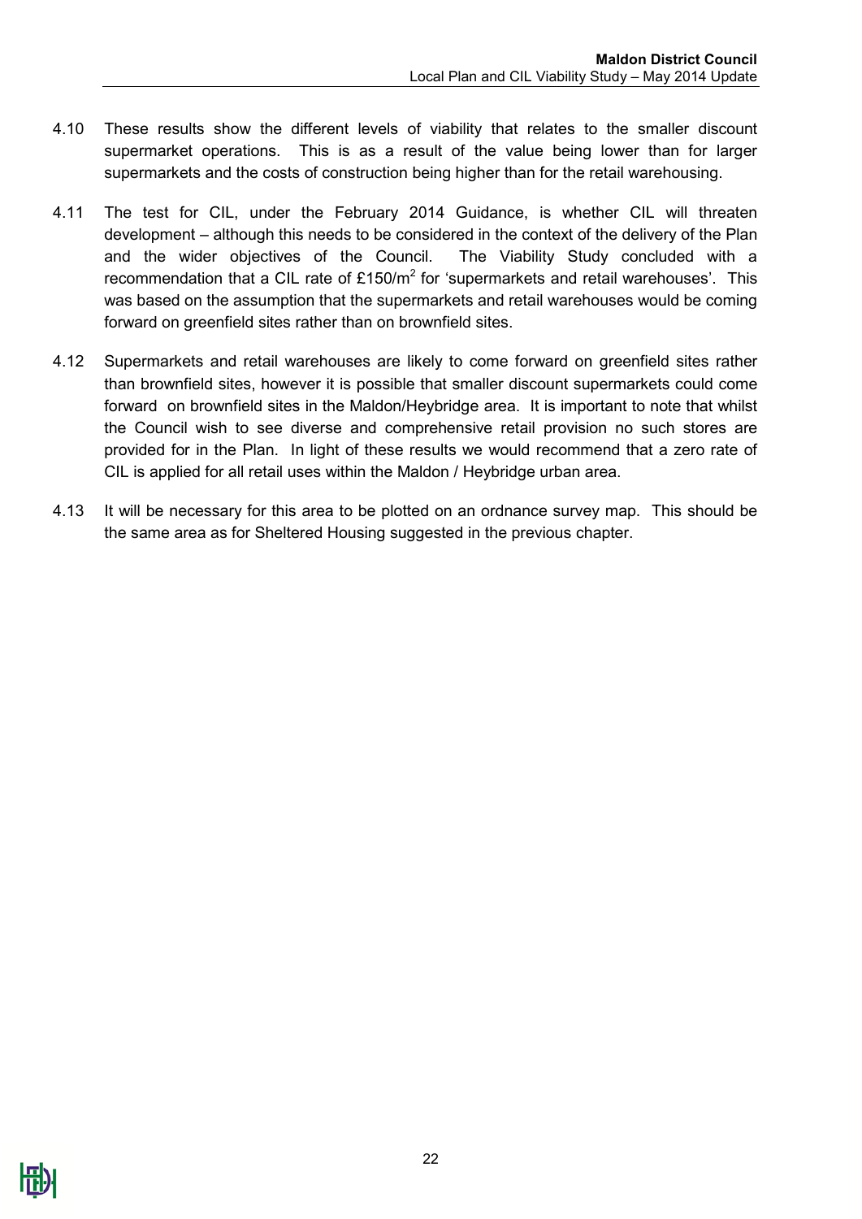4.10 These results show the different levels of viability that relates to the smaller discount supermarket operations. This is as a result of the value being lower than for larger supermarkets and the costs of construction being higher than for the retail warehousing.

4.11 The test for CIL, under the February 2014 Guidance, is whether CIL will threaten development – although this needs to be considered in the context of the delivery of the Plan and the wider objectives of the Council. The Viability Study concluded with a recommendation that a CIL rate of £150/$m^2$ for 'supermarkets and retail warehouses'. This was based on the assumption that the supermarkets and retail warehouses would be coming forward on greenfield sites rather than on brownfield sites.

4.12 Supermarkets and retail warehouses are likely to come forward on greenfield sites rather than brownfield sites, however it is possible that smaller discount supermarkets could come forward on brownfield sites in the Maldon/Heybridge area. It is important to note that whilst the Council wish to see diverse and comprehensive retail provision no such stores are provided for in the Plan. In light of these results we would recommend that a zero rate of CIL is applied for all retail uses within the Maldon / Heybridge urban area.

4.13 It will be necessary for this area to be plotted on an ordnance survey map. This should be the same area as for Sheltered Housing suggested in the previous chapter.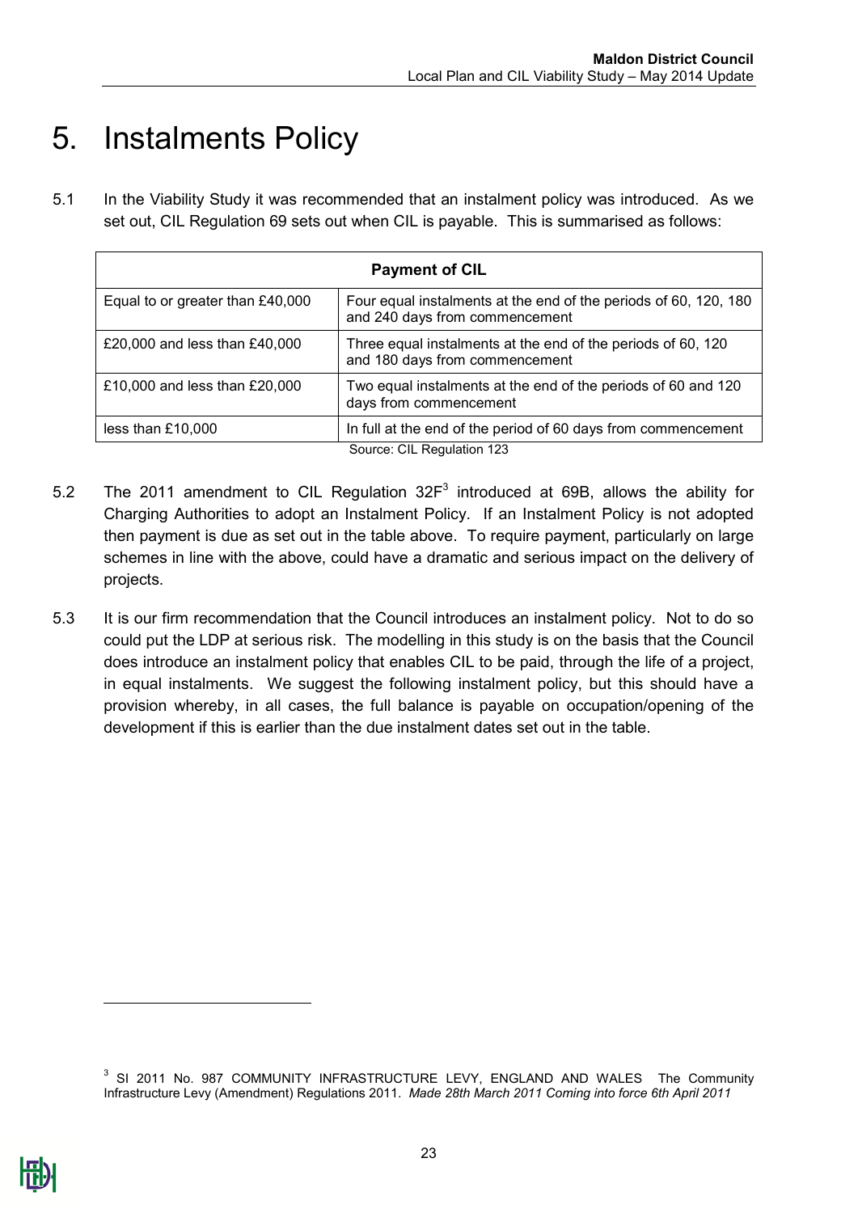# 5. Instalments Policy

5.1 In the Viability Study it was recommended that an instalment policy was introduced. As we set out, CIL Regulation 69 sets out when CIL is payable. This is summarised as follows:

| Payment of CIL | |
|---|---|
| Equal to or greater than £40,000 | Four equal instalments at the end of the periods of 60, 120, 180 and 240 days from commencement |
| £20,000 and less than £40,000 | Three equal instalments at the end of the periods of 60, 120 and 180 days from commencement |
| £10,000 and less than £20,000 | Two equal instalments at the end of the periods of 60 and 120 days from commencement |
| less than £10,000 | In full at the end of the period of 60 days from commencement |

Source: CIL Regulation 123

5.2 The 2011 amendment to CIL Regulation 32F[3] introduced at 69B, allows the ability for Charging Authorities to adopt an Instalment Policy. If an Instalment Policy is not adopted then payment is due as set out in the table above. To require payment, particularly on large schemes in line with the above, could have a dramatic and serious impact on the delivery of projects.

5.3 It is our firm recommendation that the Council introduces an instalment policy. Not to do so could put the LDP at serious risk. The modelling in this study is on the basis that the Council does introduce an instalment policy that enables CIL to be paid, through the life of a project, in equal instalments. We suggest the following instalment policy, but this should have a provision whereby, in all cases, the full balance is payable on occupation/opening of the development if this is earlier than the due instalment dates set out in the table.

[3] SI 2011 No. 987 COMMUNITY INFRASTRUCTURE LEVY, ENGLAND AND WALES The Community Infrastructure Levy (Amendment) Regulations 2011. *Made 28th March 2011 Coming into force 6th April 2011*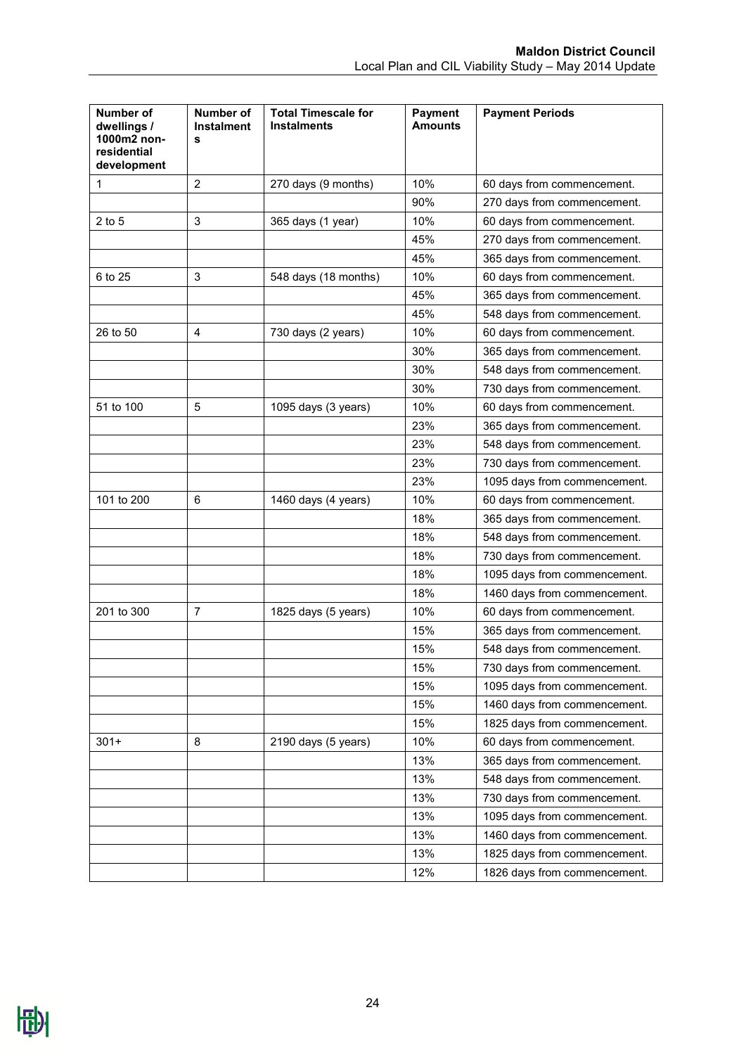| Number of dwellings / 1000m2 non-residential development | Number of Instalments | Total Timescale for Instalments | Payment Amounts | Payment Periods |
|---|---|---|---|---|
| 1 | 2 | 270 days (9 months) | 10% | 60 days from commencement. |
| | | | 90% | 270 days from commencement. |
| 2 to 5 | 3 | 365 days (1 year) | 10% | 60 days from commencement. |
| | | | 45% | 270 days from commencement. |
| | | | 45% | 365 days from commencement. |
| 6 to 25 | 3 | 548 days (18 months) | 10% | 60 days from commencement. |
| | | | 45% | 365 days from commencement. |
| | | | 45% | 548 days from commencement. |
| 26 to 50 | 4 | 730 days (2 years) | 10% | 60 days from commencement. |
| | | | 30% | 365 days from commencement. |
| | | | 30% | 548 days from commencement. |
| | | | 30% | 730 days from commencement. |
| 51 to 100 | 5 | 1095 days (3 years) | 10% | 60 days from commencement. |
| | | | 23% | 365 days from commencement. |
| | | | 23% | 548 days from commencement. |
| | | | 23% | 730 days from commencement. |
| | | | 23% | 1095 days from commencement. |
| 101 to 200 | 6 | 1460 days (4 years) | 10% | 60 days from commencement. |
| | | | 18% | 365 days from commencement. |
| | | | 18% | 548 days from commencement. |
| | | | 18% | 730 days from commencement. |
| | | | 18% | 1095 days from commencement. |
| | | | 18% | 1460 days from commencement. |
| 201 to 300 | 7 | 1825 days (5 years) | 10% | 60 days from commencement. |
| | | | 15% | 365 days from commencement. |
| | | | 15% | 548 days from commencement. |
| | | | 15% | 730 days from commencement. |
| | | | 15% | 1095 days from commencement. |
| | | | 15% | 1460 days from commencement. |
| | | | 15% | 1825 days from commencement. |
| 301+ | 8 | 2190 days (5 years) | 10% | 60 days from commencement. |
| | | | 13% | 365 days from commencement. |
| | | | 13% | 548 days from commencement. |
| | | | 13% | 730 days from commencement. |
| | | | 13% | 1095 days from commencement. |
| | | | 13% | 1460 days from commencement. |
| | | | 13% | 1825 days from commencement. |
| | | | 12% | 1826 days from commencement. |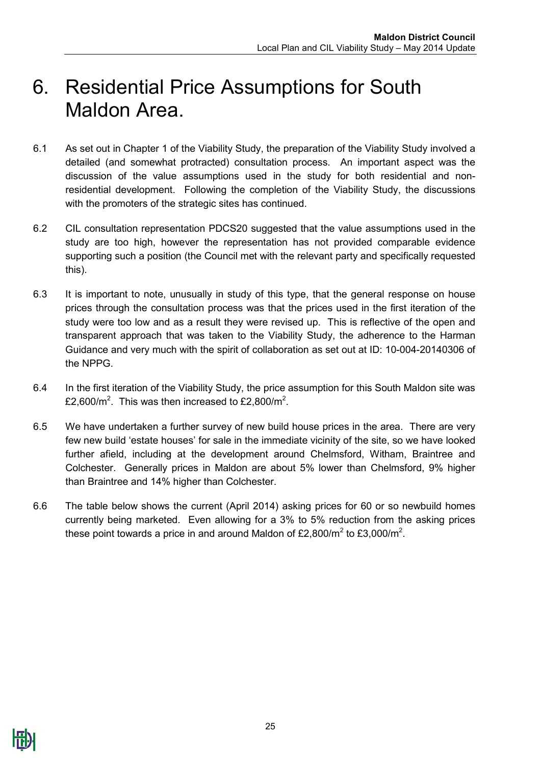# 6. Residential Price Assumptions for South Maldon Area.

6.1 As set out in Chapter 1 of the Viability Study, the preparation of the Viability Study involved a detailed (and somewhat protracted) consultation process. An important aspect was the discussion of the value assumptions used in the study for both residential and non-residential development. Following the completion of the Viability Study, the discussions with the promoters of the strategic sites has continued.

6.2 CIL consultation representation PDCS20 suggested that the value assumptions used in the study are too high, however the representation has not provided comparable evidence supporting such a position (the Council met with the relevant party and specifically requested this).

6.3 It is important to note, unusually in study of this type, that the general response on house prices through the consultation process was that the prices used in the first iteration of the study were too low and as a result they were revised up. This is reflective of the open and transparent approach that was taken to the Viability Study, the adherence to the Harman Guidance and very much with the spirit of collaboration as set out at ID: 10-004-20140306 of the NPPG.

6.4 In the first iteration of the Viability Study, the price assumption for this South Maldon site was £2,600/m$^2$. This was then increased to £2,800/m$^2$.

6.5 We have undertaken a further survey of new build house prices in the area. There are very few new build 'estate houses' for sale in the immediate vicinity of the site, so we have looked further afield, including at the development around Chelmsford, Witham, Braintree and Colchester. Generally prices in Maldon are about 5% lower than Chelmsford, 9% higher than Braintree and 14% higher than Colchester.

6.6 The table below shows the current (April 2014) asking prices for 60 or so newbuild homes currently being marketed. Even allowing for a 3% to 5% reduction from the asking prices these point towards a price in and around Maldon of £2,800/m$^2$ to £3,000/m$^2$.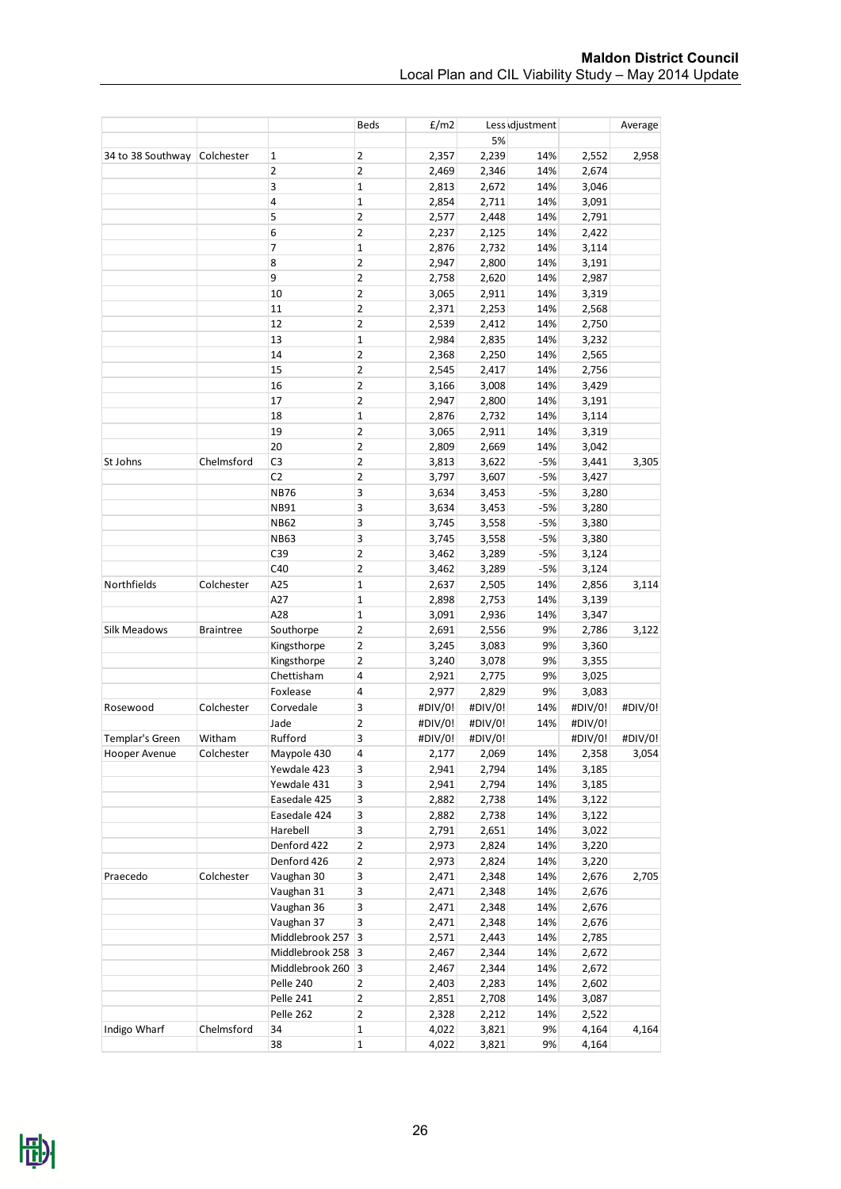| | | | Beds | £/m2 | Less | Adjustment | | Average |
|---|---|---|---|---|---|---|---|---|
| | | | | | 5% | | | |
| 34 to 38 Southway | Colchester | 1 | 2 | 2,357 | 2,239 | 14% | 2,552 | 2,958 |
| | | 2 | 2 | 2,469 | 2,346 | 14% | 2,674 | |
| | | 3 | 1 | 2,813 | 2,672 | 14% | 3,046 | |
| | | 4 | 1 | 2,854 | 2,711 | 14% | 3,091 | |
| | | 5 | 2 | 2,577 | 2,448 | 14% | 2,791 | |
| | | 6 | 2 | 2,237 | 2,125 | 14% | 2,422 | |
| | | 7 | 1 | 2,876 | 2,732 | 14% | 3,114 | |
| | | 8 | 2 | 2,947 | 2,800 | 14% | 3,191 | |
| | | 9 | 2 | 2,758 | 2,620 | 14% | 2,987 | |
| | | 10 | 2 | 3,065 | 2,911 | 14% | 3,319 | |
| | | 11 | 2 | 2,371 | 2,253 | 14% | 2,568 | |
| | | 12 | 2 | 2,539 | 2,412 | 14% | 2,750 | |
| | | 13 | 1 | 2,984 | 2,835 | 14% | 3,232 | |
| | | 14 | 2 | 2,368 | 2,250 | 14% | 2,565 | |
| | | 15 | 2 | 2,545 | 2,417 | 14% | 2,756 | |
| | | 16 | 2 | 3,166 | 3,008 | 14% | 3,429 | |
| | | 17 | 2 | 2,947 | 2,800 | 14% | 3,191 | |
| | | 18 | 1 | 2,876 | 2,732 | 14% | 3,114 | |
| | | 19 | 2 | 3,065 | 2,911 | 14% | 3,319 | |
| | | 20 | 2 | 2,809 | 2,669 | 14% | 3,042 | |
| St Johns | Chelmsford | C3 | 2 | 3,813 | 3,622 | -5% | 3,441 | 3,305 |
| | | C2 | 2 | 3,797 | 3,607 | -5% | 3,427 | |
| | | NB76 | 3 | 3,634 | 3,453 | -5% | 3,280 | |
| | | NB91 | 3 | 3,634 | 3,453 | -5% | 3,280 | |
| | | NB62 | 3 | 3,745 | 3,558 | -5% | 3,380 | |
| | | NB63 | 3 | 3,745 | 3,558 | -5% | 3,380 | |
| | | C39 | 2 | 3,462 | 3,289 | -5% | 3,124 | |
| | | C40 | 2 | 3,462 | 3,289 | -5% | 3,124 | |
| Northfields | Colchester | A25 | 1 | 2,637 | 2,505 | 14% | 2,856 | 3,114 |
| | | A27 | 1 | 2,898 | 2,753 | 14% | 3,139 | |
| | | A28 | 1 | 3,091 | 2,936 | 14% | 3,347 | |
| Silk Meadows | Braintree | Southorpe | 2 | 2,691 | 2,556 | 9% | 2,786 | 3,122 |
| | | Kingsthorpe | 2 | 3,245 | 3,083 | 9% | 3,360 | |
| | | Kingsthorpe | 2 | 3,240 | 3,078 | 9% | 3,355 | |
| | | Chettisham | 4 | 2,921 | 2,775 | 9% | 3,025 | |
| | | Foxlease | 4 | 2,977 | 2,829 | 9% | 3,083 | |
| Rosewood | Colchester | Corvedale | 3 | #DIV/0! | #DIV/0! | 14% | #DIV/0! | #DIV/0! |
| | | Jade | 2 | #DIV/0! | #DIV/0! | 14% | #DIV/0! | |
| Templar's Green | Witham | Rufford | 3 | #DIV/0! | #DIV/0! | | #DIV/0! | #DIV/0! |
| Hooper Avenue | Colchester | Maypole 430 | 4 | 2,177 | 2,069 | 14% | 2,358 | 3,054 |
| | | Yewdale 423 | 3 | 2,941 | 2,794 | 14% | 3,185 | |
| | | Yewdale 431 | 3 | 2,941 | 2,794 | 14% | 3,185 | |
| | | Easedale 425 | 3 | 2,882 | 2,738 | 14% | 3,122 | |
| | | Easedale 424 | 3 | 2,882 | 2,738 | 14% | 3,122 | |
| | | Harebell | 3 | 2,791 | 2,651 | 14% | 3,022 | |
| | | Denford 422 | 2 | 2,973 | 2,824 | 14% | 3,220 | |
| | | Denford 426 | 2 | 2,973 | 2,824 | 14% | 3,220 | |
| Praecedo | Colchester | Vaughan 30 | 3 | 2,471 | 2,348 | 14% | 2,676 | 2,705 |
| | | Vaughan 31 | 3 | 2,471 | 2,348 | 14% | 2,676 | |
| | | Vaughan 36 | 3 | 2,471 | 2,348 | 14% | 2,676 | |
| | | Vaughan 37 | 3 | 2,471 | 2,348 | 14% | 2,676 | |
| | | Middlebrook 257 | 3 | 2,571 | 2,443 | 14% | 2,785 | |
| | | Middlebrook 258 | 3 | 2,467 | 2,344 | 14% | 2,672 | |
| | | Middlebrook 260 | 3 | 2,467 | 2,344 | 14% | 2,672 | |
| | | Pelle 240 | 2 | 2,403 | 2,283 | 14% | 2,602 | |
| | | Pelle 241 | 2 | 2,851 | 2,708 | 14% | 3,087 | |
| | | Pelle 262 | 2 | 2,328 | 2,212 | 14% | 2,522 | |
| Indigo Wharf | Chelmsford | 34 | 1 | 4,022 | 3,821 | 9% | 4,164 | 4,164 |
| | | 38 | 1 | 4,022 | 3,821 | 9% | 4,164 | |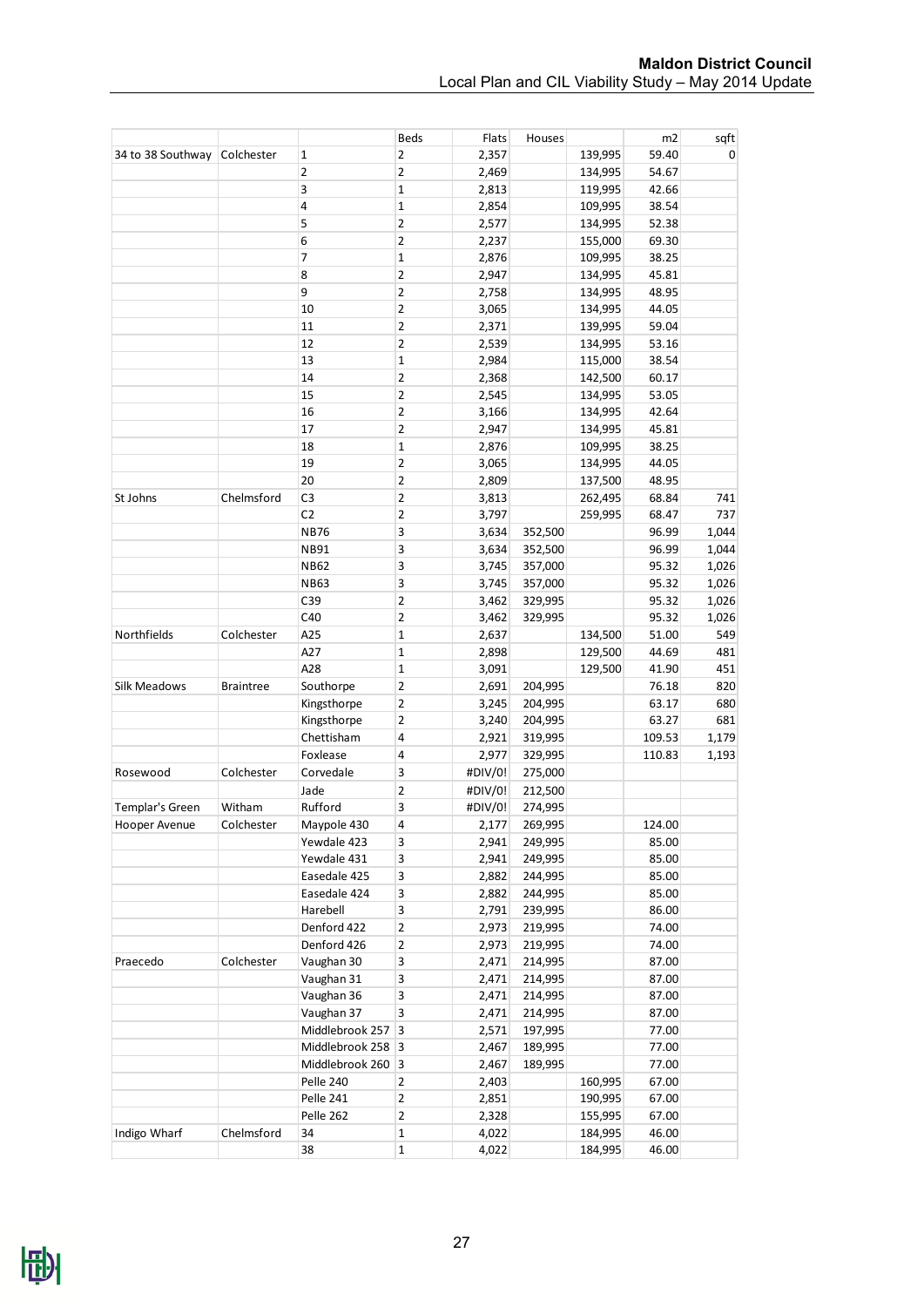| | | | Beds | Flats | Houses | | m2 | sqft |
|---|---|---|---|---|---|---|---|---|
| 34 to 38 Southway | Colchester | 1 | 2 | 2,357 | | 139,995 | 59.40 | 0 |
| | | 2 | 2 | 2,469 | | 134,995 | 54.67 | |
| | | 3 | 1 | 2,813 | | 119,995 | 42.66 | |
| | | 4 | 1 | 2,854 | | 109,995 | 38.54 | |
| | | 5 | 2 | 2,577 | | 134,995 | 52.38 | |
| | | 6 | 2 | 2,237 | | 155,000 | 69.30 | |
| | | 7 | 1 | 2,876 | | 109,995 | 38.25 | |
| | | 8 | 2 | 2,947 | | 134,995 | 45.81 | |
| | | 9 | 2 | 2,758 | | 134,995 | 48.95 | |
| | | 10 | 2 | 3,065 | | 134,995 | 44.05 | |
| | | 11 | 2 | 2,371 | | 139,995 | 59.04 | |
| | | 12 | 2 | 2,539 | | 134,995 | 53.16 | |
| | | 13 | 1 | 2,984 | | 115,000 | 38.54 | |
| | | 14 | 2 | 2,368 | | 142,500 | 60.17 | |
| | | 15 | 2 | 2,545 | | 134,995 | 53.05 | |
| | | 16 | 2 | 3,166 | | 134,995 | 42.64 | |
| | | 17 | 2 | 2,947 | | 134,995 | 45.81 | |
| | | 18 | 1 | 2,876 | | 109,995 | 38.25 | |
| | | 19 | 2 | 3,065 | | 134,995 | 44.05 | |
| | | 20 | 2 | 2,809 | | 137,500 | 48.95 | |
| St Johns | Chelmsford | C3 | 2 | 3,813 | | 262,495 | 68.84 | 741 |
| | | C2 | 2 | 3,797 | | 259,995 | 68.47 | 737 |
| | | NB76 | 3 | 3,634 | 352,500 | | 96.99 | 1,044 |
| | | NB91 | 3 | 3,634 | 352,500 | | 96.99 | 1,044 |
| | | NB62 | 3 | 3,745 | 357,000 | | 95.32 | 1,026 |
| | | NB63 | 3 | 3,745 | 357,000 | | 95.32 | 1,026 |
| | | C39 | 2 | 3,462 | 329,995 | | 95.32 | 1,026 |
| | | C40 | 2 | 3,462 | 329,995 | | 95.32 | 1,026 |
| Northfields | Colchester | A25 | 1 | 2,637 | | 134,500 | 51.00 | 549 |
| | | A27 | 1 | 2,898 | | 129,500 | 44.69 | 481 |
| | | A28 | 1 | 3,091 | | 129,500 | 41.90 | 451 |
| Silk Meadows | Braintree | Southorpe | 2 | 2,691 | 204,995 | | 76.18 | 820 |
| | | Kingsthorpe | 2 | 3,245 | 204,995 | | 63.17 | 680 |
| | | Kingsthorpe | 2 | 3,240 | 204,995 | | 63.27 | 681 |
| | | Chettisham | 4 | 2,921 | 319,995 | | 109.53 | 1,179 |
| | | Foxlease | 4 | 2,977 | 329,995 | | 110.83 | 1,193 |
| Rosewood | Colchester | Corvedale | 3 | #DIV/0! | 275,000 | | | |
| | | Jade | 2 | #DIV/0! | 212,500 | | | |
| Templar's Green | Witham | Rufford | 3 | #DIV/0! | 274,995 | | | |
| Hooper Avenue | Colchester | Maypole 430 | 4 | 2,177 | 269,995 | | 124.00 | |
| | | Yewdale 423 | 3 | 2,941 | 249,995 | | 85.00 | |
| | | Yewdale 431 | 3 | 2,941 | 249,995 | | 85.00 | |
| | | Easedale 425 | 3 | 2,882 | 244,995 | | 85.00 | |
| | | Easedale 424 | 3 | 2,882 | 244,995 | | 85.00 | |
| | | Harebell | 3 | 2,791 | 239,995 | | 86.00 | |
| | | Denford 422 | 2 | 2,973 | 219,995 | | 74.00 | |
| | | Denford 426 | 2 | 2,973 | 219,995 | | 74.00 | |
| Praecedo | Colchester | Vaughan 30 | 3 | 2,471 | 214,995 | | 87.00 | |
| | | Vaughan 31 | 3 | 2,471 | 214,995 | | 87.00 | |
| | | Vaughan 36 | 3 | 2,471 | 214,995 | | 87.00 | |
| | | Vaughan 37 | 3 | 2,471 | 214,995 | | 87.00 | |
| | | Middlebrook 257 | 3 | 2,571 | 197,995 | | 77.00 | |
| | | Middlebrook 258 | 3 | 2,467 | 189,995 | | 77.00 | |
| | | Middlebrook 260 | 3 | 2,467 | 189,995 | | 77.00 | |
| | | Pelle 240 | 2 | 2,403 | | 160,995 | 67.00 | |
| | | Pelle 241 | 2 | 2,851 | | 190,995 | 67.00 | |
| | | Pelle 262 | 2 | 2,328 | | 155,995 | 67.00 | |
| Indigo Wharf | Chelmsford | 34 | 1 | 4,022 | | 184,995 | 46.00 | |
| | | 38 | 1 | 4,022 | | 184,995 | 46.00 | |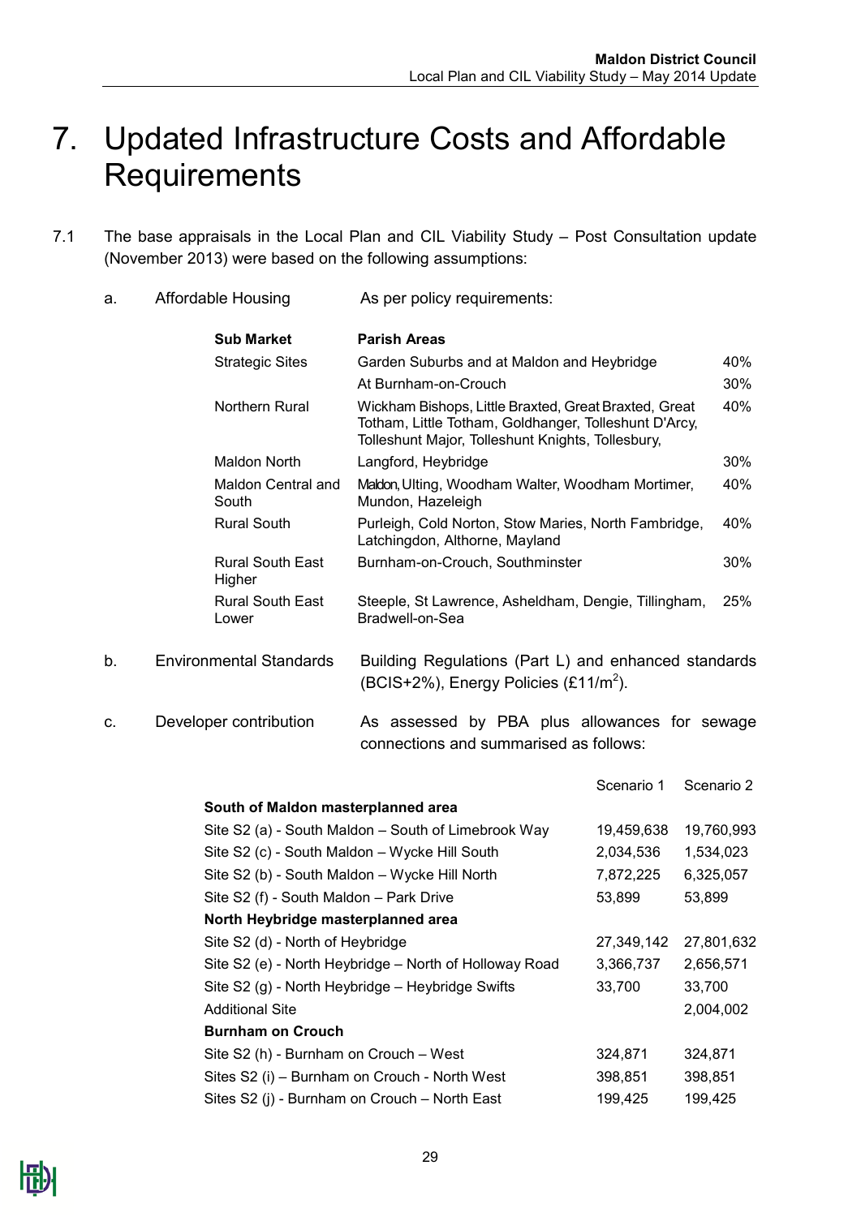# 7. Updated Infrastructure Costs and Affordable Requirements

7.1 The base appraisals in the Local Plan and CIL Viability Study – Post Consultation update (November 2013) were based on the following assumptions:

a. Affordable Housing — As per policy requirements:

| Sub Market | Parish Areas | |
|---|---|---|
| Strategic Sites | Garden Suburbs and at Maldon and Heybridge | 40% |
| | At Burnham-on-Crouch | 30% |
| Northern Rural | Wickham Bishops, Little Braxted, Great Braxted, Great Totham, Little Totham, Goldhanger, Tolleshunt D'Arcy, Tolleshunt Major, Tolleshunt Knights, Tollesbury, | 40% |
| Maldon North | Langford, Heybridge | 30% |
| Maldon Central and South | Maldon, Ulting, Woodham Walter, Woodham Mortimer, Mundon, Hazeleigh | 40% |
| Rural South | Purleigh, Cold Norton, Stow Maries, North Fambridge, Latchingdon, Althorne, Mayland | 40% |
| Rural South East Higher | Burnham-on-Crouch, Southminster | 30% |
| Rural South East Lower | Steeple, St Lawrence, Asheldham, Dengie, Tillingham, Bradwell-on-Sea | 25% |

b. Environmental Standards — Building Regulations (Part L) and enhanced standards (BCIS+2%), Energy Policies (£11/m$^2$).

c. Developer contribution — As assessed by PBA plus allowances for sewage connections and summarised as follows:

| | Scenario 1 | Scenario 2 |
|---|---|---|
| **South of Maldon masterplanned area** | | |
| Site S2 (a) - South Maldon – South of Limebrook Way | 19,459,638 | 19,760,993 |
| Site S2 (c) - South Maldon – Wycke Hill South | 2,034,536 | 1,534,023 |
| Site S2 (b) - South Maldon – Wycke Hill North | 7,872,225 | 6,325,057 |
| Site S2 (f) - South Maldon – Park Drive | 53,899 | 53,899 |
| **North Heybridge masterplanned area** | | |
| Site S2 (d) - North of Heybridge | 27,349,142 | 27,801,632 |
| Site S2 (e) - North Heybridge – North of Holloway Road | 3,366,737 | 2,656,571 |
| Site S2 (g) - North Heybridge – Heybridge Swifts | 33,700 | 33,700 |
| Additional Site | | 2,004,002 |
| **Burnham on Crouch** | | |
| Site S2 (h) - Burnham on Crouch – West | 324,871 | 324,871 |
| Sites S2 (i) – Burnham on Crouch - North West | 398,851 | 398,851 |
| Sites S2 (j) - Burnham on Crouch – North East | 199,425 | 199,425 |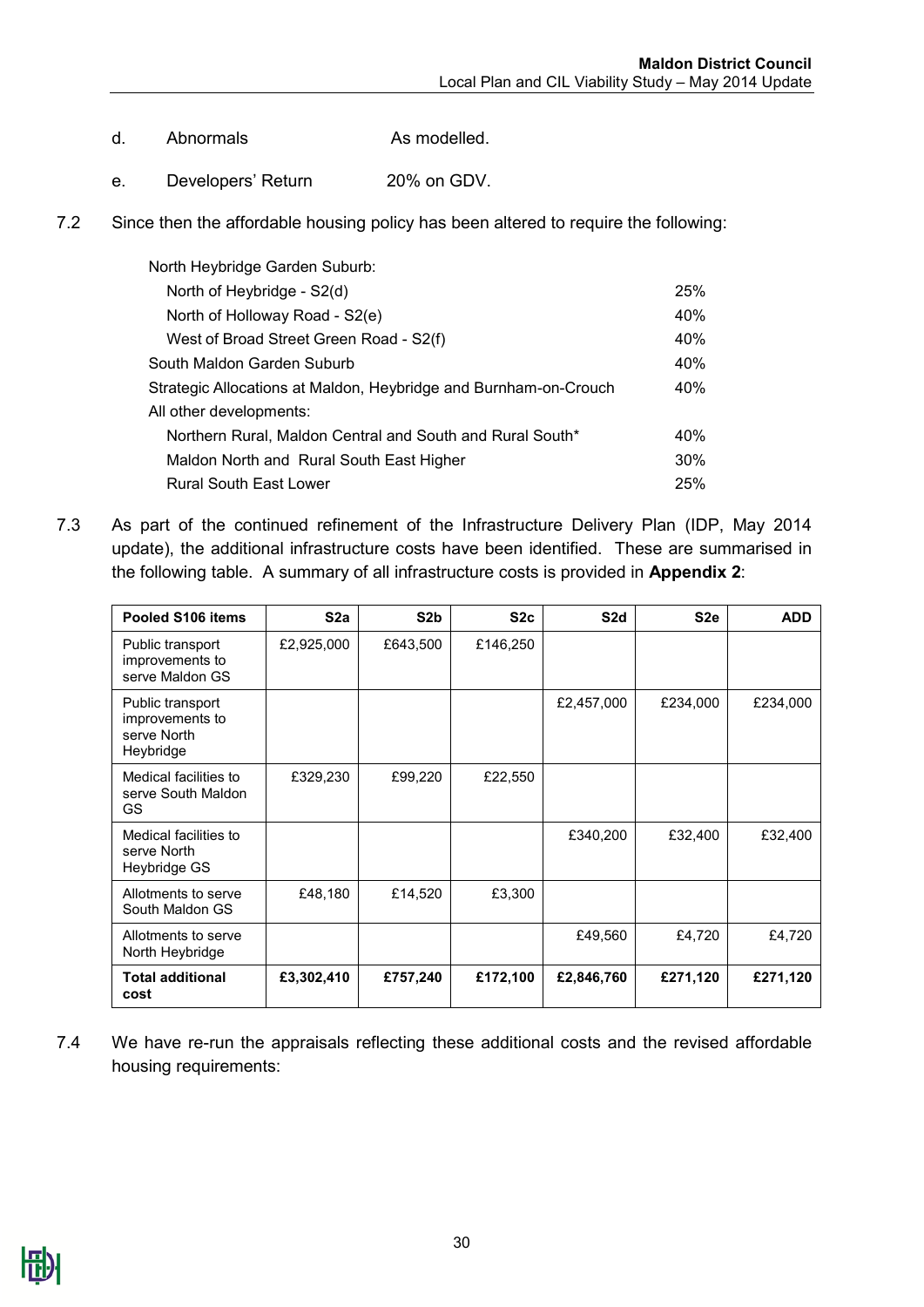d. Abnormals As modelled.

e. Developers' Return 20% on GDV.

7.2 Since then the affordable housing policy has been altered to require the following:

| | |
|---|---|
| North Heybridge Garden Suburb: | |
| North of Heybridge - S2(d) | 25% |
| North of Holloway Road - S2(e) | 40% |
| West of Broad Street Green Road - S2(f) | 40% |
| South Maldon Garden Suburb | 40% |
| Strategic Allocations at Maldon, Heybridge and Burnham-on-Crouch | 40% |
| All other developments: | |
| Northern Rural, Maldon Central and South and Rural South* | 40% |
| Maldon North and Rural South East Higher | 30% |
| Rural South East Lower | 25% |

7.3 As part of the continued refinement of the Infrastructure Delivery Plan (IDP, May 2014 update), the additional infrastructure costs have been identified. These are summarised in the following table. A summary of all infrastructure costs is provided in **Appendix 2**:

| Pooled S106 items | S2a | S2b | S2c | S2d | S2e | ADD |
|---|---|---|---|---|---|---|
| Public transport improvements to serve Maldon GS | £2,925,000 | £643,500 | £146,250 | | | |
| Public transport improvements to serve North Heybridge | | | | £2,457,000 | £234,000 | £234,000 |
| Medical facilities to serve South Maldon GS | £329,230 | £99,220 | £22,550 | | | |
| Medical facilities to serve North Heybridge GS | | | | £340,200 | £32,400 | £32,400 |
| Allotments to serve South Maldon GS | £48,180 | £14,520 | £3,300 | | | |
| Allotments to serve North Heybridge | | | | £49,560 | £4,720 | £4,720 |
| **Total additional cost** | **£3,302,410** | **£757,240** | **£172,100** | **£2,846,760** | **£271,120** | **£271,120** |

7.4 We have re-run the appraisals reflecting these additional costs and the revised affordable housing requirements: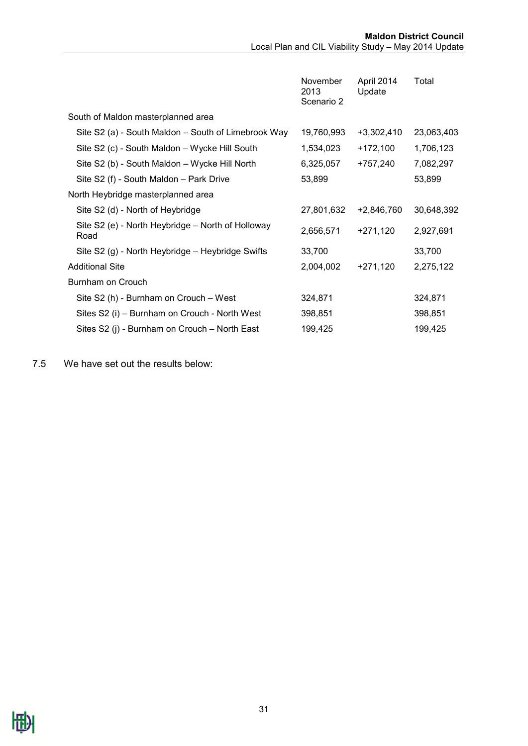| | November 2013 Scenario 2 | April 2014 Update | Total |
|---|---|---|---|
| South of Maldon masterplanned area | | | |
| Site S2 (a) - South Maldon – South of Limebrook Way | 19,760,993 | +3,302,410 | 23,063,403 |
| Site S2 (c) - South Maldon – Wycke Hill South | 1,534,023 | +172,100 | 1,706,123 |
| Site S2 (b) - South Maldon – Wycke Hill North | 6,325,057 | +757,240 | 7,082,297 |
| Site S2 (f) - South Maldon – Park Drive | 53,899 | | 53,899 |
| North Heybridge masterplanned area | | | |
| Site S2 (d) - North of Heybridge | 27,801,632 | +2,846,760 | 30,648,392 |
| Site S2 (e) - North Heybridge – North of Holloway Road | 2,656,571 | +271,120 | 2,927,691 |
| Site S2 (g) - North Heybridge – Heybridge Swifts | 33,700 | | 33,700 |
| Additional Site | 2,004,002 | +271,120 | 2,275,122 |
| Burnham on Crouch | | | |
| Site S2 (h) - Burnham on Crouch – West | 324,871 | | 324,871 |
| Sites S2 (i) – Burnham on Crouch - North West | 398,851 | | 398,851 |
| Sites S2 (j) - Burnham on Crouch – North East | 199,425 | | 199,425 |

7.5 We have set out the results below: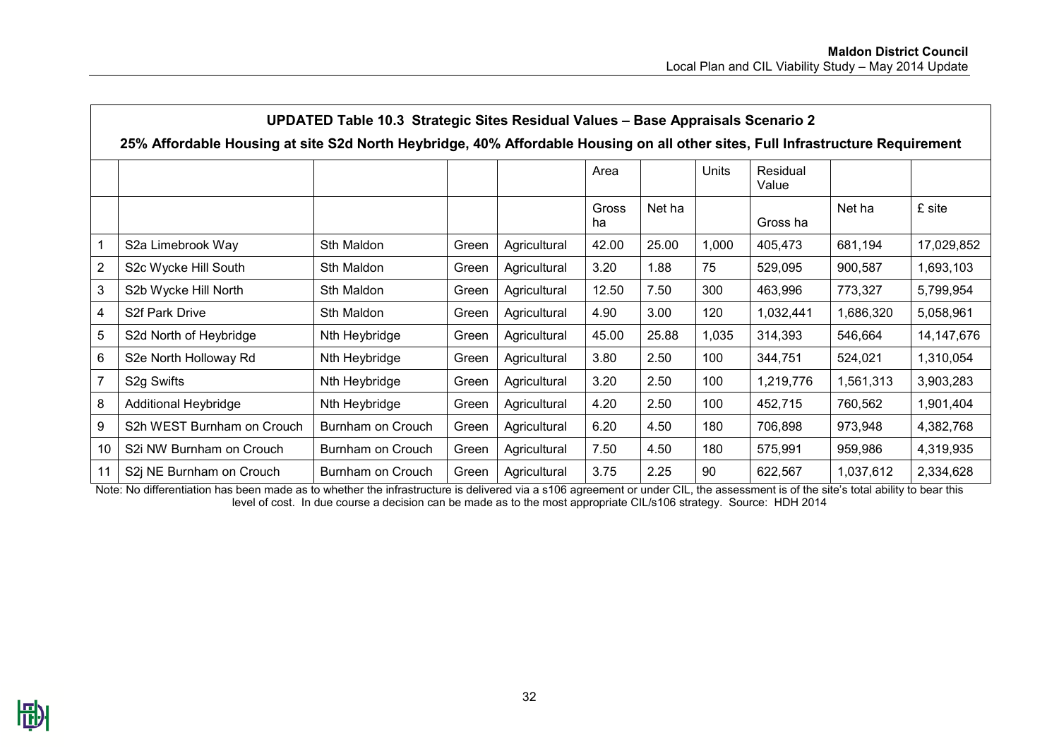**UPDATED Table 10.3 Strategic Sites Residual Values – Base Appraisals Scenario 2**

**25% Affordable Housing at site S2d North Heybridge, 40% Affordable Housing on all other sites, Full Infrastructure Requirement**

| | | | | | Area | | Units | Residual Value | | |
|---|---|---|---|---|---|---|---|---|---|---|
| | | | | | Gross ha | Net ha | | Gross ha | Net ha | £ site |
| 1 | S2a Limebrook Way | Sth Maldon | Green | Agricultural | 42.00 | 25.00 | 1,000 | 405,473 | 681,194 | 17,029,852 |
| 2 | S2c Wycke Hill South | Sth Maldon | Green | Agricultural | 3.20 | 1.88 | 75 | 529,095 | 900,587 | 1,693,103 |
| 3 | S2b Wycke Hill North | Sth Maldon | Green | Agricultural | 12.50 | 7.50 | 300 | 463,996 | 773,327 | 5,799,954 |
| 4 | S2f Park Drive | Sth Maldon | Green | Agricultural | 4.90 | 3.00 | 120 | 1,032,441 | 1,686,320 | 5,058,961 |
| 5 | S2d North of Heybridge | Nth Heybridge | Green | Agricultural | 45.00 | 25.88 | 1,035 | 314,393 | 546,664 | 14,147,676 |
| 6 | S2e North Holloway Rd | Nth Heybridge | Green | Agricultural | 3.80 | 2.50 | 100 | 344,751 | 524,021 | 1,310,054 |
| 7 | S2g Swifts | Nth Heybridge | Green | Agricultural | 3.20 | 2.50 | 100 | 1,219,776 | 1,561,313 | 3,903,283 |
| 8 | Additional Heybridge | Nth Heybridge | Green | Agricultural | 4.20 | 2.50 | 100 | 452,715 | 760,562 | 1,901,404 |
| 9 | S2h WEST Burnham on Crouch | Burnham on Crouch | Green | Agricultural | 6.20 | 4.50 | 180 | 706,898 | 973,948 | 4,382,768 |
| 10 | S2i NW Burnham on Crouch | Burnham on Crouch | Green | Agricultural | 7.50 | 4.50 | 180 | 575,991 | 959,986 | 4,319,935 |
| 11 | S2j NE Burnham on Crouch | Burnham on Crouch | Green | Agricultural | 3.75 | 2.25 | 90 | 622,567 | 1,037,612 | 2,334,628 |

Note: No differentiation has been made as to whether the infrastructure is delivered via a s106 agreement or under CIL, the assessment is of the site's total ability to bear this level of cost. In due course a decision can be made as to the most appropriate CIL/s106 strategy. Source: HDH 2014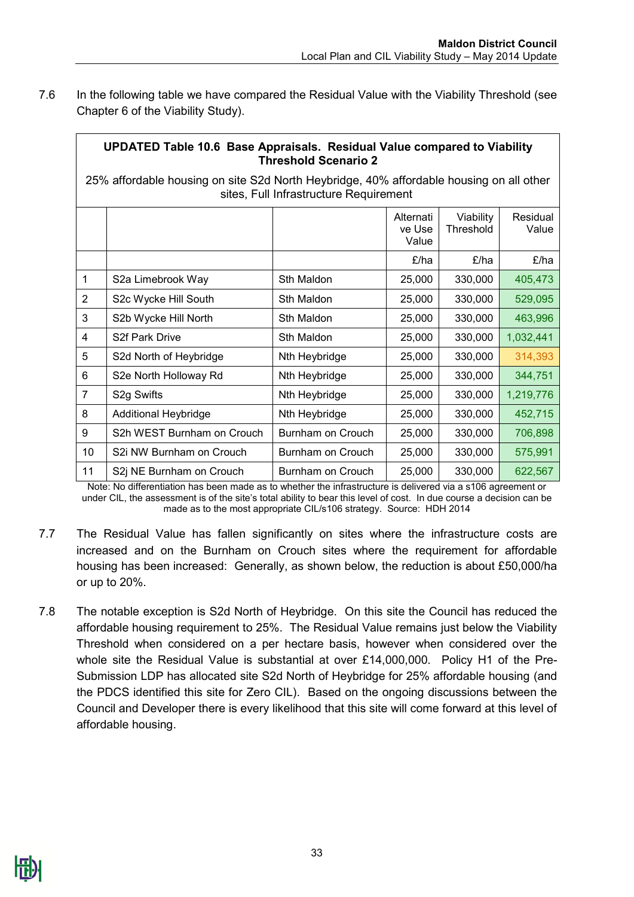7.6 In the following table we have compared the Residual Value with the Viability Threshold (see Chapter 6 of the Viability Study).

**UPDATED Table 10.6 Base Appraisals. Residual Value compared to Viability Threshold Scenario 2**

25% affordable housing on site S2d North Heybridge, 40% affordable housing on all other sites, Full Infrastructure Requirement

| | | | Alternative Use Value | Viability Threshold | Residual Value |
|---|---|---|---|---|---|
| | | | £/ha | £/ha | £/ha |
| 1 | S2a Limebrook Way | Sth Maldon | 25,000 | 330,000 | 405,473 |
| 2 | S2c Wycke Hill South | Sth Maldon | 25,000 | 330,000 | 529,095 |
| 3 | S2b Wycke Hill North | Sth Maldon | 25,000 | 330,000 | 463,996 |
| 4 | S2f Park Drive | Sth Maldon | 25,000 | 330,000 | 1,032,441 |
| 5 | S2d North of Heybridge | Nth Heybridge | 25,000 | 330,000 | 314,393 |
| 6 | S2e North Holloway Rd | Nth Heybridge | 25,000 | 330,000 | 344,751 |
| 7 | S2g Swifts | Nth Heybridge | 25,000 | 330,000 | 1,219,776 |
| 8 | Additional Heybridge | Nth Heybridge | 25,000 | 330,000 | 452,715 |
| 9 | S2h WEST Burnham on Crouch | Burnham on Crouch | 25,000 | 330,000 | 706,898 |
| 10 | S2i NW Burnham on Crouch | Burnham on Crouch | 25,000 | 330,000 | 575,991 |
| 11 | S2j NE Burnham on Crouch | Burnham on Crouch | 25,000 | 330,000 | 622,567 |

Note: No differentiation has been made as to whether the infrastructure is delivered via a s106 agreement or under CIL, the assessment is of the site's total ability to bear this level of cost. In due course a decision can be made as to the most appropriate CIL/s106 strategy. Source: HDH 2014

7.7 The Residual Value has fallen significantly on sites where the infrastructure costs are increased and on the Burnham on Crouch sites where the requirement for affordable housing has been increased: Generally, as shown below, the reduction is about £50,000/ha or up to 20%.

7.8 The notable exception is S2d North of Heybridge. On this site the Council has reduced the affordable housing requirement to 25%. The Residual Value remains just below the Viability Threshold when considered on a per hectare basis, however when considered over the whole site the Residual Value is substantial at over £14,000,000. Policy H1 of the Pre-Submission LDP has allocated site S2d North of Heybridge for 25% affordable housing (and the PDCS identified this site for Zero CIL). Based on the ongoing discussions between the Council and Developer there is every likelihood that this site will come forward at this level of affordable housing.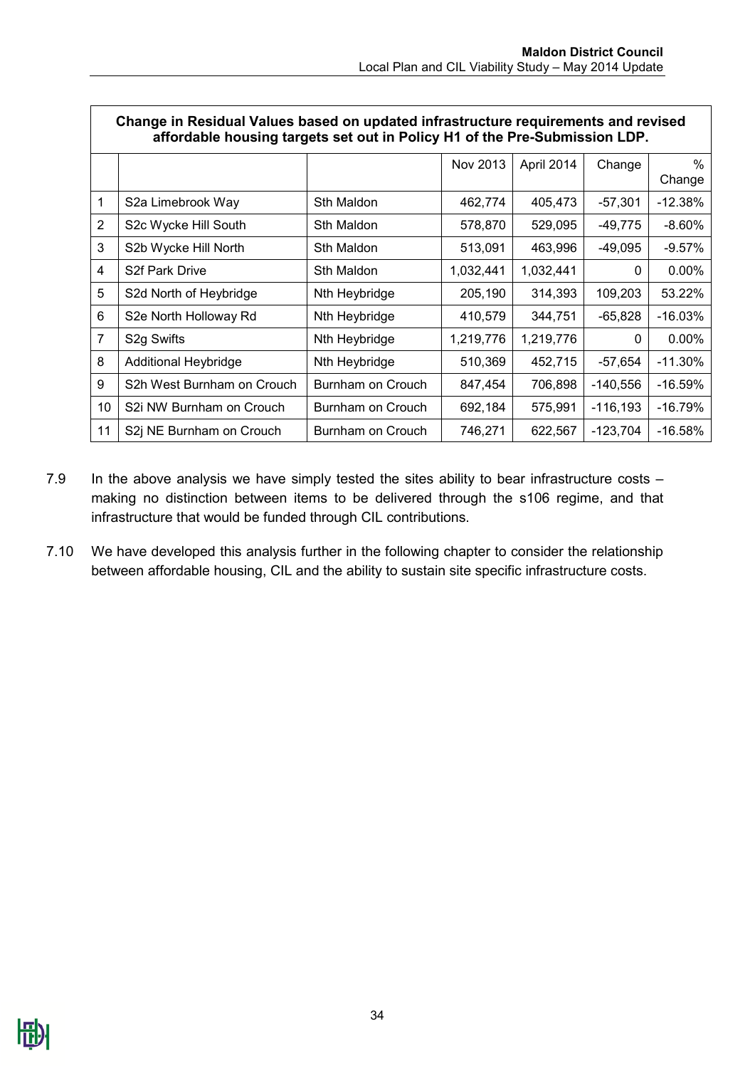| Change in Residual Values based on updated infrastructure requirements and revised affordable housing targets set out in Policy H1 of the Pre-Submission LDP. | | | | | | |
|---|---|---|---|---|---|---|
| | | | Nov 2013 | April 2014 | Change | % Change |
| 1 | S2a Limebrook Way | Sth Maldon | 462,774 | 405,473 | -57,301 | -12.38% |
| 2 | S2c Wycke Hill South | Sth Maldon | 578,870 | 529,095 | -49,775 | -8.60% |
| 3 | S2b Wycke Hill North | Sth Maldon | 513,091 | 463,996 | -49,095 | -9.57% |
| 4 | S2f Park Drive | Sth Maldon | 1,032,441 | 1,032,441 | 0 | 0.00% |
| 5 | S2d North of Heybridge | Nth Heybridge | 205,190 | 314,393 | 109,203 | 53.22% |
| 6 | S2e North Holloway Rd | Nth Heybridge | 410,579 | 344,751 | -65,828 | -16.03% |
| 7 | S2g Swifts | Nth Heybridge | 1,219,776 | 1,219,776 | 0 | 0.00% |
| 8 | Additional Heybridge | Nth Heybridge | 510,369 | 452,715 | -57,654 | -11.30% |
| 9 | S2h West Burnham on Crouch | Burnham on Crouch | 847,454 | 706,898 | -140,556 | -16.59% |
| 10 | S2i NW Burnham on Crouch | Burnham on Crouch | 692,184 | 575,991 | -116,193 | -16.79% |
| 11 | S2j NE Burnham on Crouch | Burnham on Crouch | 746,271 | 622,567 | -123,704 | -16.58% |

7.9 In the above analysis we have simply tested the sites ability to bear infrastructure costs – making no distinction between items to be delivered through the s106 regime, and that infrastructure that would be funded through CIL contributions.

7.10 We have developed this analysis further in the following chapter to consider the relationship between affordable housing, CIL and the ability to sustain site specific infrastructure costs.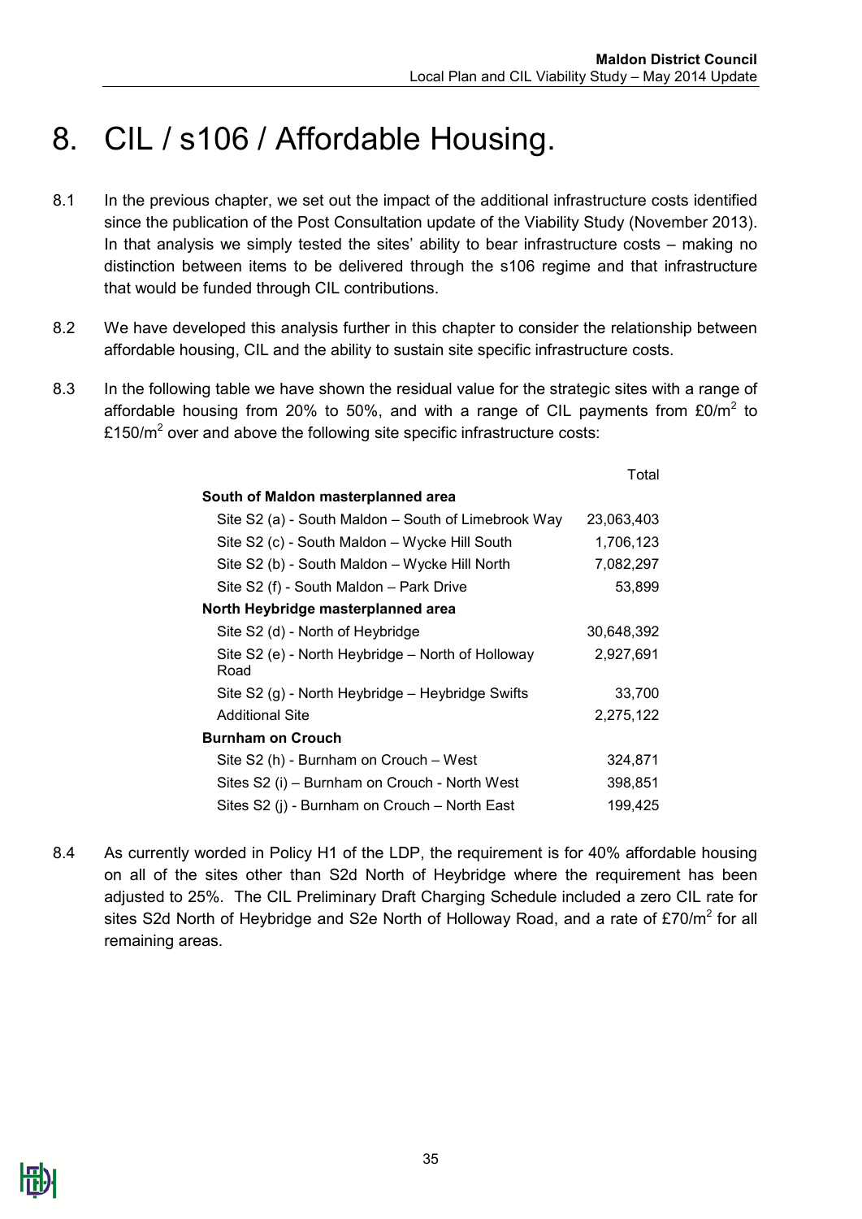# 8. CIL / s106 / Affordable Housing.

8.1 In the previous chapter, we set out the impact of the additional infrastructure costs identified since the publication of the Post Consultation update of the Viability Study (November 2013). In that analysis we simply tested the sites' ability to bear infrastructure costs – making no distinction between items to be delivered through the s106 regime and that infrastructure that would be funded through CIL contributions.

8.2 We have developed this analysis further in this chapter to consider the relationship between affordable housing, CIL and the ability to sustain site specific infrastructure costs.

8.3 In the following table we have shown the residual value for the strategic sites with a range of affordable housing from 20% to 50%, and with a range of CIL payments from £0/m$^2$ to £150/m$^2$ over and above the following site specific infrastructure costs:

| | Total |
|---|---|
| **South of Maldon masterplanned area** | |
| Site S2 (a) - South Maldon – South of Limebrook Way | 23,063,403 |
| Site S2 (c) - South Maldon – Wycke Hill South | 1,706,123 |
| Site S2 (b) - South Maldon – Wycke Hill North | 7,082,297 |
| Site S2 (f) - South Maldon – Park Drive | 53,899 |
| **North Heybridge masterplanned area** | |
| Site S2 (d) - North of Heybridge | 30,648,392 |
| Site S2 (e) - North Heybridge – North of Holloway Road | 2,927,691 |
| Site S2 (g) - North Heybridge – Heybridge Swifts | 33,700 |
| Additional Site | 2,275,122 |
| **Burnham on Crouch** | |
| Site S2 (h) - Burnham on Crouch – West | 324,871 |
| Sites S2 (i) – Burnham on Crouch - North West | 398,851 |
| Sites S2 (j) - Burnham on Crouch – North East | 199,425 |

8.4 As currently worded in Policy H1 of the LDP, the requirement is for 40% affordable housing on all of the sites other than S2d North of Heybridge where the requirement has been adjusted to 25%. The CIL Preliminary Draft Charging Schedule included a zero CIL rate for sites S2d North of Heybridge and S2e North of Holloway Road, and a rate of £70/m$^2$ for all remaining areas.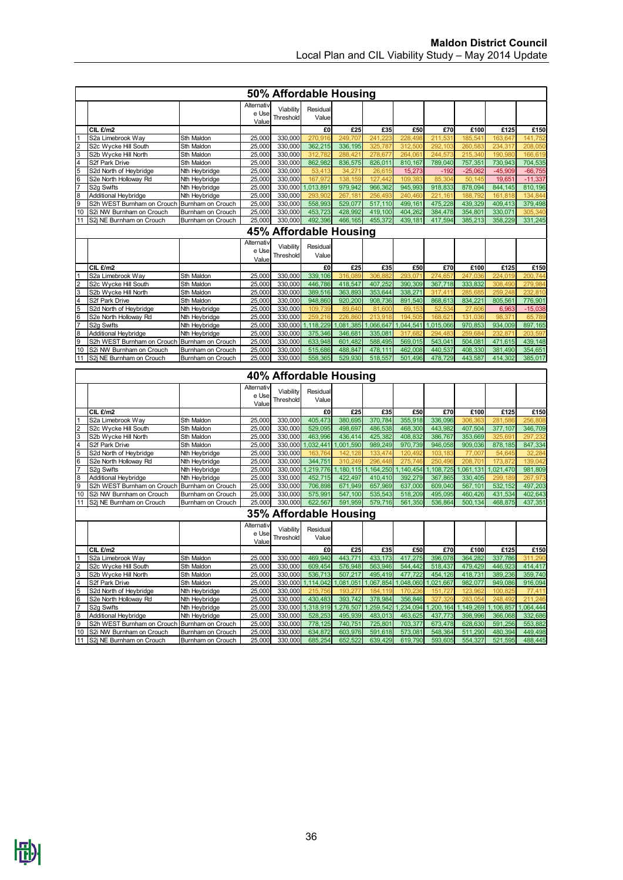## 50% Affordable Housing

| | | | Alternative Use Value | Viability Threshold | Residual Value | | | | | | | |
|---|---|---|---|---|---|---|---|---|---|---|---|---|
| | CIL £/m2 | | | | £0 | £25 | £35 | £50 | £70 | £100 | £125 | £150 |
| 1 | S2a Limebrook Way | Sth Maldon | 25,000 | 330,000 | 270,916 | 249,707 | 241,223 | 228,498 | 211,531 | 185,541 | 163,647 | 141,752 |
| 2 | S2c Wycke Hill South | Sth Maldon | 25,000 | 330,000 | 362,215 | 336,195 | 325,787 | 312,500 | 292,103 | 260,583 | 234,317 | 208,050 |
| 3 | S2b Wycke Hill North | Sth Maldon | 25,000 | 330,000 | 312,782 | 288,421 | 278,677 | 264,061 | 244,573 | 215,340 | 190,980 | 166,619 |
| 4 | S2f Park Drive | Sth Maldon | 25,000 | 330,000 | 862,982 | 836,575 | 826,011 | 810,167 | 789,040 | 757,351 | 730,943 | 704,535 |
| 5 | S2d North of Heybridge | Nth Heybridge | 25,000 | 330,000 | 53,413 | 34,271 | 26,615 | 15,273 | -192 | -25,062 | -45,909 | -66,755 |
| 6 | S2e North Holloway Rd | Nth Heybridge | 25,000 | 330,000 | 167,972 | 138,159 | 127,442 | 109,383 | 85,304 | 50,145 | 19,651 | -11,337 |
| 7 | S2g Swifts | Nth Heybridge | 25,000 | 330,000 | 1,013,891 | 979,942 | 966,362 | 945,993 | 918,833 | 878,094 | 844,145 | 810,196 |
| 8 | Additional Heybridge | Nth Heybridge | 25,000 | 330,000 | 293,902 | 267,181 | 256,493 | 240,460 | 221,161 | 188,792 | 161,818 | 134,844 |
| 9 | S2h WEST Burnham on Crouch | Burnham on Crouch | 25,000 | 330,000 | 558,993 | 529,077 | 517,110 | 499,161 | 475,228 | 439,329 | 409,413 | 379,498 |
| 10 | S2i NW Burnham on Crouch | Burnham on Crouch | 25,000 | 330,000 | 453,723 | 428,992 | 419,100 | 404,262 | 384,478 | 354,801 | 330,071 | 305,340 |
| 11 | S2j NE Burnham on Crouch | Burnham on Crouch | 25,000 | 330,000 | 492,396 | 466,165 | 455,372 | 439,181 | 417,594 | 385,213 | 358,229 | 331,245 |

## 45% Affordable Housing

| | | | Alternative Use Value | Viability Threshold | Residual Value | | | | | | | |
|---|---|---|---|---|---|---|---|---|---|---|---|---|
| | CIL £/m2 | | | | £0 | £25 | £35 | £50 | £70 | £100 | £125 | £150 |
| 1 | S2a Limebrook Way | Sth Maldon | 25,000 | 330,000 | 339,106 | 316,089 | 306,882 | 293,071 | 274,657 | 247,036 | 224,019 | 200,744 |
| 2 | S2c Wycke Hill South | Sth Maldon | 25,000 | 330,000 | 446,786 | 418,547 | 407,252 | 390,309 | 367,718 | 333,832 | 308,490 | 279,984 |
| 3 | S2b Wycke Hill North | Sth Maldon | 25,000 | 330,000 | 389,516 | 363,893 | 353,644 | 338,271 | 317,411 | 285,685 | 259,248 | 232,810 |
| 4 | S2f Park Drive | Sth Maldon | 25,000 | 330,000 | 948,860 | 920,200 | 908,736 | 891,540 | 868,613 | 834,221 | 805,561 | 776,901 |
| 5 | S2d North of Heybridge | Nth Heybridge | 25,000 | 330,000 | 109,739 | 89,640 | 81,600 | 69,153 | 52,534 | 27,606 | 6,963 | -15,038 |
| 6 | S2e North Holloway Rd | Nth Heybridge | 25,000 | 330,000 | 259,216 | 226,860 | 213,918 | 194,505 | 168,621 | 131,036 | 98,371 | 65,789 |
| 7 | S2g Swifts | Nth Heybridge | 25,000 | 330,000 | 1,118,229 | 1,081,385 | 1,066,647 | 1,044,541 | 1,015,066 | 970,853 | 934,009 | 897,165 |
| 8 | Additional Heybridge | Nth Heybridge | 25,000 | 330,000 | 375,346 | 346,681 | 335,081 | 317,682 | 294,483 | 259,684 | 232,871 | 203,597 |
| 9 | S2h WEST Burnham on Crouch | Burnham on Crouch | 25,000 | 330,000 | 633,948 | 601,482 | 588,495 | 569,015 | 543,041 | 504,081 | 471,615 | 439,148 |
| 10 | S2i NW Burnham on Crouch | Burnham on Crouch | 25,000 | 330,000 | 515,686 | 488,847 | 478,111 | 462,008 | 440,537 | 408,330 | 381,490 | 354,651 |
| 11 | S2j NE Burnham on Crouch | Burnham on Crouch | 25,000 | 330,000 | 558,365 | 529,930 | 518,557 | 501,496 | 478,729 | 443,587 | 414,302 | 385,017 |

## 40% Affordable Housing

| | | | Alternative Use Value | Viability Threshold | Residual Value | | | | | | | |
|---|---|---|---|---|---|---|---|---|---|---|---|---|
| | CIL £/m2 | | | | £0 | £25 | £35 | £50 | £70 | £100 | £125 | £150 |
| 1 | S2a Limebrook Way | Sth Maldon | 25,000 | 330,000 | 405,473 | 380,695 | 370,784 | 355,918 | 336,096 | 306,363 | 281,586 | 256,808 |
| 2 | S2c Wycke Hill South | Sth Maldon | 25,000 | 330,000 | 529,095 | 498,697 | 486,538 | 468,300 | 443,982 | 407,504 | 377,107 | 346,709 |
| 3 | S2b Wycke Hill North | Sth Maldon | 25,000 | 330,000 | 463,996 | 436,414 | 425,382 | 408,832 | 386,767 | 353,669 | 325,691 | 297,232 |
| 4 | S2f Park Drive | Sth Maldon | 25,000 | 330,000 | 1,032,441 | 1,001,590 | 989,249 | 970,739 | 946,058 | 909,036 | 878,185 | 847,334 |
| 5 | S2d North of Heybridge | Nth Heybridge | 25,000 | 330,000 | 163,764 | 142,128 | 133,474 | 120,492 | 103,183 | 77,007 | 54,645 | 32,284 |
| 6 | S2e North Holloway Rd | Nth Heybridge | 25,000 | 330,000 | 344,751 | 310,249 | 296,448 | 275,746 | 250,496 | 208,701 | 173,872 | 139,042 |
| 7 | S2g Swifts | Nth Heybridge | 25,000 | 330,000 | 1,219,776 | 1,180,115 | 1,164,250 | 1,140,454 | 1,108,725 | 1,061,131 | 1,021,470 | 981,809 |
| 8 | Additional Heybridge | Nth Heybridge | 25,000 | 330,000 | 452,715 | 422,497 | 410,410 | 392,279 | 367,865 | 330,405 | 299,189 | 267,973 |
| 9 | S2h WEST Burnham on Crouch | Burnham on Crouch | 25,000 | 330,000 | 706,898 | 671,949 | 657,969 | 637,000 | 609,040 | 567,101 | 532,152 | 497,203 |
| 10 | S2i NW Burnham on Crouch | Burnham on Crouch | 25,000 | 330,000 | 575,991 | 547,100 | 535,543 | 518,209 | 495,095 | 460,426 | 431,534 | 402,643 |
| 11 | S2j NE Burnham on Crouch | Burnham on Crouch | 25,000 | 330,000 | 622,567 | 591,959 | 579,716 | 561,350 | 536,864 | 500,134 | 468,875 | 437,351 |

## 35% Affordable Housing

| | | | Alternative Use Value | Viability Threshold | Residual Value | | | | | | | |
|---|---|---|---|---|---|---|---|---|---|---|---|---|
| | CIL £/m2 | | | | £0 | £25 | £35 | £50 | £70 | £100 | £125 | £150 |
| 1 | S2a Limebrook Way | Sth Maldon | 25,000 | 330,000 | 469,940 | 443,771 | 433,173 | 417,275 | 396,078 | 364,282 | 337,786 | 311,290 |
| 2 | S2c Wycke Hill South | Sth Maldon | 25,000 | 330,000 | 609,454 | 576,948 | 563,946 | 544,442 | 518,437 | 479,429 | 446,923 | 414,417 |
| 3 | S2b Wycke Hill North | Sth Maldon | 25,000 | 330,000 | 536,713 | 507,217 | 495,419 | 477,722 | 454,126 | 418,731 | 389,236 | 359,740 |
| 4 | S2f Park Drive | Sth Maldon | 25,000 | 330,000 | 1,114,042 | 1,081,051 | 1,067,854 | 1,048,060 | 1,021,667 | 982,077 | 949,086 | 916,094 |
| 5 | S2d North of Heybridge | Nth Heybridge | 25,000 | 330,000 | 215,756 | 193,277 | 184,119 | 170,236 | 151,727 | 123,962 | 100,825 | 77,411 |
| 6 | S2e North Holloway Rd | Nth Heybridge | 25,000 | 330,000 | 430,483 | 393,742 | 378,984 | 356,846 | 327,329 | 283,054 | 248,492 | 211,246 |
| 7 | S2g Swifts | Nth Heybridge | 25,000 | 330,000 | 1,318,919 | 1,276,507 | 1,259,542 | 1,234,094 | 1,200,164 | 1,149,269 | 1,106,857 | 1,064,444 |
| 8 | Additional Heybridge | Nth Heybridge | 25,000 | 330,000 | 528,253 | 495,939 | 483,013 | 463,625 | 437,773 | 398,996 | 366,068 | 332,686 |
| 9 | S2h WEST Burnham on Crouch | Burnham on Crouch | 25,000 | 330,000 | 778,125 | 740,751 | 725,801 | 703,377 | 673,478 | 628,630 | 591,256 | 553,882 |
| 10 | S2i NW Burnham on Crouch | Burnham on Crouch | 25,000 | 330,000 | 634,872 | 603,976 | 591,618 | 573,081 | 548,364 | 511,290 | 480,394 | 449,498 |
| 11 | S2j NE Burnham on Crouch | Burnham on Crouch | 25,000 | 330,000 | 685,254 | 652,522 | 639,429 | 619,790 | 593,605 | 554,327 | 521,595 | 488,445 |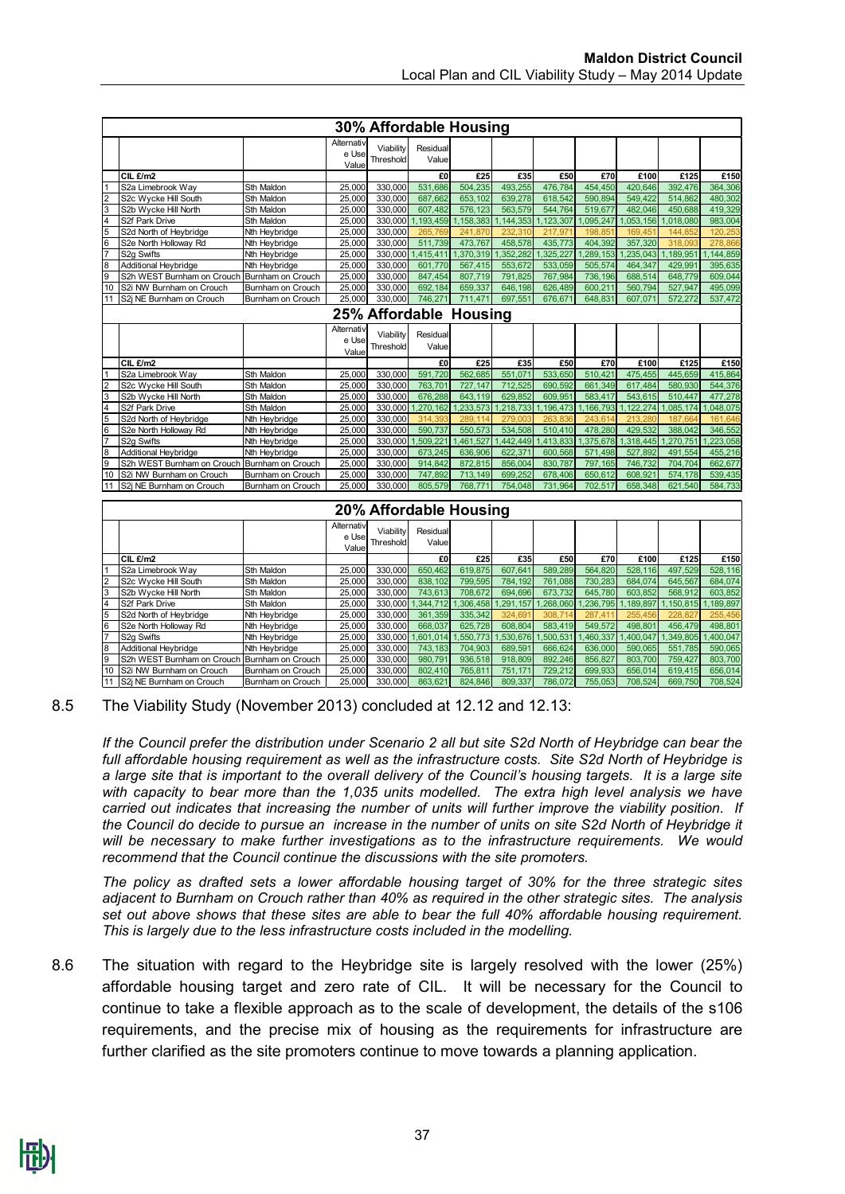## 30% Affordable Housing

| | | | Alternative Use Value | Viability Threshold | Residual Value | | | | | | | |
|---|---|---|---|---|---|---|---|---|---|---|---|---|
| | CIL £/m2 | | | | £0 | £25 | £35 | £50 | £70 | £100 | £125 | £150 |
| 1 | S2a Limebrook Way | Sth Maldon | 25,000 | 330,000 | 531,686 | 504,235 | 493,255 | 476,784 | 454,450 | 420,646 | 392,476 | 364,306 |
| 2 | S2c Wycke Hill South | Sth Maldon | 25,000 | 330,000 | 687,662 | 653,102 | 639,278 | 618,542 | 590,894 | 549,422 | 514,862 | 480,302 |
| 3 | S2b Wycke Hill North | Sth Maldon | 25,000 | 330,000 | 607,482 | 576,123 | 563,579 | 544,764 | 519,677 | 482,046 | 450,688 | 419,329 |
| 4 | S2f Park Drive | Sth Maldon | 25,000 | 330,000 | 1,193,459 | 1,158,383 | 1,144,353 | 1,123,307 | 1,095,247 | 1,053,156 | 1,018,080 | 983,004 |
| 5 | S2d North of Heybridge | Nth Heybridge | 25,000 | 330,000 | 265,769 | 241,870 | 232,310 | 217,971 | 198,851 | 169,451 | 144,852 | 120,253 |
| 6 | S2e North Holloway Rd | Nth Heybridge | 25,000 | 330,000 | 511,739 | 473,767 | 458,578 | 435,773 | 404,392 | 357,320 | 318,093 | 278,866 |
| 7 | S2g Swifts | Nth Heybridge | 25,000 | 330,000 | 1,415,411 | 1,370,319 | 1,352,282 | 1,325,227 | 1,289,153 | 1,235,043 | 1,189,951 | 1,144,859 |
| 8 | Additional Heybridge | Nth Heybridge | 25,000 | 330,000 | 601,770 | 567,415 | 553,672 | 533,059 | 505,574 | 464,347 | 429,991 | 395,635 |
| 9 | S2h WEST Burnham on Crouch | Burnham on Crouch | 25,000 | 330,000 | 847,454 | 807,719 | 791,825 | 767,984 | 736,196 | 688,514 | 648,779 | 609,044 |
| 10 | S2i NW Burnham on Crouch | Burnham on Crouch | 25,000 | 330,000 | 692,184 | 659,337 | 646,198 | 626,489 | 600,211 | 560,794 | 527,947 | 495,099 |
| 11 | S2j NE Burnham on Crouch | Burnham on Crouch | 25,000 | 330,000 | 746,271 | 711,471 | 697,551 | 676,671 | 648,831 | 607,071 | 572,272 | 537,472 |

## 25% Affordable Housing

| | | | Alternative Use Value | Viability Threshold | Residual Value | | | | | | | |
|---|---|---|---|---|---|---|---|---|---|---|---|---|
| | CIL £/m2 | | | | £0 | £25 | £35 | £50 | £70 | £100 | £125 | £150 |
| 1 | S2a Limebrook Way | Sth Maldon | 25,000 | 330,000 | 591,720 | 562,685 | 551,071 | 533,650 | 510,421 | 475,455 | 445,659 | 415,864 |
| 2 | S2c Wycke Hill South | Sth Maldon | 25,000 | 330,000 | 763,701 | 727,147 | 712,525 | 690,592 | 661,349 | 617,484 | 580,930 | 544,376 |
| 3 | S2b Wycke Hill North | Sth Maldon | 25,000 | 330,000 | 676,288 | 643,119 | 629,852 | 609,951 | 583,417 | 543,615 | 510,447 | 477,278 |
| 4 | S2f Park Drive | Sth Maldon | 25,000 | 330,000 | 1,270,162 | 1,233,573 | 1,218,733 | 1,196,473 | 1,166,793 | 1,122,274 | 1,085,174 | 1,048,075 |
| 5 | S2d North of Heybridge | Nth Heybridge | 25,000 | 330,000 | 314,393 | 289,114 | 279,003 | 263,836 | 243,614 | 213,280 | 187,664 | 161,646 |
| 6 | S2e North Holloway Rd | Nth Heybridge | 25,000 | 330,000 | 590,737 | 550,573 | 534,508 | 510,410 | 478,280 | 429,532 | 388,042 | 346,552 |
| 7 | S2g Swifts | Nth Heybridge | 25,000 | 330,000 | 1,509,221 | 1,461,527 | 1,442,449 | 1,413,833 | 1,375,678 | 1,318,445 | 1,270,751 | 1,223,058 |
| 8 | Additional Heybridge | Nth Heybridge | 25,000 | 330,000 | 673,245 | 636,906 | 622,371 | 600,568 | 571,498 | 527,892 | 491,554 | 455,216 |
| 9 | S2h WEST Burnham on Crouch | Burnham on Crouch | 25,000 | 330,000 | 914,842 | 872,815 | 856,004 | 830,787 | 797,165 | 746,732 | 704,704 | 662,677 |
| 10 | S2i NW Burnham on Crouch | Burnham on Crouch | 25,000 | 330,000 | 747,892 | 713,149 | 699,252 | 678,406 | 650,612 | 608,921 | 574,178 | 539,435 |
| 11 | S2j NE Burnham on Crouch | Burnham on Crouch | 25,000 | 330,000 | 805,579 | 768,771 | 754,048 | 731,964 | 702,517 | 658,348 | 621,540 | 584,733 |

## 20% Affordable Housing

| | | | Alternative Use Value | Viability Threshold | Residual Value | | | | | | | |
|---|---|---|---|---|---|---|---|---|---|---|---|---|
| | CIL £/m2 | | | | £0 | £25 | £35 | £50 | £70 | £100 | £125 | £150 |
| 1 | S2a Limebrook Way | Sth Maldon | 25,000 | 330,000 | 650,462 | 619,875 | 607,641 | 589,289 | 564,820 | 528,116 | 497,529 | 528,116 |
| 2 | S2c Wycke Hill South | Sth Maldon | 25,000 | 330,000 | 838,102 | 799,595 | 784,192 | 761,088 | 730,283 | 684,074 | 645,567 | 684,074 |
| 3 | S2b Wycke Hill North | Sth Maldon | 25,000 | 330,000 | 743,613 | 708,672 | 694,696 | 673,732 | 645,780 | 603,852 | 568,912 | 603,852 |
| 4 | S2f Park Drive | Sth Maldon | 25,000 | 330,000 | 1,344,712 | 1,306,458 | 1,291,157 | 1,268,060 | 1,236,795 | 1,189,897 | 1,150,815 | 1,189,897 |
| 5 | S2d North of Heybridge | Nth Heybridge | 25,000 | 330,000 | 361,359 | 335,342 | 324,691 | 308,714 | 287,411 | 255,456 | 228,827 | 255,456 |
| 6 | S2e North Holloway Rd | Nth Heybridge | 25,000 | 330,000 | 668,037 | 625,728 | 608,804 | 583,419 | 549,572 | 498,801 | 456,479 | 498,801 |
| 7 | S2g Swifts | Nth Heybridge | 25,000 | 330,000 | 1,601,014 | 1,550,773 | 1,530,676 | 1,500,531 | 1,460,337 | 1,400,047 | 1,349,805 | 1,400,047 |
| 8 | Additional Heybridge | Nth Heybridge | 25,000 | 330,000 | 743,183 | 704,903 | 689,591 | 666,624 | 636,000 | 590,065 | 551,785 | 590,065 |
| 9 | S2h WEST Burnham on Crouch | Burnham on Crouch | 25,000 | 330,000 | 980,791 | 936,518 | 918,809 | 892,246 | 856,827 | 803,700 | 759,427 | 803,700 |
| 10 | S2i NW Burnham on Crouch | Burnham on Crouch | 25,000 | 330,000 | 802,410 | 765,811 | 751,171 | 729,212 | 699,933 | 656,014 | 619,415 | 656,014 |
| 11 | S2j NE Burnham on Crouch | Burnham on Crouch | 25,000 | 330,000 | 863,621 | 824,846 | 809,337 | 786,072 | 755,053 | 708,524 | 669,750 | 708,524 |

8.5 The Viability Study (November 2013) concluded at 12.12 and 12.13:

*If the Council prefer the distribution under Scenario 2 all but site S2d North of Heybridge can bear the full affordable housing requirement as well as the infrastructure costs. Site S2d North of Heybridge is a large site that is important to the overall delivery of the Council's housing targets. It is a large site with capacity to bear more than the 1,035 units modelled. The extra high level analysis we have carried out indicates that increasing the number of units will further improve the viability position. If the Council do decide to pursue an increase in the number of units on site S2d North of Heybridge it will be necessary to make further investigations as to the infrastructure requirements. We would recommend that the Council continue the discussions with the site promoters.*

*The policy as drafted sets a lower affordable housing target of 30% for the three strategic sites adjacent to Burnham on Crouch rather than 40% as required in the other strategic sites. The analysis set out above shows that these sites are able to bear the full 40% affordable housing requirement. This is largely due to the less infrastructure costs included in the modelling.*

8.6 The situation with regard to the Heybridge site is largely resolved with the lower (25%) affordable housing target and zero rate of CIL. It will be necessary for the Council to continue to take a flexible approach as to the scale of development, the details of the s106 requirements, and the precise mix of housing as the requirements for infrastructure are further clarified as the site promoters continue to move towards a planning application.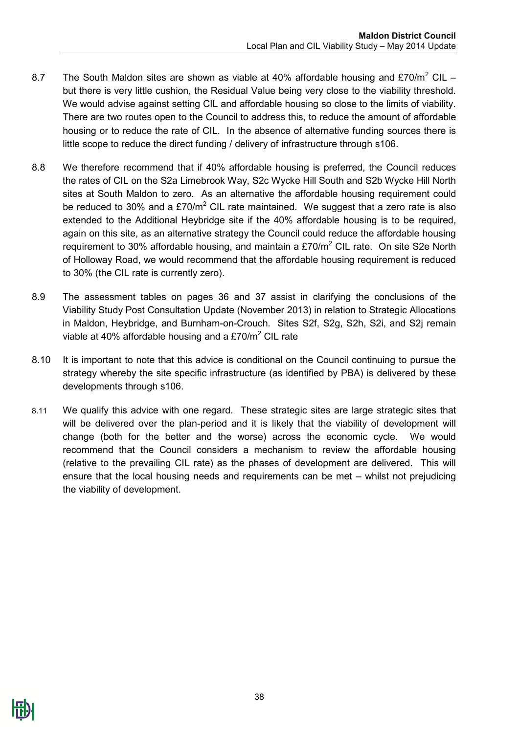8.7 The South Maldon sites are shown as viable at 40% affordable housing and £70/m$^2$ CIL – but there is very little cushion, the Residual Value being very close to the viability threshold. We would advise against setting CIL and affordable housing so close to the limits of viability. There are two routes open to the Council to address this, to reduce the amount of affordable housing or to reduce the rate of CIL. In the absence of alternative funding sources there is little scope to reduce the direct funding / delivery of infrastructure through s106.

8.8 We therefore recommend that if 40% affordable housing is preferred, the Council reduces the rates of CIL on the S2a Limebrook Way, S2c Wycke Hill South and S2b Wycke Hill North sites at South Maldon to zero. As an alternative the affordable housing requirement could be reduced to 30% and a £70/m$^2$ CIL rate maintained. We suggest that a zero rate is also extended to the Additional Heybridge site if the 40% affordable housing is to be required, again on this site, as an alternative strategy the Council could reduce the affordable housing requirement to 30% affordable housing, and maintain a £70/m$^2$ CIL rate. On site S2e North of Holloway Road, we would recommend that the affordable housing requirement is reduced to 30% (the CIL rate is currently zero).

8.9 The assessment tables on pages 36 and 37 assist in clarifying the conclusions of the Viability Study Post Consultation Update (November 2013) in relation to Strategic Allocations in Maldon, Heybridge, and Burnham-on-Crouch. Sites S2f, S2g, S2h, S2i, and S2j remain viable at 40% affordable housing and a £70/m$^2$ CIL rate

8.10 It is important to note that this advice is conditional on the Council continuing to pursue the strategy whereby the site specific infrastructure (as identified by PBA) is delivered by these developments through s106.

8.11 We qualify this advice with one regard. These strategic sites are large strategic sites that will be delivered over the plan-period and it is likely that the viability of development will change (both for the better and the worse) across the economic cycle. We would recommend that the Council considers a mechanism to review the affordable housing (relative to the prevailing CIL rate) as the phases of development are delivered. This will ensure that the local housing needs and requirements can be met – whilst not prejudicing the viability of development.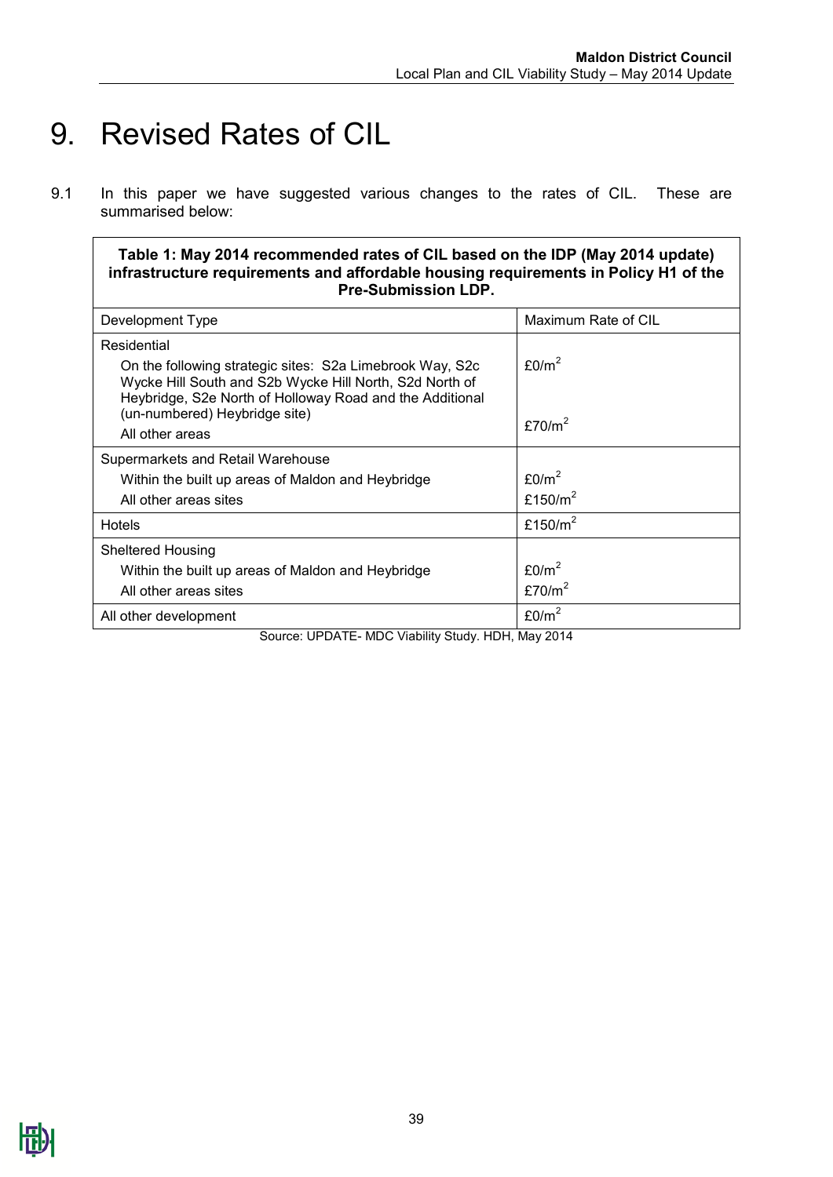# 9. Revised Rates of CIL

9.1 In this paper we have suggested various changes to the rates of CIL. These are summarised below:

**Table 1: May 2014 recommended rates of CIL based on the IDP (May 2014 update) infrastructure requirements and affordable housing requirements in Policy H1 of the Pre-Submission LDP.**

| Development Type | Maximum Rate of CIL |
|---|---|
| Residential | |
| On the following strategic sites: S2a Limebrook Way, S2c Wycke Hill South and S2b Wycke Hill North, S2d North of Heybridge, S2e North of Holloway Road and the Additional (un-numbered) Heybridge site) | £0/m$^2$ |
| All other areas | £70/m$^2$ |
| Supermarkets and Retail Warehouse | |
| Within the built up areas of Maldon and Heybridge | £0/m$^2$ |
| All other areas sites | £150/m$^2$ |
| Hotels | £150/m$^2$ |
| Sheltered Housing | |
| Within the built up areas of Maldon and Heybridge | £0/m$^2$ |
| All other areas sites | £70/m$^2$ |
| All other development | £0/m$^2$ |

Source: UPDATE- MDC Viability Study. HDH, May 2014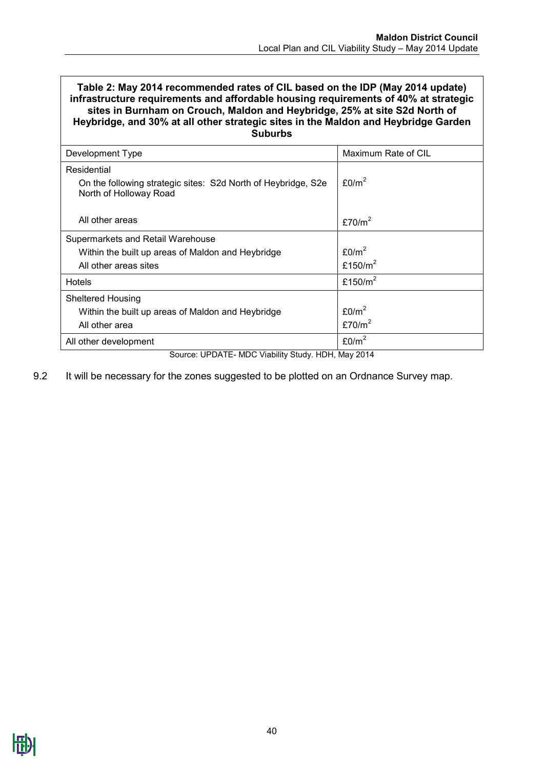**Table 2: May 2014 recommended rates of CIL based on the IDP (May 2014 update) infrastructure requirements and affordable housing requirements of 40% at strategic sites in Burnham on Crouch, Maldon and Heybridge, 25% at site S2d North of Heybridge, and 30% at all other strategic sites in the Maldon and Heybridge Garden Suburbs**

| Development Type | Maximum Rate of CIL |
|---|---|
| Residential | |
| On the following strategic sites: S2d North of Heybridge, S2e North of Holloway Road | £0/m$^2$ |
| All other areas | £70/m$^2$ |
| Supermarkets and Retail Warehouse | |
| Within the built up areas of Maldon and Heybridge | £0/m$^2$ |
| All other areas sites | £150/m$^2$ |
| Hotels | £150/m$^2$ |
| Sheltered Housing | |
| Within the built up areas of Maldon and Heybridge | £0/m$^2$ |
| All other area | £70/m$^2$ |
| All other development | £0/m$^2$ |

Source: UPDATE- MDC Viability Study. HDH, May 2014

9.2 It will be necessary for the zones suggested to be plotted on an Ordnance Survey map.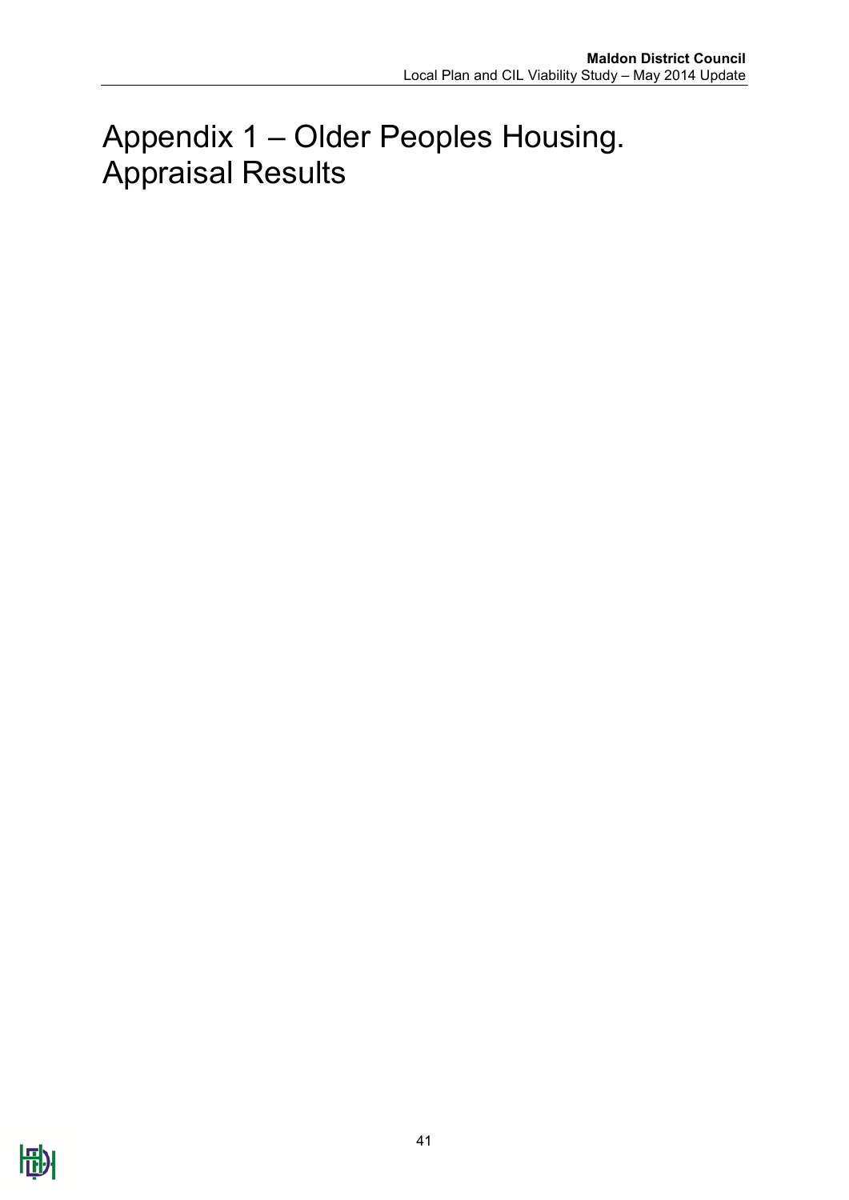# Appendix 1 – Older Peoples Housing. Appraisal Results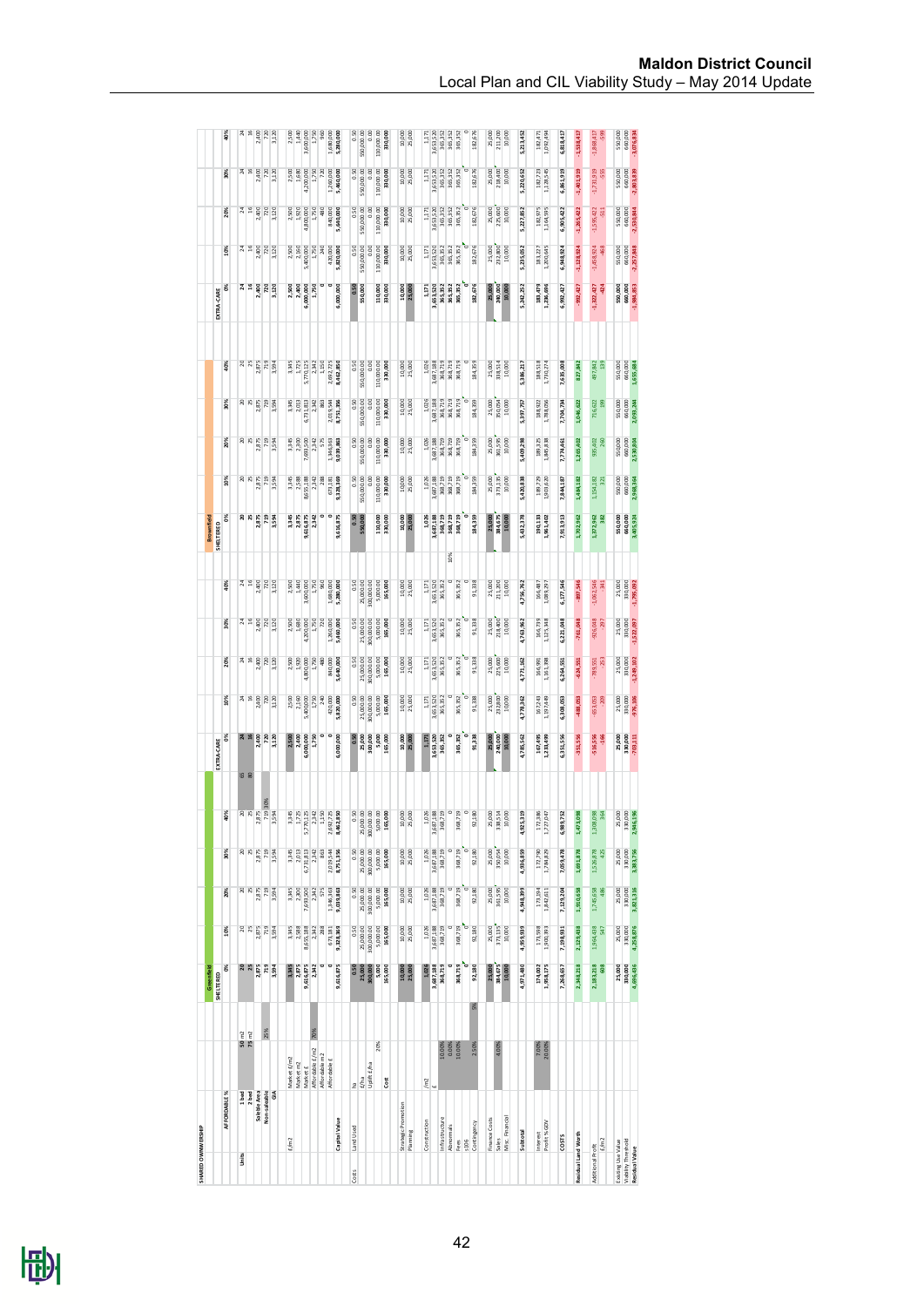**SHARED OWNERSHIP**

| | | | Greenfield | | | | | | | | | | Brownfield | | | | | | | | | |
|---|---|---|---|---|---|---|---|---|---|---|---|---|---|---|---|---|---|---|---|---|---|---|
| | | | SHELTERED | | | | | EXTRA-CARE | | | | | SHELTERED | | | | | EXTRA-CARE | | | | |
| | AFFORDABLE % | | 0% | 10% | 20% | 30% | 40% | 0% | 10% | 20% | 30% | 40% | 0% | 10% | 20% | 30% | 40% | 0% | 10% | 20% | 30% | 40% |
| Units | 1 bed | 50 m2 | 20 | 20 | 20 | 20 | 20 | 24 | 24 | 24 | 24 | 24 | 20 | 20 | 20 | 20 | 20 | 24 | 24 | 24 | 24 | 24 |
| | 2 bed | 75 m2 | 25 | 25 | 25 | 25 | 25 | 16 | 16 | 16 | 16 | 16 | 25 | 25 | 25 | 25 | 25 | 16 | 16 | 16 | 16 | 16 |
| | Saleable Area | | 2,875 | 2,875 | 2,875 | 2,875 | 2,875 | 2,400 | 2,400 | 2,400 | 2,400 | 2,400 | 2,875 | 2,875 | 2,875 | 2,875 | 2,875 | 2,400 | 2,400 | 2,400 | 2,400 | 2,400 |
| | Non-saleable | 25% | 719 | 719 | 719 | 719 | 719 | 720 | 720 | 720 | 720 | 720 | 719 | 719 | 719 | 719 | 719 | 720 | 720 | 720 | 720 | 720 |
| | GIA | | 3,594 | 3,594 | 3,594 | 3,594 | 3,594 | 3,120 | 3,120 | 3,120 | 3,120 | 3,120 | 3,594 | 3,594 | 3,594 | 3,594 | 3,594 | 3,120 | 3,120 | 3,120 | 3,120 | 3,120 |
| £/m2 | Market £/m2 | | 3,345 | 3,345 | 3,345 | 3,345 | 3,345 | 2,500 | 2,500 | 2,500 | 2,500 | 2,500 | 3,345 | 3,345 | 3,345 | 3,345 | 3,345 | 2,500 | 2,500 | 2,500 | 2,500 | 2,500 |
| | Market m2 | | 2,875 | 2,588 | 2,300 | 2,013 | 1,725 | 2,400 | 2,160 | 1,920 | 1,680 | 1,440 | 2,875 | 2,588 | 2,300 | 2,013 | 1,725 | 2,400 | 2,160 | 1,920 | 1,680 | 1,440 |
| | Market £ | | 9,616,875 | 8,655,188 | 7,693,500 | 6,731,813 | 5,770,125 | 6,000,000 | 5,400,000 | 4,800,000 | 4,200,000 | 3,600,000 | 9,616,875 | 8,655,188 | 7,693,500 | 6,731,813 | 5,770,125 | 6,000,000 | 5,400,000 | 4,800,000 | 4,200,000 | 3,600,000 |
| | Affordable £/m2 | 70% | 2,342 | 2,342 | 2,342 | 2,342 | 2,342 | 1,750 | 1,750 | 1,750 | 1,750 | 1,750 | 2,342 | 2,342 | 2,342 | 2,342 | 2,342 | 1,750 | 1,750 | 1,750 | 1,750 | 1,750 |
| | Affordable m2 | | 0 | 288 | 575 | 863 | 1,150 | 0 | 240 | 480 | 720 | 960 | 0 | 288 | 575 | 863 | 1,150 | 0 | 240 | 480 | 720 | 960 |
| | Affordable £ | | 0 | 673,181 | 1,346,363 | 2,019,544 | 2,692,725 | 0 | 420,000 | 840,000 | 1,260,000 | 1,680,000 | 0 | 673,181 | 1,346,363 | 2,019,544 | 2,692,725 | 0 | 420,000 | 840,000 | 1,260,000 | 1,680,000 |
| | Capital Value | | 9,616,875 | 9,328,369 | 9,039,863 | 8,751,356 | 8,462,850 | 6,000,000 | 5,820,000 | 5,640,000 | 5,460,000 | 5,280,000 | 9,616,875 | 9,328,369 | 9,039,863 | 8,751,356 | 8,462,850 | 6,000,000 | 5,820,000 | 5,640,000 | 5,460,000 | 5,280,000 |
| Costs | Land Used | ha | 0.50 | 0.50 | 0.50 | 0.50 | 0.50 | 0.50 | 0.50 | 0.50 | 0.50 | 0.50 | 0.50 | 0.50 | 0.50 | 0.50 | 0.50 | 0.50 | 0.50 | 0.50 | 0.50 | 0.50 |
| | | £/ha | 25,000 | 25,000.00 | 25,000.00 | 25,000.00 | 25,000.00 | 25,000 | 25,000.00 | 25,000.00 | 25,000.00 | 25,000.00 | 550,000 | 550,000.00 | 550,000.00 | 550,000.00 | 550,000.00 | 550,000 | 550,000.00 | 550,000.00 | 550,000.00 | 550,000.00 |
| | | Uplift £/ha | 300,000 | 300,000.00 | 300,000.00 | 300,000.00 | 300,000.00 | 300,000 | 300,000.00 | 300,000.00 | 300,000.00 | 300,000.00 | 0.00 | 0.00 | 0.00 | 0.00 | 0.00 | 0.00 | 0.00 | 0.00 | 0.00 | 0.00 |
| | | 20% | 5,000 | 5,000.00 | 5,000.00 | 5,000.00 | 5,000.00 | 5,000 | 5,000.00 | 5,000.00 | 5,000.00 | 5,000.00 | 110,000 | 110,000.00 | 110,000.00 | 110,000.00 | 110,000.00 | 110,000 | 110,000.00 | 110,000.00 | 110,000.00 | 110,000.00 |
| | | Cost | 165,000 | 165,000 | 165,000 | 165,000 | 165,000 | 165,000 | 165,000 | 165,000 | 165,000 | 165,000 | 330,000 | 330,000 | 330,000 | 330,000 | 330,000 | 330,000 | 330,000 | 330,000 | 330,000 | 330,000 |
| | Strategic Promotion | | 10,000 | 10,000 | 10,000 | 10,000 | 10,000 | 10,000 | 10,000 | 10,000 | 10,000 | 10,000 | 10,000 | 10,000 | 10,000 | 10,000 | 10,000 | 10,000 | 10,000 | 10,000 | 10,000 | 10,000 |
| | Planning | | 25,000 | 25,000 | 25,000 | 25,000 | 25,000 | 25,000 | 25,000 | 25,000 | 25,000 | 25,000 | 25,000 | 25,000 | 25,000 | 25,000 | 25,000 | 25,000 | 25,000 | 25,000 | 25,000 | 25,000 |
| | Construction | /m2 | 1,026 | 1,026 | 1,026 | 1,026 | 1,026 | 1,171 | 1,171 | 1,171 | 1,171 | 1,171 | 1,026 | 1,026 | 1,026 | 1,026 | 1,026 | 1,171 | 1,171 | 1,171 | 1,171 | 1,171 |
| | | £ | 3,687,188 | 3,687,188 | 3,687,188 | 3,687,188 | 3,687,188 | 3,653,520 | 3,653,520 | 3,653,520 | 3,653,520 | 3,653,520 | 3,687,188 | 3,687,188 | 3,687,188 | 3,687,188 | 3,687,188 | 3,653,520 | 3,653,520 | 3,653,520 | 3,653,520 | 3,653,520 |
| | Infrastructure | 10.00% | 368,719 | 368,719 | 368,719 | 368,719 | 368,719 | 365,352 | 365,352 | 365,352 | 365,352 | 365,352 | 368,719 | 368,719 | 368,719 | 368,719 | 368,719 | 365,352 | 365,352 | 365,352 | 365,352 | 365,352 |
| | Abnormals | 0.00% (Brownfield 10%) | 0 | 0 | 0 | 0 | 0 | 0 | 0 | 0 | 0 | 0 | 368,719 | 368,719 | 368,719 | 368,719 | 368,719 | 365,352 | 365,352 | 365,352 | 365,352 | 365,352 |
| | Fees | 10.00% | 368,719 | 368,719 | 368,719 | 368,719 | 368,719 | 365,352 | 365,352 | 365,352 | 365,352 | 365,352 | 368,719 | 368,719 | 368,719 | 368,719 | 368,719 | 365,352 | 365,352 | 365,352 | 365,352 | 365,352 |
| | s106 | | 0 | 0 | 0 | 0 | 0 | 0 | 0 | 0 | 0 | 0 | 0 | 0 | 0 | 0 | 0 | 0 | 0 | 0 | 0 | 0 |
| | Contingency | 2.50% (Brownfield 5%) | 92,180 | 92,180 | 92,180 | 92,180 | 92,180 | 91,338 | 91,338 | 91,338 | 91,338 | 91,338 | 184,359 | 184,359 | 184,359 | 184,359 | 184,359 | 182,676 | 182,676 | 182,676 | 182,676 | 182,676 |
| | Finance Costs | | 25,000 | 25,000 | 25,000 | 25,000 | 25,000 | 25,000 | 25,000 | 25,000 | 25,000 | 25,000 | 25,000 | 25,000 | 25,000 | 25,000 | 25,000 | 25,000 | 25,000 | 25,000 | 25,000 | 25,000 |
| | Sales | 4.00% | 384,675 | 373,135 | 361,595 | 350,054 | 338,514 | 240,000 | 232,800 | 225,600 | 218,400 | 211,200 | 384,675 | 373,135 | 361,595 | 350,054 | 338,514 | 240,000 | 232,800 | 225,600 | 218,400 | 211,200 |
| | Misc. Financial | | 10,000 | 10,000 | 10,000 | 10,000 | 10,000 | 10,000 | 10,000 | 10,000 | 10,000 | 10,000 | 10,000 | 10,000 | 10,000 | 10,000 | 10,000 | 10,000 | 10,000 | 10,000 | 10,000 | 10,000 |
| | Subtotal | | 4,971,480 | 4,959,939 | 4,948,399 | 4,936,859 | 4,925,319 | 4,785,562 | 4,778,362 | 4,771,162 | 4,763,962 | 4,756,762 | 5,432,378 | 5,420,838 | 5,409,298 | 5,397,757 | 5,386,217 | 5,242,252 | 5,235,052 | 5,227,852 | 5,220,652 | 5,213,452 |
| | Interest | 7.00% | 174,002 | 173,598 | 173,194 | 172,790 | 172,386 | 167,495 | 167,243 | 166,991 | 166,739 | 166,487 | 190,133 | 189,729 | 189,325 | 188,922 | 188,518 | 183,479 | 183,227 | 182,975 | 182,723 | 182,471 |
| | Profit % GDV | 20.00% | 1,923,375 | 1,865,674 | 1,807,973 | 1,750,271 | 1,692,570 | 1,200,000 | 1,164,000 | 1,128,000 | 1,092,000 | 1,056,000 | 1,923,375 | 1,865,674 | 1,807,973 | 1,750,271 | 1,692,570 | 1,200,000 | 1,164,000 | 1,128,000 | 1,092,000 | 1,056,000 |
| | COSTS | | 7,268,657 | 7,198,931 | 7,129,204 | 7,059,478 | 6,989,752 | 6,351,556 | 6,308,053 | 6,264,551 | 6,221,048 | 6,177,546 | 7,913,913 | 7,844,187 | 7,774,461 | 7,704,734 | 7,635,008 | 6,992,427 | 6,948,924 | 6,905,422 | 6,861,919 | 6,818,417 |
| Residual Land Worth | | | 2,348,218 | 2,129,438 | 1,910,658 | 1,691,878 | 1,473,098 | -351,556 | -488,053 | -624,551 | -761,048 | -897,546 | 1,702,962 | 1,484,182 | 1,265,402 | 1,046,622 | 827,842 | -992,427 | -1,128,924 | -1,265,422 | -1,401,919 | -1,538,417 |
| Additional Profit | | | 2,183,218 | 1,964,438 | 1,745,658 | 1,526,878 | 1,308,098 | -516,556 | -653,053 | -789,551 | -926,048 | -1,062,546 | 1,372,962 | 1,154,182 | 935,402 | 716,622 | 497,842 | -1,322,427 | -1,458,924 | -1,595,422 | -1,731,919 | -1,868,417 |
| | £/m2 | | 608 | 547 | 486 | 425 | 364 | -166 | -209 | -253 | -297 | -341 | 382 | 321 | 260 | 199 | 139 | -424 | -468 | -511 | -555 | -599 |
| Existing Use Value | | | 25,000 | 25,000 | 25,000 | 25,000 | 25,000 | 25,000 | 25,000 | 25,000 | 25,000 | 25,000 | 550,000 | 550,000 | 550,000 | 550,000 | 550,000 | 550,000 | 550,000 | 550,000 | 550,000 | 550,000 |
| Viability Threshold | | | 330,000 | 330,000 | 330,000 | 330,000 | 330,000 | 330,000 | 330,000 | 330,000 | 330,000 | 330,000 | 660,000 | 660,000 | 660,000 | 660,000 | 660,000 | 660,000 | 660,000 | 660,000 | 660,000 | 660,000 |
| Residual Value | | | 4,696,436 | 4,258,876 | 3,821,316 | 3,383,756 | 2,946,196 | -703,111 | -976,106 | -1,249,102 | -1,522,097 | -1,795,092 | 3,405,924 | 2,968,364 | 2,530,804 | 2,093,244 | 1,655,684 | -1,984,853 | -2,257,848 | -2,530,844 | -2,803,839 | -3,076,834 |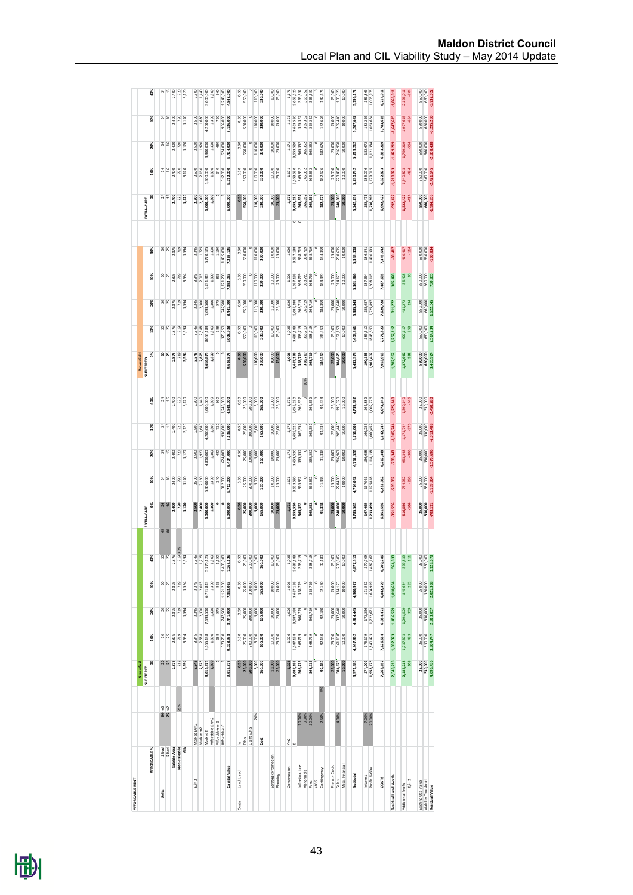**AFFORDABLE RENT**

| | | | Greenfield SHELTERED | | | | | Greenfield EXTRA-CARE | | | | | Brownfield SHELTERED | | | | | Brownfield EXTRA-CARE | | | | |
|---|---|---|---|---|---|---|---|---|---|---|---|---|---|---|---|---|---|---|---|---|---|---|
| | AFFORDABLE % | | 0% | 10% | 20% | 30% | 40% | 0% | 10% | 20% | 30% | 40% | 0% | 10% | 20% | 30% | 40% | 0% | 10% | 20% | 30% | 40% |
| Units | 1 bed | 50 m2 | 20 | 20 | 20 | 20 | 20 | 24 | 24 | 24 | 24 | 24 | 20 | 20 | 20 | 20 | 20 | 24 | 24 | 24 | 24 | 24 |
| | 2 bed | 75 m2 | 25 | 25 | 25 | 25 | 25 | 16 | 16 | 16 | 16 | 16 | 25 | 25 | 25 | 25 | 25 | 16 | 16 | 16 | 16 | 16 |
| | Saleable Area | | 2,875 | 2,875 | 2,875 | 2,875 | 2,875 | 2,400 | 2,400 | 2,400 | 2,400 | 2,400 | 2,875 | 2,875 | 2,875 | 2,875 | 2,875 | 2,400 | 2,400 | 2,400 | 2,400 | 2,400 |
| | Non-saleable | 25% | 719 | 719 | 719 | 719 | 719 | 720 | 720 | 720 | 720 | 720 | 719 | 719 | 719 | 719 | 719 | 720 | 720 | 720 | 720 | 720 |
| | GIA | | 3,594 | 3,594 | 3,594 | 3,594 | 3,594 | 3,120 | 3,120 | 3,120 | 3,120 | 3,120 | 3,594 | 3,594 | 3,594 | 3,594 | 3,594 | 3,120 | 3,120 | 3,120 | 3,120 | 3,120 |
| £/m2 | Market £/m2 | | 3,345 | 3,345 | 3,345 | 3,345 | 3,345 | 2,500 | 2,500 | 2,500 | 2,500 | 2,500 | 3,345 | 3,345 | 3,345 | 3,345 | 3,345 | 2,500 | 2,500 | 2,500 | 2,500 | 2,500 |
| | Market m2 | | 2,875 | 2,588 | 2,300 | 2,013 | 1,725 | 2,400 | 2,160 | 1,920 | 1,680 | 1,440 | 2,875 | 2,588 | 2,300 | 2,013 | 1,725 | 2,400 | 2,160 | 1,920 | 1,680 | 1,440 |
| | Market £ | | 9,616,875 | 8,655,188 | 7,693,500 | 6,731,813 | 5,770,125 | 6,000,000 | 5,400,000 | 4,800,000 | 4,200,000 | 3,600,000 | 9,616,875 | 8,655,188 | 7,693,500 | 6,731,813 | 5,770,125 | 6,000,000 | 5,400,000 | 4,800,000 | 4,200,000 | 3,600,000 |
| | Affordable £/m2 | | 1,300 | 1,300 | 1,300 | 1,300 | 1,300 | 1,300 | 1,300 | 1,300 | 1,300 | 1,300 | 1,300 | 1,300 | 1,300 | 1,300 | 1,300 | 1,300 | 1,300 | 1,300 | 1,300 | 1,300 |
| | Affordable m2 | | 0 | 288 | 575 | 863 | 1,150 | 0 | 240 | 480 | 720 | 960 | 0 | 288 | 575 | 863 | 1,150 | 0 | 240 | 480 | 720 | 960 |
| | Affordable £ | | 0 | 373,750 | 747,500 | 1,121,250 | 1,495,000 | 0 | 312,000 | 624,000 | 936,000 | 1,248,000 | 0 | 373,750 | 747,500 | 1,121,250 | 1,495,000 | 0 | 312,000 | 624,000 | 936,000 | 1,248,000 |
| | Capital Value | | 9,616,875 | 9,028,938 | 8,441,000 | 7,853,063 | 7,265,125 | 6,000,000 | 5,712,000 | 5,424,000 | 5,136,000 | 4,848,000 | 9,616,875 | 9,028,938 | 8,441,000 | 7,853,063 | 7,265,125 | 6,000,000 | 5,712,000 | 5,424,000 | 5,136,000 | 4,848,000 |
| Costs | Land Used | ha | 0.50 | 0.50 | 0.50 | 0.50 | 0.50 | 0.50 | 0.50 | 0.50 | 0.50 | 0.50 | 0.50 | 0.50 | 0.50 | 0.50 | 0.50 | 0.50 | 0.50 | 0.50 | 0.50 | 0.50 |
| | | £/ha | 25,000 | 25,000 | 25,000 | 25,000 | 25,000 | 25,000 | 25,000 | 25,000 | 25,000 | 25,000 | 550,000 | 550,000 | 550,000 | 550,000 | 550,000 | 550,000 | 550,000 | 550,000 | 550,000 | 550,000 |
| | | Uplift £/ha 20% | 300,000 | 300,000 | 300,000 | 300,000 | 300,000 | 300,000 | 300,000 | 300,000 | 300,000 | 300,000 | 0 | 0 | 0 | 0 | 0 | 0 | 0 | 0 | 0 | 0 |
| | | | 5,000 | 5,000 | 5,000 | 5,000 | 5,000 | 5,000 | 5,000 | 5,000 | 5,000 | 5,000 | 110,000 | 110,000 | 110,000 | 110,000 | 110,000 | 110,000 | 110,000 | 110,000 | 110,000 | 110,000 |
| | | Cost | 165,000 | 165,000 | 165,000 | 165,000 | 165,000 | 165,000 | 165,000 | 165,000 | 165,000 | 165,000 | 330,000 | 330,000 | 330,000 | 330,000 | 330,000 | 330,000 | 330,000 | 330,000 | 330,000 | 330,000 |
| | Strategic Promotion | | 10,000 | 10,000 | 10,000 | 10,000 | 10,000 | 10,000 | 10,000 | 10,000 | 10,000 | 10,000 | 10,000 | 10,000 | 10,000 | 10,000 | 10,000 | 10,000 | 10,000 | 10,000 | 10,000 | 10,000 |
| | Planning | | 25,000 | 25,000 | 25,000 | 25,000 | 25,000 | 25,000 | 25,000 | 25,000 | 25,000 | 25,000 | 25,000 | 25,000 | 25,000 | 25,000 | 25,000 | 25,000 | 25,000 | 25,000 | 25,000 | 25,000 |
| | Construction | /m2 | 1,026 | 1,026 | 1,026 | 1,026 | 1,026 | 1,171 | 1,171 | 1,171 | 1,171 | 1,171 | 1,026 | 1,026 | 1,026 | 1,026 | 1,026 | 1,171 | 1,171 | 1,171 | 1,171 | 1,171 |
| | | £ | 3,687,188 | 3,687,188 | 3,687,188 | 3,687,188 | 3,687,188 | 3,653,520 | 3,653,520 | 3,653,520 | 3,653,520 | 3,653,520 | 3,687,188 | 3,687,188 | 3,687,188 | 3,687,188 | 3,687,188 | 3,653,520 | 3,653,520 | 3,653,520 | 3,653,520 | 3,653,520 |
| | Infrastructure | 10.00% | 368,719 | 368,719 | 368,719 | 368,719 | 368,719 | 365,352 | 365,352 | 365,352 | 365,352 | 365,352 | 368,719 | 368,719 | 368,719 | 368,719 | 368,719 | 365,352 | 365,352 | 365,352 | 365,352 | 365,352 |
| | Abnormals | 0.00% | 0 | 0 | 0 | 0 | 0 | 0 | 0 | 0 | 0 | 0 | 368,719 | 368,719 | 368,719 | 368,719 | 368,719 | 365,352 | 365,352 | 365,352 | 365,352 | 365,352 |
| | Fees | 10.00% | 368,719 | 368,719 | 368,719 | 368,719 | 368,719 | 365,352 | 365,352 | 365,352 | 365,352 | 365,352 | 368,719 | 368,719 | 368,719 | 368,719 | 368,719 | 365,352 | 365,352 | 365,352 | 365,352 | 365,352 |
| | s106 | | 0 | 0 | 0 | 0 | 0 | 0 | 0 | 0 | 0 | 0 | 0 | 0 | 0 | 0 | 0 | 0 | 0 | 0 | 0 | 0 |
| | Contingency | 2.50% | 92,180 | 92,180 | 92,180 | 92,180 | 92,180 | 91,338 | 91,338 | 91,338 | 91,338 | 91,338 | 184,359 | 184,359 | 184,359 | 184,359 | 184,359 | 182,676 | 182,676 | 182,676 | 182,676 | 182,676 |
| | Finance Costs | | 25,000 | 25,000 | 25,000 | 25,000 | 25,000 | 25,000 | 25,000 | 25,000 | 25,000 | 25,000 | 25,000 | 25,000 | 25,000 | 25,000 | 25,000 | 25,000 | 25,000 | 25,000 | 25,000 | 25,000 |
| | Sales | 4.00% | 384,675 | 361,158 | 337,640 | 314,123 | 290,605 | 240,000 | 228,480 | 216,960 | 205,440 | 193,920 | 384,675 | 361,158 | 337,640 | 314,123 | 290,605 | 240,000 | 228,480 | 216,960 | 205,440 | 193,920 |
| | Misc. Financial | | 10,000 | 10,000 | 10,000 | 10,000 | 10,000 | 10,000 | 10,000 | 10,000 | 10,000 | 10,000 | 10,000 | 10,000 | 10,000 | 10,000 | 10,000 | 10,000 | 10,000 | 10,000 | 10,000 | 10,000 |
| | Subtotal | | 4,971,480 | 4,947,962 | 4,924,445 | 4,900,927 | 4,877,410 | 4,785,562 | 4,774,042 | 4,762,522 | 4,751,002 | 4,739,482 | 5,432,378 | 5,408,861 | 5,385,343 | 5,361,826 | 5,338,308 | 5,242,252 | 5,230,732 | 5,219,212 | 5,207,692 | 5,196,172 |
| | Interest | 7.00% | 174,002 | 173,179 | 172,356 | 171,532 | 170,709 | 167,495 | 167,091 | 166,688 | 166,285 | 165,882 | 190,133 | 189,310 | 188,487 | 187,664 | 186,841 | 183,479 | 183,076 | 182,672 | 182,269 | 181,866 |
| | Profit % GDV | 20.00% | 1,958,175 | 1,840,423 | 1,722,671 | 1,604,919 | 1,487,167 | 1,233,499 | 1,175,818 | 1,118,138 | 1,060,457 | 1,002,776 | 1,961,402 | 1,843,650 | 1,725,897 | 1,608,145 | 1,490,393 | 1,236,696 | 1,179,015 | 1,121,334 | 1,063,654 | 1,005,973 |
| | COSTS | | 7,268,657 | 7,126,564 | 6,984,471 | 6,842,379 | 6,700,286 | 6,351,556 | 6,281,952 | 6,212,348 | 6,142,744 | 6,073,140 | 7,913,913 | 7,771,820 | 7,629,728 | 7,487,635 | 7,345,542 | 6,992,427 | 6,922,823 | 6,853,219 | 6,783,615 | 6,714,011 |
| | Residual Land Worth | | 2,348,218 | 1,902,373 | 1,456,529 | 1,010,684 | 564,839 | -351,556 | -569,952 | -788,348 | -1,006,744 | -1,225,140 | 1,702,962 | 1,257,117 | 811,272 | 365,428 | -80,417 | -992,427 | -1,210,823 | -1,429,219 | -1,647,615 | -1,866,011 |
| | Additional Profit | | 2,183,218 | 1,737,373 | 1,291,529 | 845,684 | 399,839 | -516,556 | -734,952 | -953,348 | -1,171,744 | -1,390,140 | 1,372,962 | 927,117 | 481,272 | 35,428 | -410,417 | -1,322,427 | -1,540,823 | -1,759,219 | -1,977,615 | -2,196,011 |
| | | £/m2 | 608 | 483 | 359 | 235 | 111 | -166 | -236 | -306 | -376 | -446 | 382 | 258 | 134 | 10 | -114 | -424 | -494 | -564 | -634 | -704 |
| | Existing Use Value | | 25,000 | 25,000 | 25,000 | 25,000 | 25,000 | 25,000 | 25,000 | 25,000 | 25,000 | 25,000 | 550,000 | 550,000 | 550,000 | 550,000 | 550,000 | 550,000 | 550,000 | 550,000 | 550,000 | 550,000 |
| | Viability Threshold | | 330,000 | 330,000 | 330,000 | 330,000 | 330,000 | 330,000 | 330,000 | 330,000 | 330,000 | 330,000 | 660,000 | 660,000 | 660,000 | 660,000 | 660,000 | 660,000 | 660,000 | 660,000 | 660,000 | 660,000 |
| | Residual Value | | 4,696,436 | 3,804,747 | 2,913,057 | 2,021,368 | 1,129,678 | -703,111 | -1,139,904 | -1,576,696 | -2,013,488 | -2,450,280 | 3,405,924 | 2,514,234 | 1,622,545 | 730,855 | -160,834 | -1,984,853 | -2,421,645 | -2,858,438 | -3,295,230 | -3,732,022 |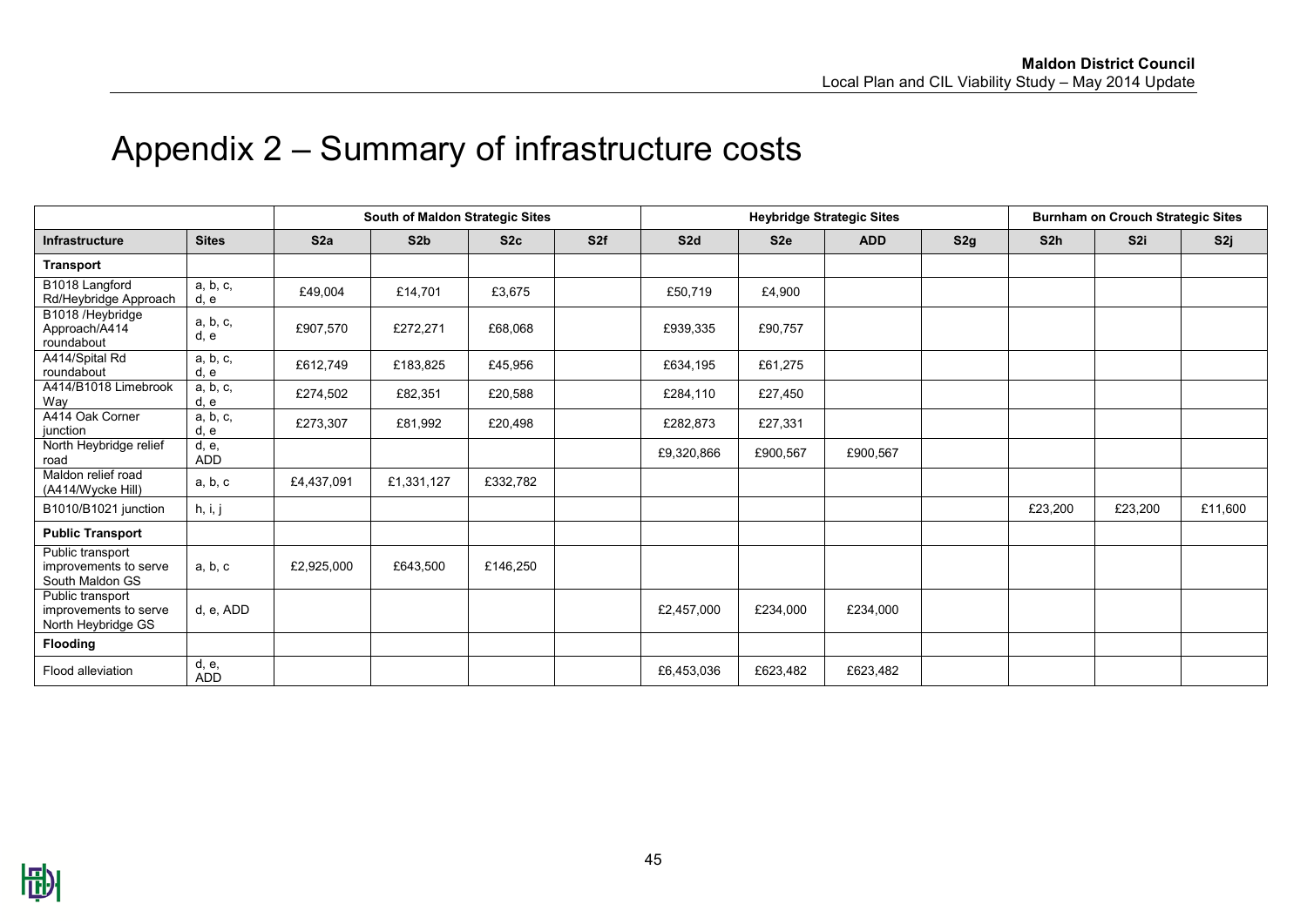# Appendix 2 – Summary of infrastructure costs

| | | South of Maldon Strategic Sites | | | | Heybridge Strategic Sites | | | | Burnham on Crouch Strategic Sites | | |
|---|---|---|---|---|---|---|---|---|---|---|---|---|
| **Infrastructure** | **Sites** | **S2a** | **S2b** | **S2c** | **S2f** | **S2d** | **S2e** | **ADD** | **S2g** | **S2h** | **S2i** | **S2j** |
| **Transport** | | | | | | | | | | | | |
| B1018 Langford Rd/Heybridge Approach | a, b, c, d, e | £49,004 | £14,701 | £3,675 | | £50,719 | £4,900 | | | | | |
| B1018 /Heybridge Approach/A414 roundabout | a, b, c, d, e | £907,570 | £272,271 | £68,068 | | £939,335 | £90,757 | | | | | |
| A414/Spital Rd roundabout | a, b, c, d, e | £612,749 | £183,825 | £45,956 | | £634,195 | £61,275 | | | | | |
| A414/B1018 Limebrook Way | a, b, c, d, e | £274,502 | £82,351 | £20,588 | | £284,110 | £27,450 | | | | | |
| A414 Oak Corner junction | a, b, c, d, e | £273,307 | £81,992 | £20,498 | | £282,873 | £27,331 | | | | | |
| North Heybridge relief road | d, e, ADD | | | | | £9,320,866 | £900,567 | £900,567 | | | | |
| Maldon relief road (A414/Wycke Hill) | a, b, c | £4,437,091 | £1,331,127 | £332,782 | | | | | | | | |
| B1010/B1021 junction | h, i, j | | | | | | | | | £23,200 | £23,200 | £11,600 |
| **Public Transport** | | | | | | | | | | | | |
| Public transport improvements to serve South Maldon GS | a, b, c | £2,925,000 | £643,500 | £146,250 | | | | | | | | |
| Public transport improvements to serve North Heybridge GS | d, e, ADD | | | | | £2,457,000 | £234,000 | £234,000 | | | | |
| **Flooding** | | | | | | | | | | | | |
| Flood alleviation | d, e, ADD | | | | | £6,453,036 | £623,482 | £623,482 | | | | |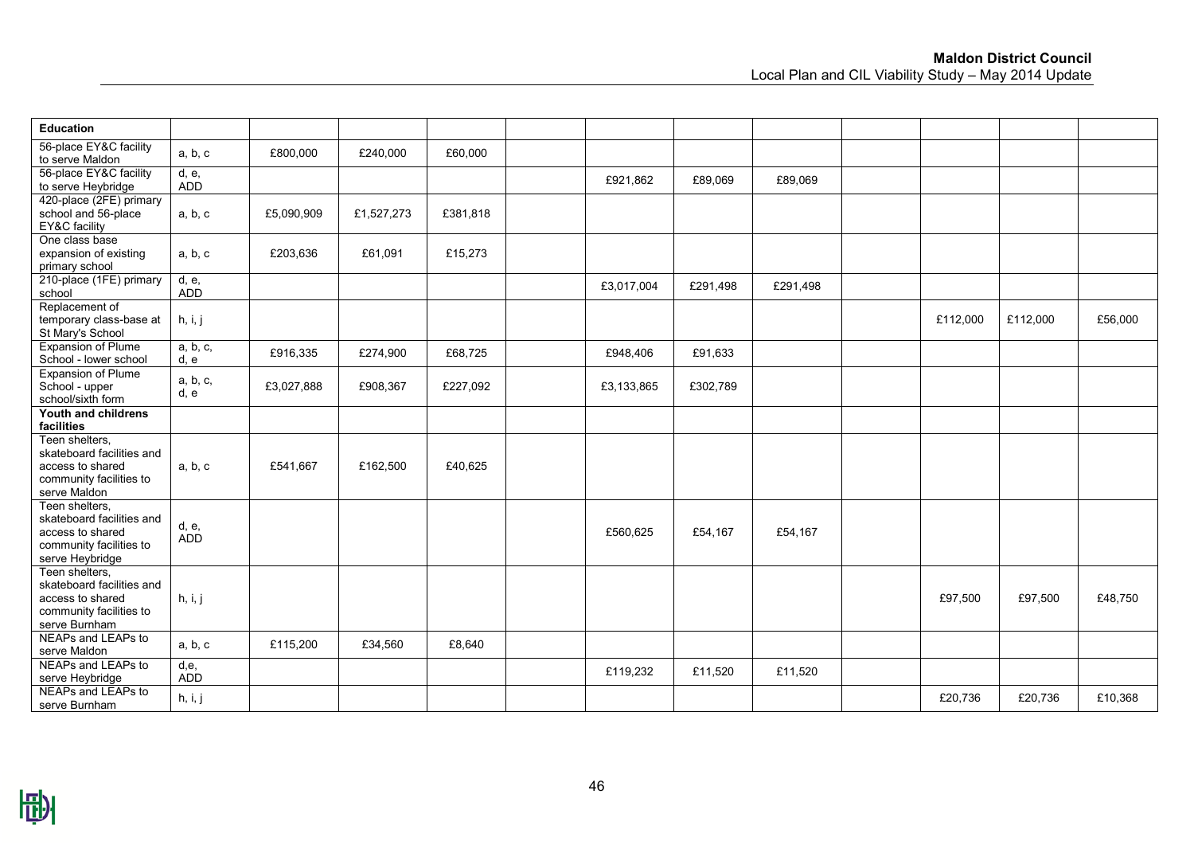| Education | | | | | | | | | | | | |
|---|---|---|---|---|---|---|---|---|---|---|---|---|
| 56-place EY&C facility to serve Maldon | a, b, c | £800,000 | £240,000 | £60,000 | | | | | | | | |
| 56-place EY&C facility to serve Heybridge | d, e, ADD | | | | | £921,862 | £89,069 | £89,069 | | | | |
| 420-place (2FE) primary school and 56-place EY&C facility | a, b, c | £5,090,909 | £1,527,273 | £381,818 | | | | | | | | |
| One class base expansion of existing primary school | a, b, c | £203,636 | £61,091 | £15,273 | | | | | | | | |
| 210-place (1FE) primary school | d, e, ADD | | | | | £3,017,004 | £291,498 | £291,498 | | | | |
| Replacement of temporary class-base at St Mary's School | h, i, j | | | | | | | | | £112,000 | £112,000 | £56,000 |
| Expansion of Plume School - lower school | a, b, c, d, e | £916,335 | £274,900 | £68,725 | | £948,406 | £91,633 | | | | | |
| Expansion of Plume School - upper school/sixth form | a, b, c, d, e | £3,027,888 | £908,367 | £227,092 | | £3,133,865 | £302,789 | | | | | |
| **Youth and childrens facilities** | | | | | | | | | | | | |
| Teen shelters, skateboard facilities and access to shared community facilities to serve Maldon | a, b, c | £541,667 | £162,500 | £40,625 | | | | | | | | |
| Teen shelters, skateboard facilities and access to shared community facilities to serve Heybridge | d, e, ADD | | | | | £560,625 | £54,167 | £54,167 | | | | |
| Teen shelters, skateboard facilities and access to shared community facilities to serve Burnham | h, i, j | | | | | | | | | £97,500 | £97,500 | £48,750 |
| NEAPs and LEAPs to serve Maldon | a, b, c | £115,200 | £34,560 | £8,640 | | | | | | | | |
| NEAPs and LEAPs to serve Heybridge | d,e, ADD | | | | | £119,232 | £11,520 | £11,520 | | | | |
| NEAPs and LEAPs to serve Burnham | h, i, j | | | | | | | | | £20,736 | £20,736 | £10,368 |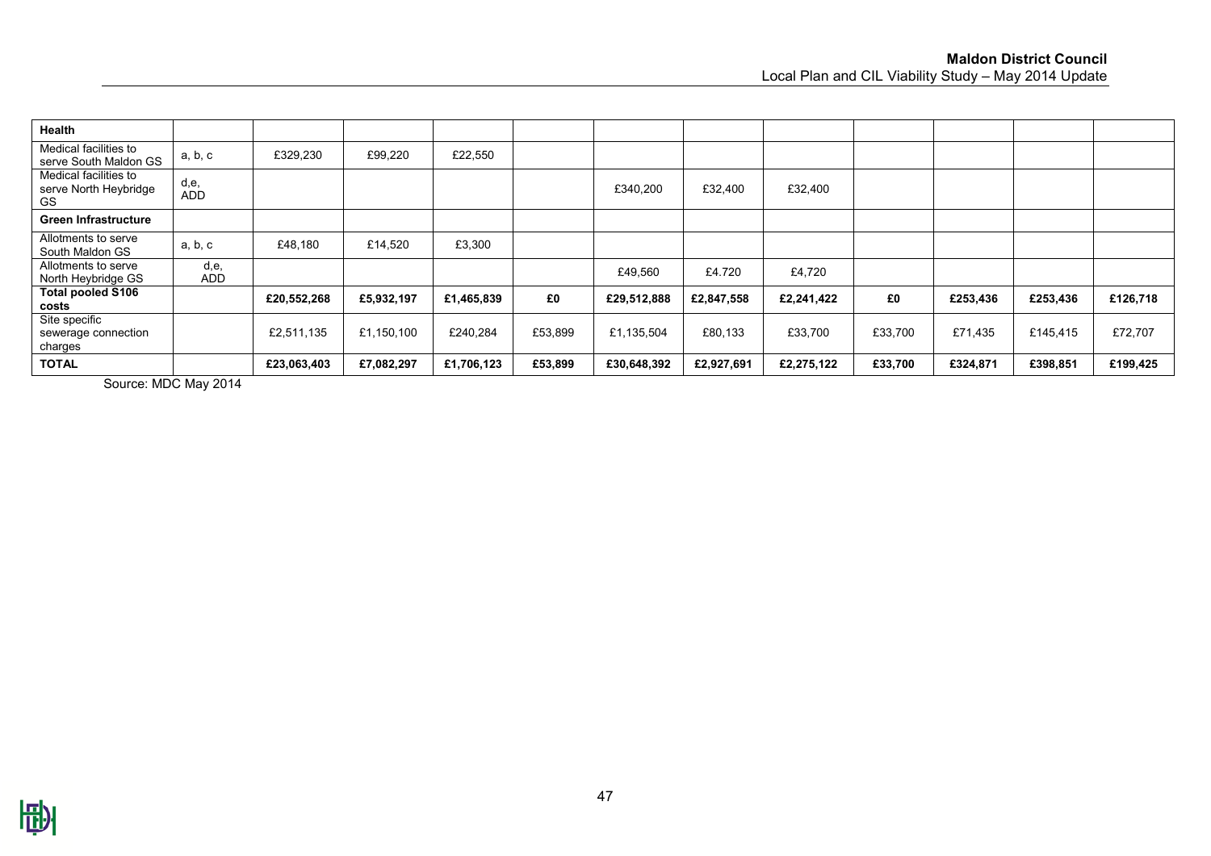| | | | | | | | | | | | | |
|---|---|---|---|---|---|---|---|---|---|---|---|---|
| **Health** | | | | | | | | | | | | |
| Medical facilities to serve South Maldon GS | a, b, c | £329,230 | £99,220 | £22,550 | | | | | | | | |
| Medical facilities to serve North Heybridge GS | d,e, ADD | | | | | £340,200 | £32,400 | £32,400 | | | | |
| **Green Infrastructure** | | | | | | | | | | | | |
| Allotments to serve South Maldon GS | a, b, c | £48,180 | £14,520 | £3,300 | | | | | | | | |
| Allotments to serve North Heybridge GS | d,e, ADD | | | | | £49,560 | £4.720 | £4,720 | | | | |
| **Total pooled S106 costs** | | **£20,552,268** | **£5,932,197** | **£1,465,839** | **£0** | **£29,512,888** | **£2,847,558** | **£2,241,422** | **£0** | **£253,436** | **£253,436** | **£126,718** |
| Site specific sewerage connection charges | | £2,511,135 | £1,150,100 | £240,284 | £53,899 | £1,135,504 | £80,133 | £33,700 | £33,700 | £71,435 | £145,415 | £72,707 |
| **TOTAL** | | **£23,063,403** | **£7,082,297** | **£1,706,123** | **£53,899** | **£30,648,392** | **£2,927,691** | **£2,275,122** | **£33,700** | **£324,871** | **£398,851** | **£199,425** |

Source: MDC May 2014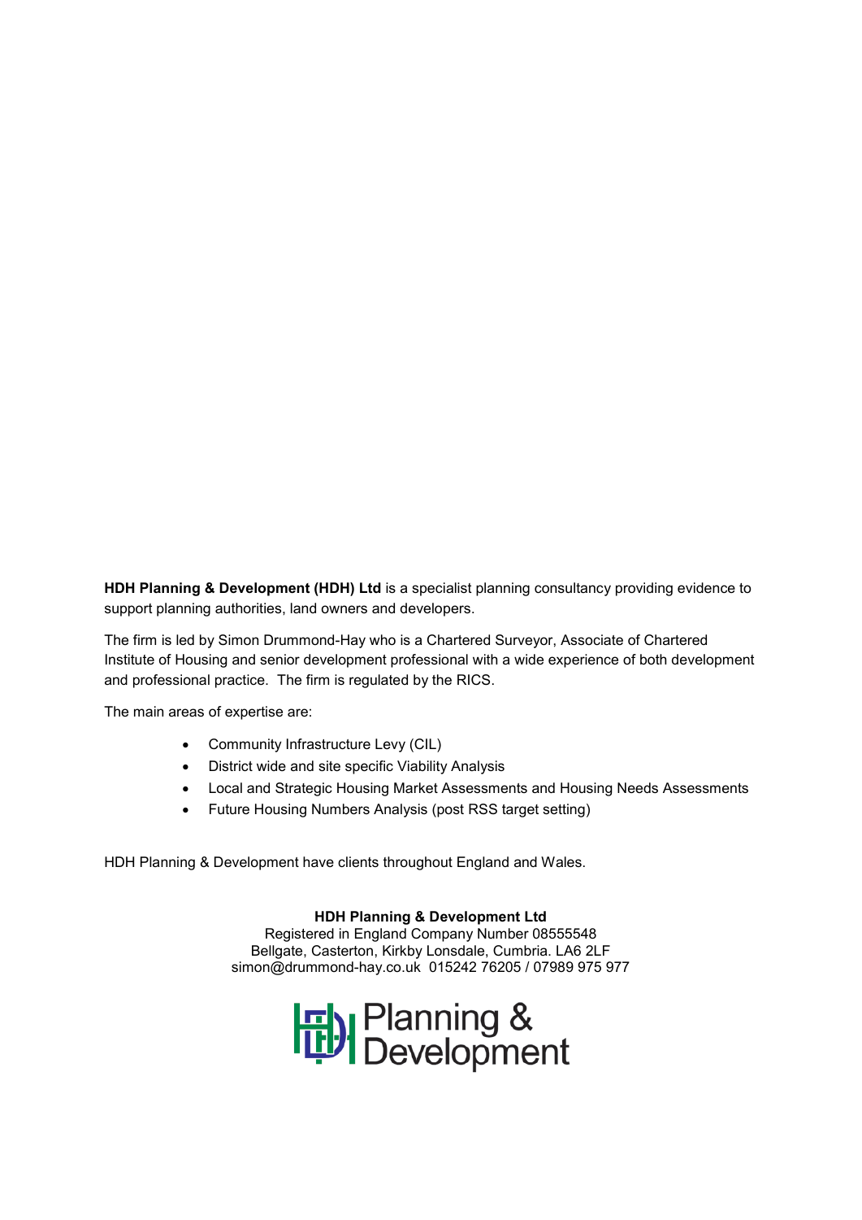**HDH Planning & Development (HDH) Ltd** is a specialist planning consultancy providing evidence to support planning authorities, land owners and developers.

The firm is led by Simon Drummond-Hay who is a Chartered Surveyor, Associate of Chartered Institute of Housing and senior development professional with a wide experience of both development and professional practice. The firm is regulated by the RICS.

The main areas of expertise are:

- Community Infrastructure Levy (CIL)
- District wide and site specific Viability Analysis
- Local and Strategic Housing Market Assessments and Housing Needs Assessments
- Future Housing Numbers Analysis (post RSS target setting)

HDH Planning & Development have clients throughout England and Wales.

**HDH Planning & Development Ltd**
Registered in England Company Number 08555548
Bellgate, Casterton, Kirkby Lonsdale, Cumbria. LA6 2LF
simon@drummond-hay.co.uk 015242 76205 / 07989 975 977

Planning & Development